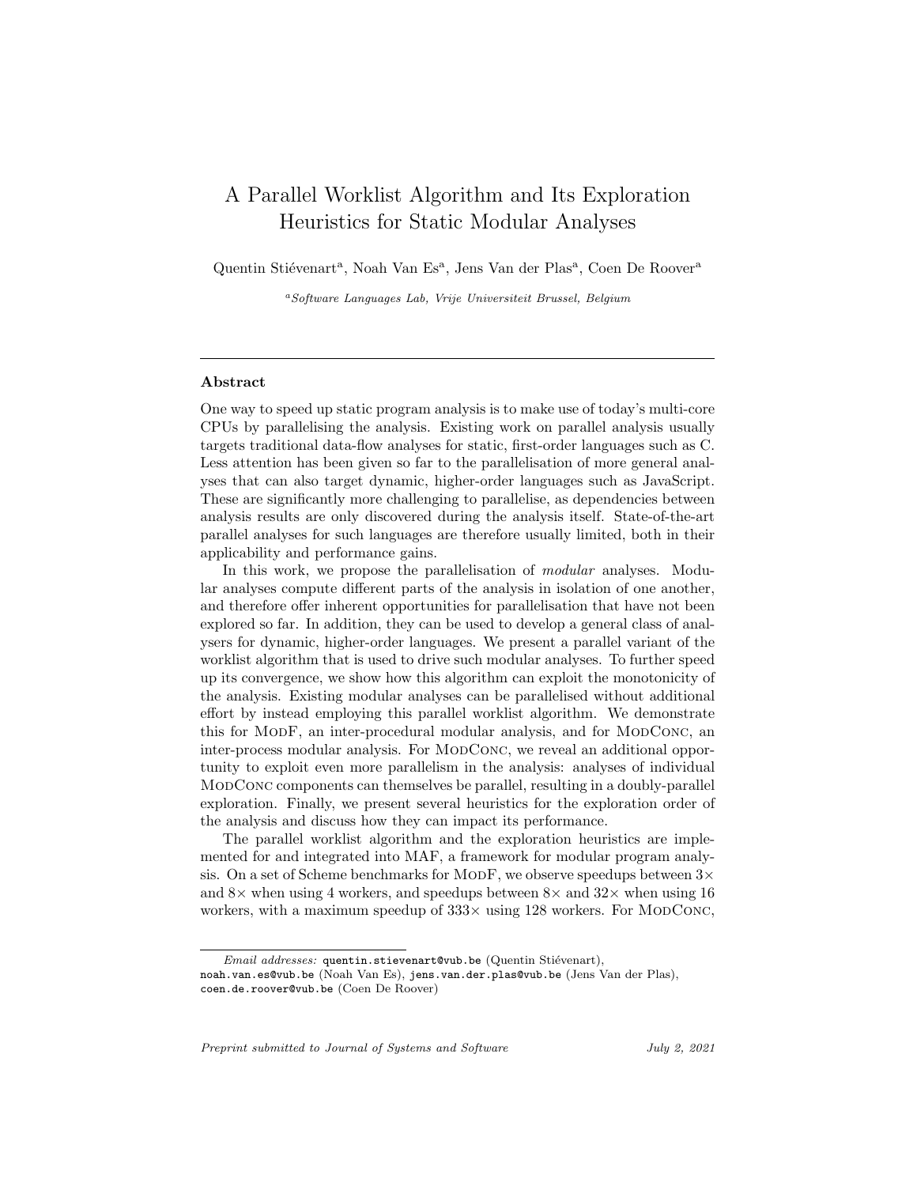# A Parallel Worklist Algorithm and Its Exploration Heuristics for Static Modular Analyses

Quentin Stiévenart[a], Noah Van Es[a], Jens Van der Plas[a], Coen De Roover[a]

[a]*Software Languages Lab, Vrije Universiteit Brussel, Belgium*

---

### Abstract

One way to speed up static program analysis is to make use of today's multi-core CPUs by parallelising the analysis. Existing work on parallel analysis usually targets traditional data-flow analyses for static, first-order languages such as C. Less attention has been given so far to the parallelisation of more general analyses that can also target dynamic, higher-order languages such as JavaScript. These are significantly more challenging to parallelise, as dependencies between analysis results are only discovered during the analysis itself. State-of-the-art parallel analyses for such languages are therefore usually limited, both in their applicability and performance gains.

In this work, we propose the parallelisation of *modular* analyses. Modular analyses compute different parts of the analysis in isolation of one another, and therefore offer inherent opportunities for parallelisation that have not been explored so far. In addition, they can be used to develop a general class of analysers for dynamic, higher-order languages. We present a parallel variant of the worklist algorithm that is used to drive such modular analyses. To further speed up its convergence, we show how this algorithm can exploit the monotonicity of the analysis. Existing modular analyses can be parallelised without additional effort by instead employing this parallel worklist algorithm. We demonstrate this for ModF, an inter-procedural modular analysis, and for ModConc, an inter-process modular analysis. For ModConc, we reveal an additional opportunity to exploit even more parallelism in the analysis: analyses of individual ModConc components can themselves be parallel, resulting in a doubly-parallel exploration. Finally, we present several heuristics for the exploration order of the analysis and discuss how they can impact its performance.

The parallel worklist algorithm and the exploration heuristics are implemented for and integrated into MAF, a framework for modular program analysis. On a set of Scheme benchmarks for ModF, we observe speedups between 3× and 8× when using 4 workers, and speedups between 8× and 32× when using 16 workers, with a maximum speedup of 333× using 128 workers. For ModConc,

---

*Email addresses:* quentin.stievenart@vub.be (Quentin Stiévenart), noah.van.es@vub.be (Noah Van Es), jens.van.der.plas@vub.be (Jens Van der Plas), coen.de.roover@vub.be (Coen De Roover)

*Preprint submitted to Journal of Systems and Software* *July 2, 2021*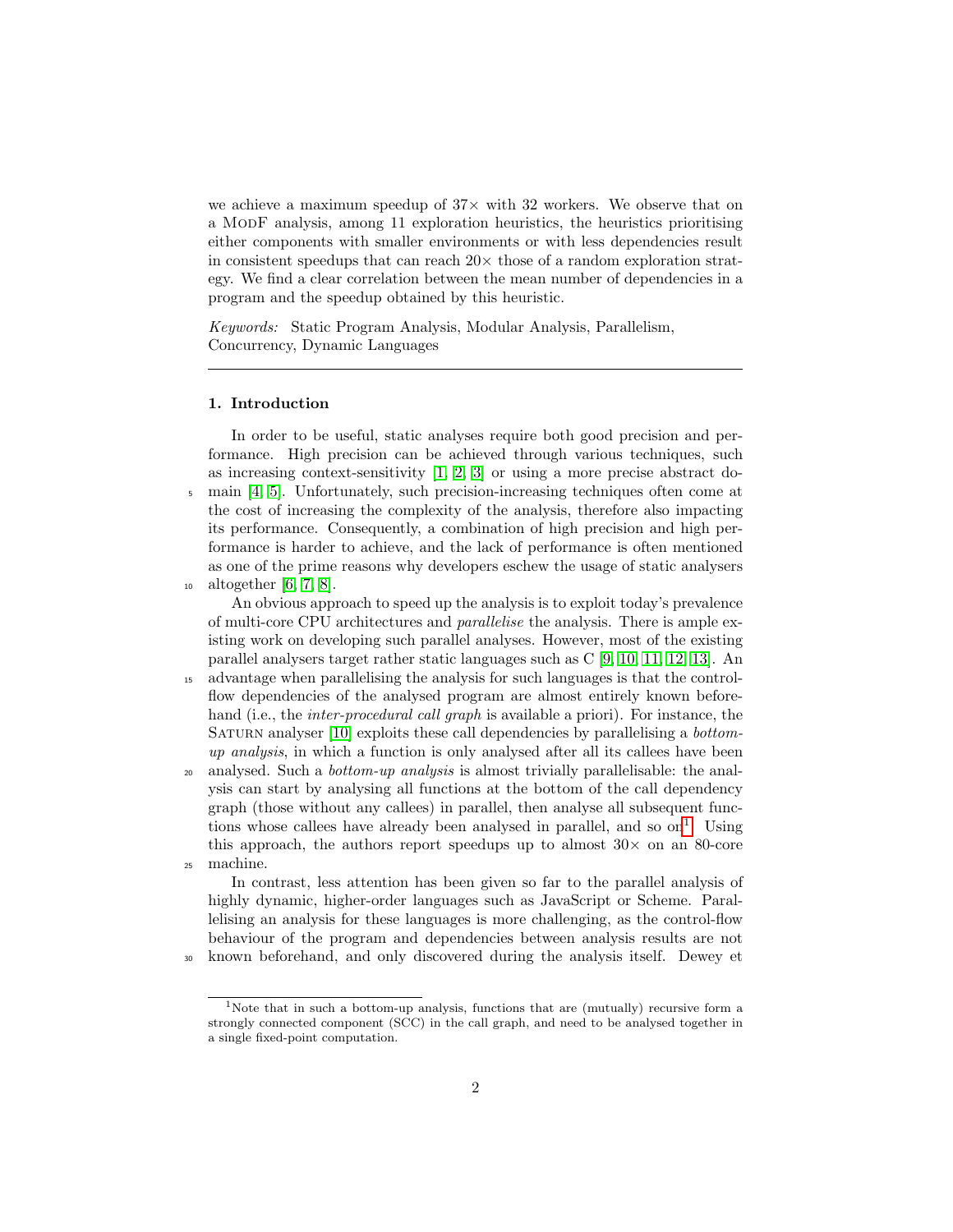we achieve a maximum speedup of 37× with 32 workers. We observe that on a ModF analysis, among 11 exploration heuristics, the heuristics prioritising either components with smaller environments or with less dependencies result in consistent speedups that can reach 20× those of a random exploration strategy. We find a clear correlation between the mean number of dependencies in a program and the speedup obtained by this heuristic.

*Keywords:* Static Program Analysis, Modular Analysis, Parallelism, Concurrency, Dynamic Languages

---

## 1. Introduction

In order to be useful, static analyses require both good precision and performance. High precision can be achieved through various techniques, such as increasing context-sensitivity [1, 2, 3] or using a more precise abstract domain [4, 5]. Unfortunately, such precision-increasing techniques often come at the cost of increasing the complexity of the analysis, therefore also impacting its performance. Consequently, a combination of high precision and high performance is harder to achieve, and the lack of performance is often mentioned as one of the prime reasons why developers eschew the usage of static analysers altogether [6, 7, 8].

An obvious approach to speed up the analysis is to exploit today's prevalence of multi-core CPU architectures and *parallelise* the analysis. There is ample existing work on developing such parallel analyses. However, most of the existing parallel analysers target rather static languages such as C [9, 10, 11, 12, 13]. An advantage when parallelising the analysis for such languages is that the control-flow dependencies of the analysed program are almost entirely known beforehand (i.e., the *inter-procedural call graph* is available a priori). For instance, the Saturn analyser [10] exploits these call dependencies by parallelising a *bottom-up analysis*, in which a function is only analysed after all its callees have been analysed. Such a *bottom-up analysis* is almost trivially parallelisable: the analysis can start by analysing all functions at the bottom of the call dependency graph (those without any callees) in parallel, then analyse all subsequent functions whose callees have already been analysed in parallel, and so on[1]. Using this approach, the authors report speedups up to almost 30× on an 80-core machine.

In contrast, less attention has been given so far to the parallel analysis of highly dynamic, higher-order languages such as JavaScript or Scheme. Parallelising an analysis for these languages is more challenging, as the control-flow behaviour of the program and dependencies between analysis results are not known beforehand, and only discovered during the analysis itself. Dewey et

[1] Note that in such a bottom-up analysis, functions that are (mutually) recursive form a strongly connected component (SCC) in the call graph, and need to be analysed together in a single fixed-point computation.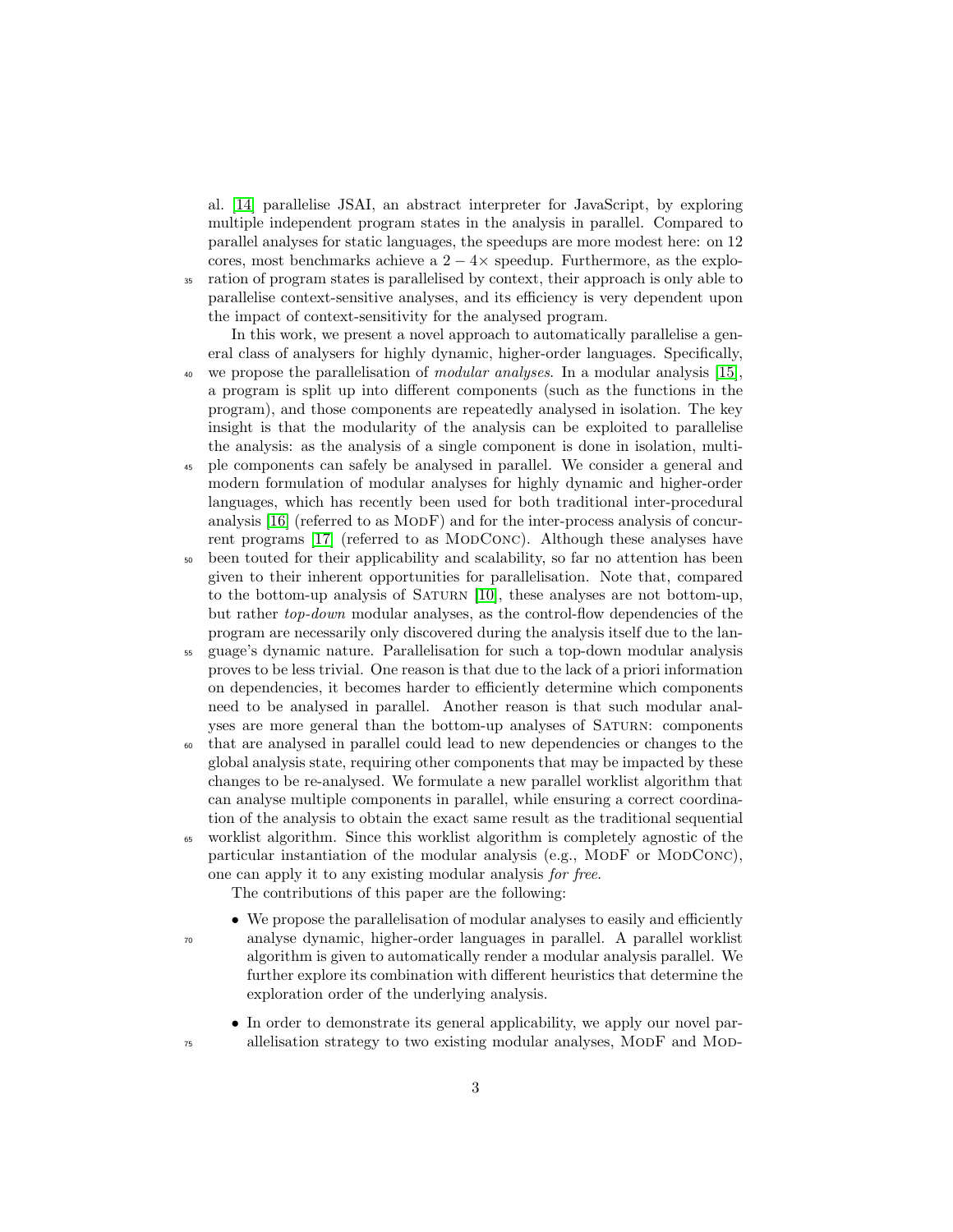al. [14] parallelise JSAI, an abstract interpreter for JavaScript, by exploring multiple independent program states in the analysis in parallel. Compared to parallel analyses for static languages, the speedups are more modest here: on 12 cores, most benchmarks achieve a $2-4\times$ speedup. Furthermore, as the exploration of program states is parallelised by context, their approach is only able to parallelise context-sensitive analyses, and its efficiency is very dependent upon the impact of context-sensitivity for the analysed program.

In this work, we present a novel approach to automatically parallelise a general class of analysers for highly dynamic, higher-order languages. Specifically, we propose the parallelisation of *modular analyses*. In a modular analysis [15], a program is split up into different components (such as the functions in the program), and those components are repeatedly analysed in isolation. The key insight is that the modularity of the analysis can be exploited to parallelise the analysis: as the analysis of a single component is done in isolation, multiple components can safely be analysed in parallel. We consider a general and modern formulation of modular analyses for highly dynamic and higher-order languages, which has recently been used for both traditional inter-procedural analysis [16] (referred to as ModF) and for the inter-process analysis of concurrent programs [17] (referred to as ModConc). Although these analyses have been touted for their applicability and scalability, so far no attention has been given to their inherent opportunities for parallelisation. Note that, compared to the bottom-up analysis of Saturn [10], these analyses are not bottom-up, but rather *top-down* modular analyses, as the control-flow dependencies of the program are necessarily only discovered during the analysis itself due to the language's dynamic nature. Parallelisation for such a top-down modular analysis proves to be less trivial. One reason is that due to the lack of a priori information on dependencies, it becomes harder to efficiently determine which components need to be analysed in parallel. Another reason is that such modular analyses are more general than the bottom-up analyses of Saturn: components that are analysed in parallel could lead to new dependencies or changes to the global analysis state, requiring other components that may be impacted by these changes to be re-analysed. We formulate a new parallel worklist algorithm that can analyse multiple components in parallel, while ensuring a correct coordination of the analysis to obtain the exact same result as the traditional sequential worklist algorithm. Since this worklist algorithm is completely agnostic of the particular instantiation of the modular analysis (e.g., ModF or ModConc), one can apply it to any existing modular analysis *for free*.

The contributions of this paper are the following:

- We propose the parallelisation of modular analyses to easily and efficiently analyse dynamic, higher-order languages in parallel. A parallel worklist algorithm is given to automatically render a modular analysis parallel. We further explore its combination with different heuristics that determine the exploration order of the underlying analysis.
- In order to demonstrate its general applicability, we apply our novel parallelisation strategy to two existing modular analyses, ModF and Mod-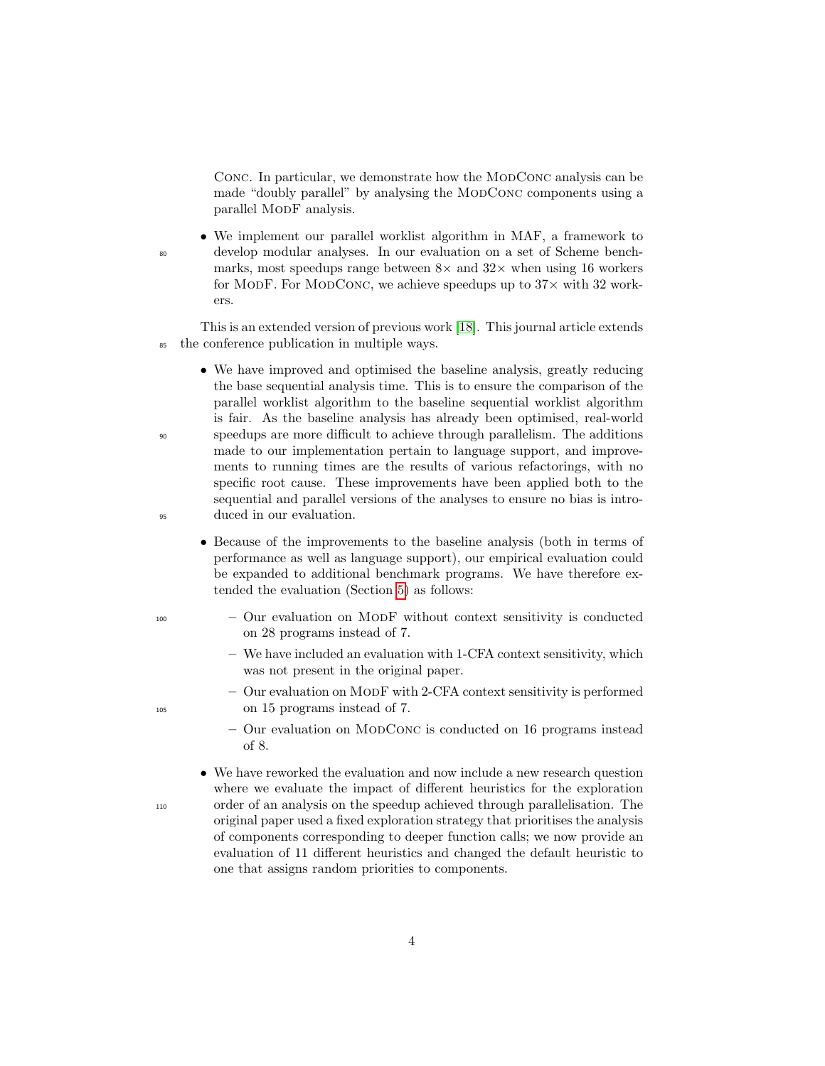CONC. In particular, we demonstrate how the MODCONC analysis can be made "doubly parallel" by analysing the MODCONC components using a parallel MODF analysis.

- We implement our parallel worklist algorithm in MAF, a framework to develop modular analyses. In our evaluation on a set of Scheme benchmarks, most speedups range between 8× and 32× when using 16 workers for MODF. For MODCONC, we achieve speedups up to 37× with 32 workers.

This is an extended version of previous work [18]. This journal article extends the conference publication in multiple ways.

- We have improved and optimised the baseline analysis, greatly reducing the base sequential analysis time. This is to ensure the comparison of the parallel worklist algorithm to the baseline sequential worklist algorithm is fair. As the baseline analysis has already been optimised, real-world speedups are more difficult to achieve through parallelism. The additions made to our implementation pertain to language support, and improvements to running times are the results of various refactorings, with no specific root cause. These improvements have been applied both to the sequential and parallel versions of the analyses to ensure no bias is introduced in our evaluation.
- Because of the improvements to the baseline analysis (both in terms of performance as well as language support), our empirical evaluation could be expanded to additional benchmark programs. We have therefore extended the evaluation (Section 5) as follows:
  - Our evaluation on MODF without context sensitivity is conducted on 28 programs instead of 7.
  - We have included an evaluation with 1-CFA context sensitivity, which was not present in the original paper.
  - Our evaluation on MODF with 2-CFA context sensitivity is performed on 15 programs instead of 7.
  - Our evaluation on MODCONC is conducted on 16 programs instead of 8.
- We have reworked the evaluation and now include a new research question where we evaluate the impact of different heuristics for the exploration order of an analysis on the speedup achieved through parallelisation. The original paper used a fixed exploration strategy that prioritises the analysis of components corresponding to deeper function calls; we now provide an evaluation of 11 different heuristics and changed the default heuristic to one that assigns random priorities to components.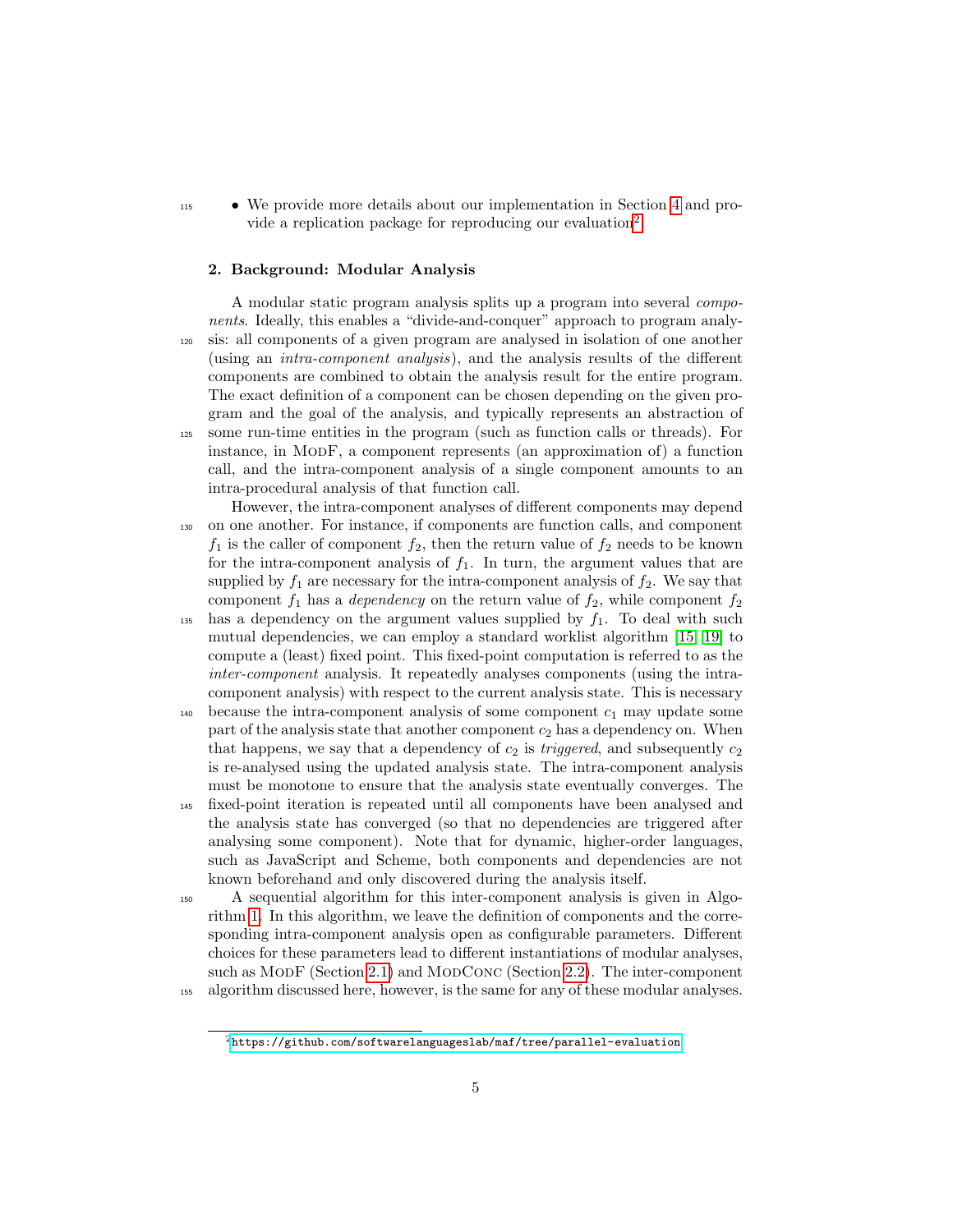- We provide more details about our implementation in Section 4 and provide a replication package for reproducing our evaluation[2].

## 2. Background: Modular Analysis

A modular static program analysis splits up a program into several *components*. Ideally, this enables a "divide-and-conquer" approach to program analysis: all components of a given program are analysed in isolation of one another (using an *intra-component analysis*), and the analysis results of the different components are combined to obtain the analysis result for the entire program. The exact definition of a component can be chosen depending on the given program and the goal of the analysis, and typically represents an abstraction of some run-time entities in the program (such as function calls or threads). For instance, in ModF, a component represents (an approximation of) a function call, and the intra-component analysis of a single component amounts to an intra-procedural analysis of that function call.

However, the intra-component analyses of different components may depend on one another. For instance, if components are function calls, and component $f_1$ is the caller of component $f_2$, then the return value of $f_2$ needs to be known for the intra-component analysis of $f_1$. In turn, the argument values that are supplied by $f_1$ are necessary for the intra-component analysis of $f_2$. We say that component $f_1$ has a *dependency* on the return value of $f_2$, while component $f_2$ has a dependency on the argument values supplied by $f_1$. To deal with such mutual dependencies, we can employ a standard worklist algorithm [15, 19] to compute a (least) fixed point. This fixed-point computation is referred to as the *inter-component* analysis. It repeatedly analyses components (using the intra-component analysis) with respect to the current analysis state. This is necessary because the intra-component analysis of some component $c_1$ may update some part of the analysis state that another component $c_2$ has a dependency on. When that happens, we say that a dependency of $c_2$ is *triggered*, and subsequently $c_2$ is re-analysed using the updated analysis state. The intra-component analysis must be monotone to ensure that the analysis state eventually converges. The fixed-point iteration is repeated until all components have been analysed and the analysis state has converged (so that no dependencies are triggered after analysing some component). Note that for dynamic, higher-order languages, such as JavaScript and Scheme, both components and dependencies are not known beforehand and only discovered during the analysis itself.

A sequential algorithm for this inter-component analysis is given in Algorithm 1. In this algorithm, we leave the definition of components and the corresponding intra-component analysis open as configurable parameters. Different choices for these parameters lead to different instantiations of modular analyses, such as ModF (Section 2.1) and ModConc (Section 2.2). The inter-component algorithm discussed here, however, is the same for any of these modular analyses.

[2] https://github.com/softwarelanguageslab/maf/tree/parallel-evaluation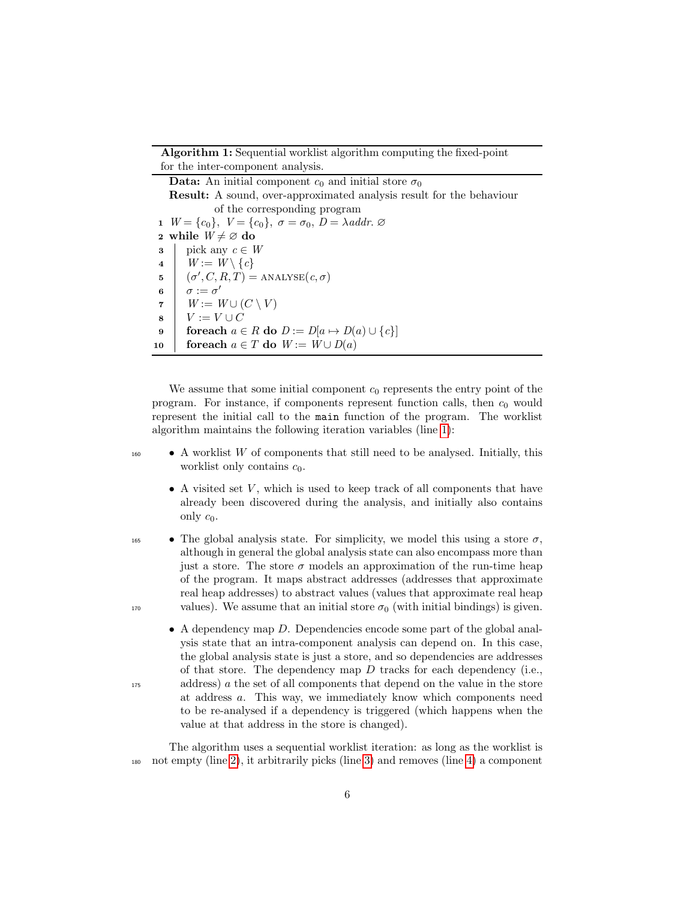**Algorithm 1:** Sequential worklist algorithm computing the fixed-point for the inter-component analysis.

**Data:** An initial component $c_0$ and initial store $\sigma_0$

**Result:** A sound, over-approximated analysis result for the behaviour of the corresponding program

```
1  W = {c_0}, V = {c_0}, σ = σ_0, D = λaddr. ∅
2  while W ≠ ∅ do
3      pick any c ∈ W
4      W := W \ {c}
5      (σ', C, R, T) = ANALYSE(c, σ)
6      σ := σ'
7      W := W ∪ (C \ V)
8      V := V ∪ C
9      foreach a ∈ R do D := D[a ↦ D(a) ∪ {c}]
10     foreach a ∈ T do W := W ∪ D(a)
```

We assume that some initial component $c_0$ represents the entry point of the program. For instance, if components represent function calls, then $c_0$ would represent the initial call to the `main` function of the program. The worklist algorithm maintains the following iteration variables (line 1):

- A worklist $W$ of components that still need to be analysed. Initially, this worklist only contains $c_0$.
- A visited set $V$, which is used to keep track of all components that have already been discovered during the analysis, and initially also contains only $c_0$.
- The global analysis state. For simplicity, we model this using a store $\sigma$, although in general the global analysis state can also encompass more than just a store. The store $\sigma$ models an approximation of the run-time heap of the program. It maps abstract addresses (addresses that approximate real heap addresses) to abstract values (values that approximate real heap values). We assume that an initial store $\sigma_0$ (with initial bindings) is given.
- A dependency map $D$. Dependencies encode some part of the global analysis state that an intra-component analysis can depend on. In this case, the global analysis state is just a store, and so dependencies are addresses of that store. The dependency map $D$ tracks for each dependency (i.e., address) $a$ the set of all components that depend on the value in the store at address $a$. This way, we immediately know which components need to be re-analysed if a dependency is triggered (which happens when the value at that address in the store is changed).

The algorithm uses a sequential worklist iteration: as long as the worklist is not empty (line 2), it arbitrarily picks (line 3) and removes (line 4) a component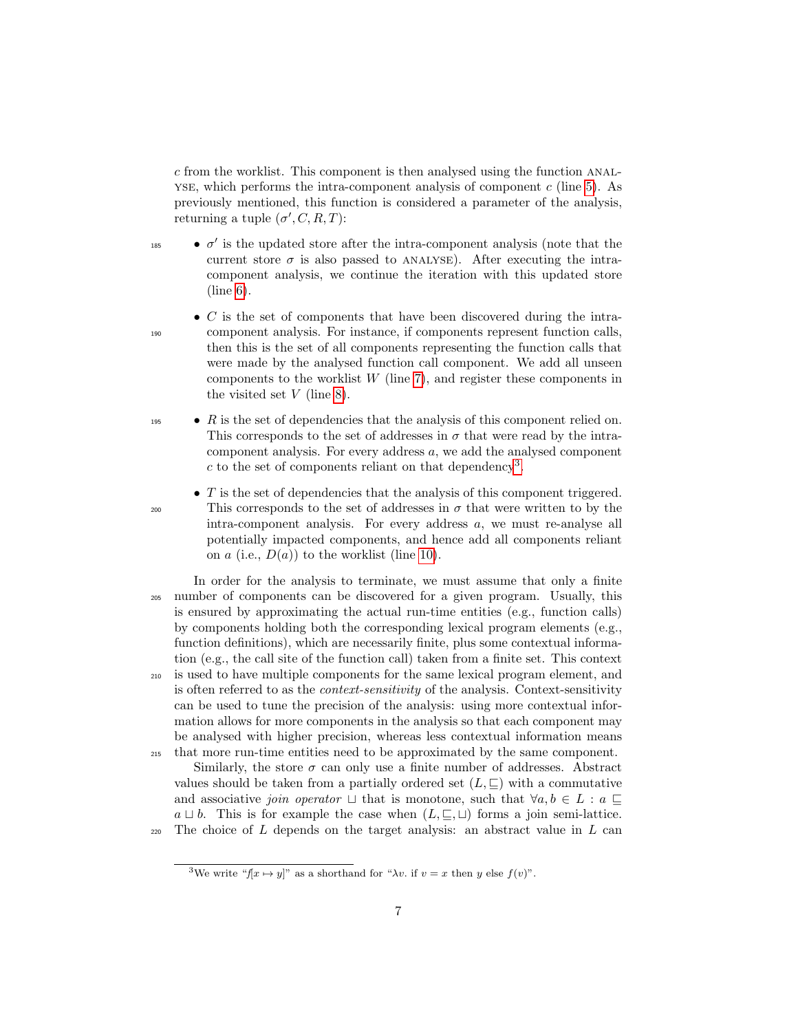$c$ from the worklist. This component is then analysed using the function ANALYSE, which performs the intra-component analysis of component $c$ (line 5). As previously mentioned, this function is considered a parameter of the analysis, returning a tuple $(\sigma', C, R, T)$:

- $\sigma'$ is the updated store after the intra-component analysis (note that the current store $\sigma$ is also passed to ANALYSE). After executing the intra-component analysis, we continue the iteration with this updated store (line 6).
- $C$ is the set of components that have been discovered during the intra-component analysis. For instance, if components represent function calls, then this is the set of all components representing the function calls that were made by the analysed function call component. We add all unseen components to the worklist $W$ (line 7), and register these components in the visited set $V$ (line 8).
- $R$ is the set of dependencies that the analysis of this component relied on. This corresponds to the set of addresses in $\sigma$ that were read by the intra-component analysis. For every address $a$, we add the analysed component $c$ to the set of components reliant on that dependency[3].
- $T$ is the set of dependencies that the analysis of this component triggered. This corresponds to the set of addresses in $\sigma$ that were written to by the intra-component analysis. For every address $a$, we must re-analyse all potentially impacted components, and hence add all components reliant on $a$ (i.e., $D(a)$) to the worklist (line 10).

In order for the analysis to terminate, we must assume that only a finite number of components can be discovered for a given program. Usually, this is ensured by approximating the actual run-time entities (e.g., function calls) by components holding both the corresponding lexical program elements (e.g., function definitions), which are necessarily finite, plus some contextual information (e.g., the call site of the function call) taken from a finite set. This context is used to have multiple components for the same lexical program element, and is often referred to as the *context-sensitivity* of the analysis. Context-sensitivity can be used to tune the precision of the analysis: using more contextual information allows for more components in the analysis so that each component may be analysed with higher precision, whereas less contextual information means that more run-time entities need to be approximated by the same component.

Similarly, the store $\sigma$ can only use a finite number of addresses. Abstract values should be taken from a partially ordered set $(L, \sqsubseteq)$ with a commutative and associative *join operator* $\sqcup$ that is monotone, such that $\forall a, b \in L : a \sqsubseteq a \sqcup b$. This is for example the case when $(L, \sqsubseteq, \sqcup)$ forms a join semi-lattice. The choice of $L$ depends on the target analysis: an abstract value in $L$ can

[3] We write "$f[x \mapsto y]$" as a shorthand for "$\lambda v.$ if $v = x$ then $y$ else $f(v)$".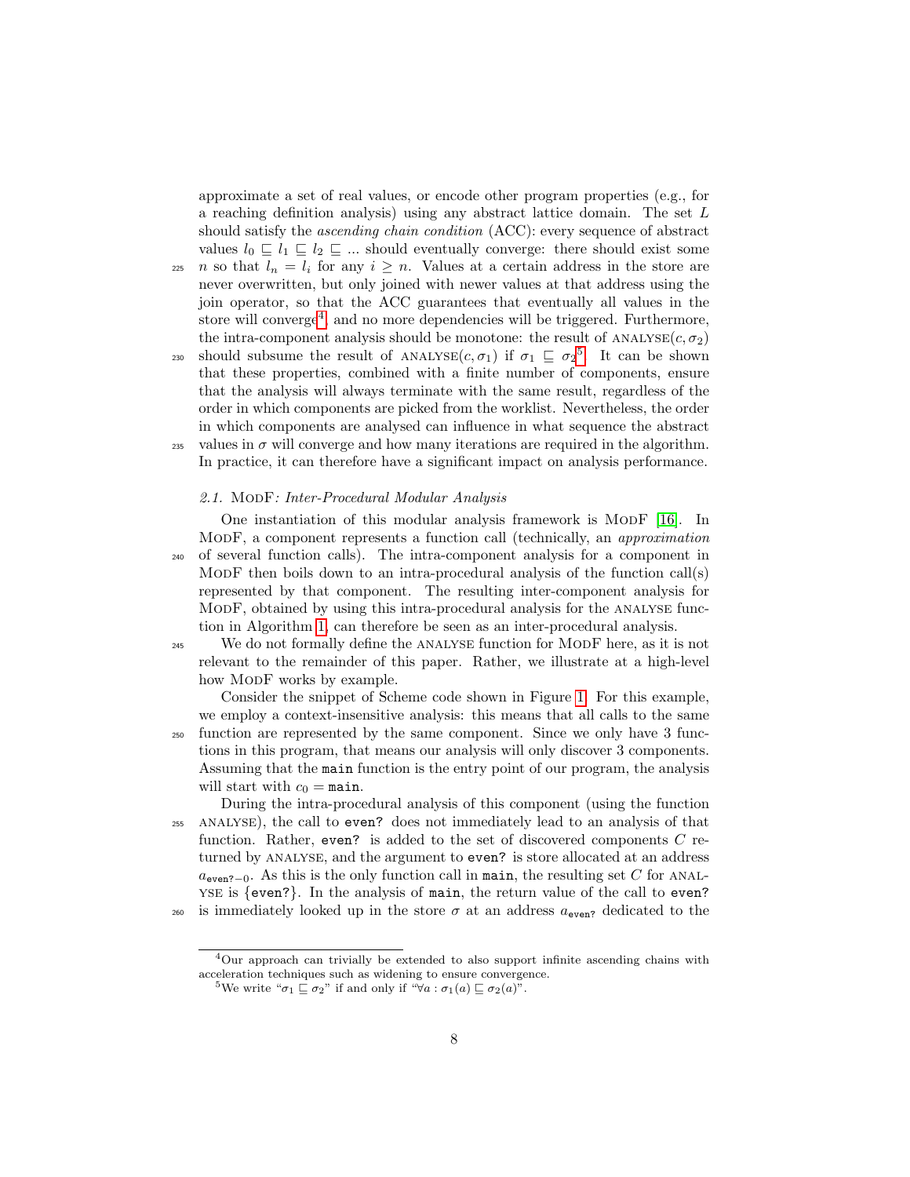approximate a set of real values, or encode other program properties (e.g., for a reaching definition analysis) using any abstract lattice domain. The set $L$ should satisfy the *ascending chain condition* (ACC): every sequence of abstract values $l_0 \sqsubseteq l_1 \sqsubseteq l_2 \sqsubseteq ...$ should eventually converge: there should exist some $n$ so that $l_n = l_i$ for any $i \geq n$. Values at a certain address in the store are never overwritten, but only joined with newer values at that address using the join operator, so that the ACC guarantees that eventually all values in the store will converge[4] and no more dependencies will be triggered. Furthermore, the intra-component analysis should be monotone: the result of ANALYSE$(c, \sigma_2)$ should subsume the result of ANALYSE$(c, \sigma_1)$ if $\sigma_1 \sqsubseteq \sigma_2$[5]. It can be shown that these properties, combined with a finite number of components, ensure that the analysis will always terminate with the same result, regardless of the order in which components are picked from the worklist. Nevertheless, the order in which components are analysed can influence in what sequence the abstract values in $\sigma$ will converge and how many iterations are required in the algorithm. In practice, it can therefore have a significant impact on analysis performance.

### *2.1.* MODF*: Inter-Procedural Modular Analysis*

One instantiation of this modular analysis framework is MODF [16]. In MODF, a component represents a function call (technically, an *approximation* of several function calls). The intra-component analysis for a component in MODF then boils down to an intra-procedural analysis of the function call(s) represented by that component. The resulting inter-component analysis for MODF, obtained by using this intra-procedural analysis for the ANALYSE function in Algorithm 1, can therefore be seen as an inter-procedural analysis.

We do not formally define the ANALYSE function for MODF here, as it is not relevant to the remainder of this paper. Rather, we illustrate at a high-level how MODF works by example.

Consider the snippet of Scheme code shown in Figure 1. For this example, we employ a context-insensitive analysis: this means that all calls to the same function are represented by the same component. Since we only have 3 functions in this program, that means our analysis will only discover 3 components. Assuming that the `main` function is the entry point of our program, the analysis will start with $c_0 =$ `main`.

During the intra-procedural analysis of this component (using the function ANALYSE), the call to `even?` does not immediately lead to an analysis of that function. Rather, `even?` is added to the set of discovered components $C$ returned by ANALYSE, and the argument to `even?` is store allocated at an address $a_{\texttt{even?}-0}$. As this is the only function call in `main`, the resulting set $C$ for ANALYSE is {`even?`}. In the analysis of `main`, the return value of the call to `even?` is immediately looked up in the store $\sigma$ at an address $a_{\texttt{even?}}$ dedicated to the

[4] Our approach can trivially be extended to also support infinite ascending chains with acceleration techniques such as widening to ensure convergence.

[5] We write "$\sigma_1 \sqsubseteq \sigma_2$" if and only if "$\forall a : \sigma_1(a) \sqsubseteq \sigma_2(a)$".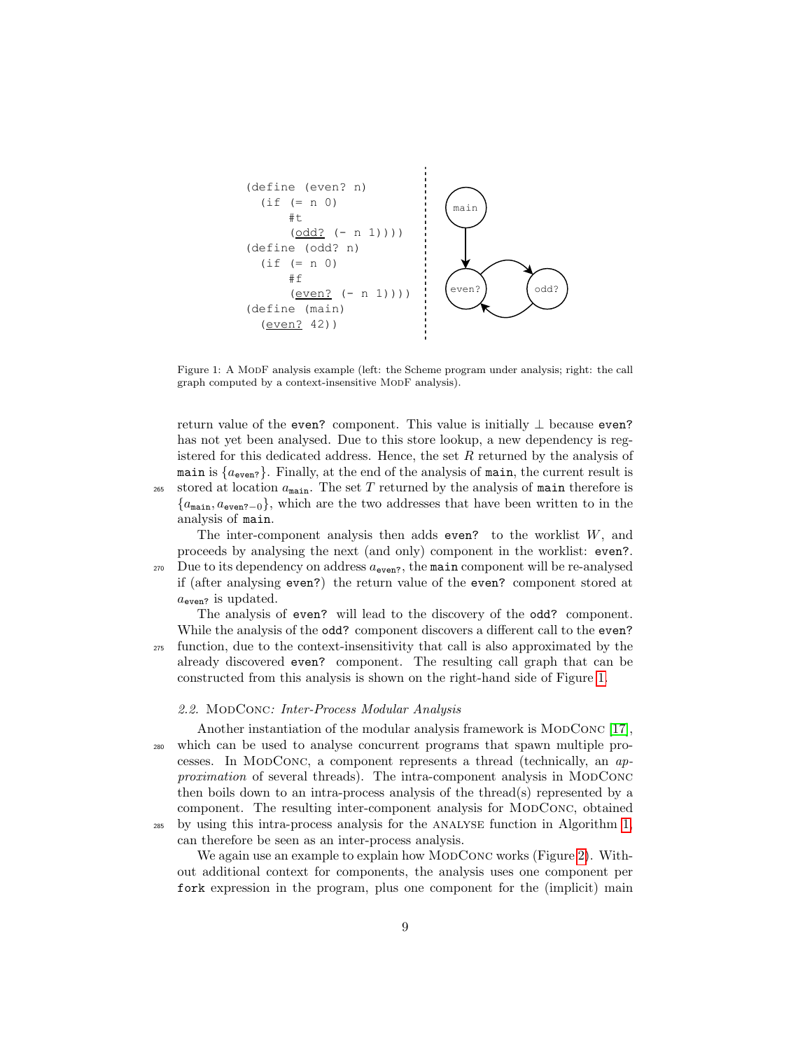```
(define (even? n)
  (if (= n 0)
      #t
      (odd? (- n 1))))
(define (odd? n)
  (if (= n 0)
      #f
      (even? (- n 1))))
(define (main)
  (even? 42))
```

Figure 1: A ModF analysis example (left: the Scheme program under analysis; right: the call graph computed by a context-insensitive ModF analysis).

return value of the `even?` component. This value is initially $\bot$ because `even?` has not yet been analysed. Due to this store lookup, a new dependency is registered for this dedicated address. Hence, the set $R$ returned by the analysis of `main` is $\{a_{\texttt{even?}}\}$. Finally, at the end of the analysis of `main`, the current result is stored at location $a_{\texttt{main}}$. The set $T$ returned by the analysis of `main` therefore is $\{a_{\texttt{main}}, a_{\texttt{even?}-0}\}$, which are the two addresses that have been written to in the analysis of `main`.

The inter-component analysis then adds `even?` to the worklist $W$, and proceeds by analysing the next (and only) component in the worklist: `even?`. Due to its dependency on address $a_{\texttt{even?}}$, the `main` component will be re-analysed if (after analysing `even?`) the return value of the `even?` component stored at $a_{\texttt{even?}}$ is updated.

The analysis of `even?` will lead to the discovery of the `odd?` component. While the analysis of the `odd?` component discovers a different call to the `even?` function, due to the context-insensitivity that call is also approximated by the already discovered `even?` component. The resulting call graph that can be constructed from this analysis is shown on the right-hand side of Figure 1.

### 2.2. ModConc: Inter-Process Modular Analysis

Another instantiation of the modular analysis framework is ModConc [17], which can be used to analyse concurrent programs that spawn multiple processes. In ModConc, a component represents a thread (technically, an *approximation* of several threads). The intra-component analysis in ModConc then boils down to an intra-process analysis of the thread(s) represented by a component. The resulting inter-component analysis for ModConc, obtained by using this intra-process analysis for the analyse function in Algorithm 1, can therefore be seen as an inter-process analysis.

We again use an example to explain how ModConc works (Figure 2). Without additional context for components, the analysis uses one component per `fork` expression in the program, plus one component for the (implicit) main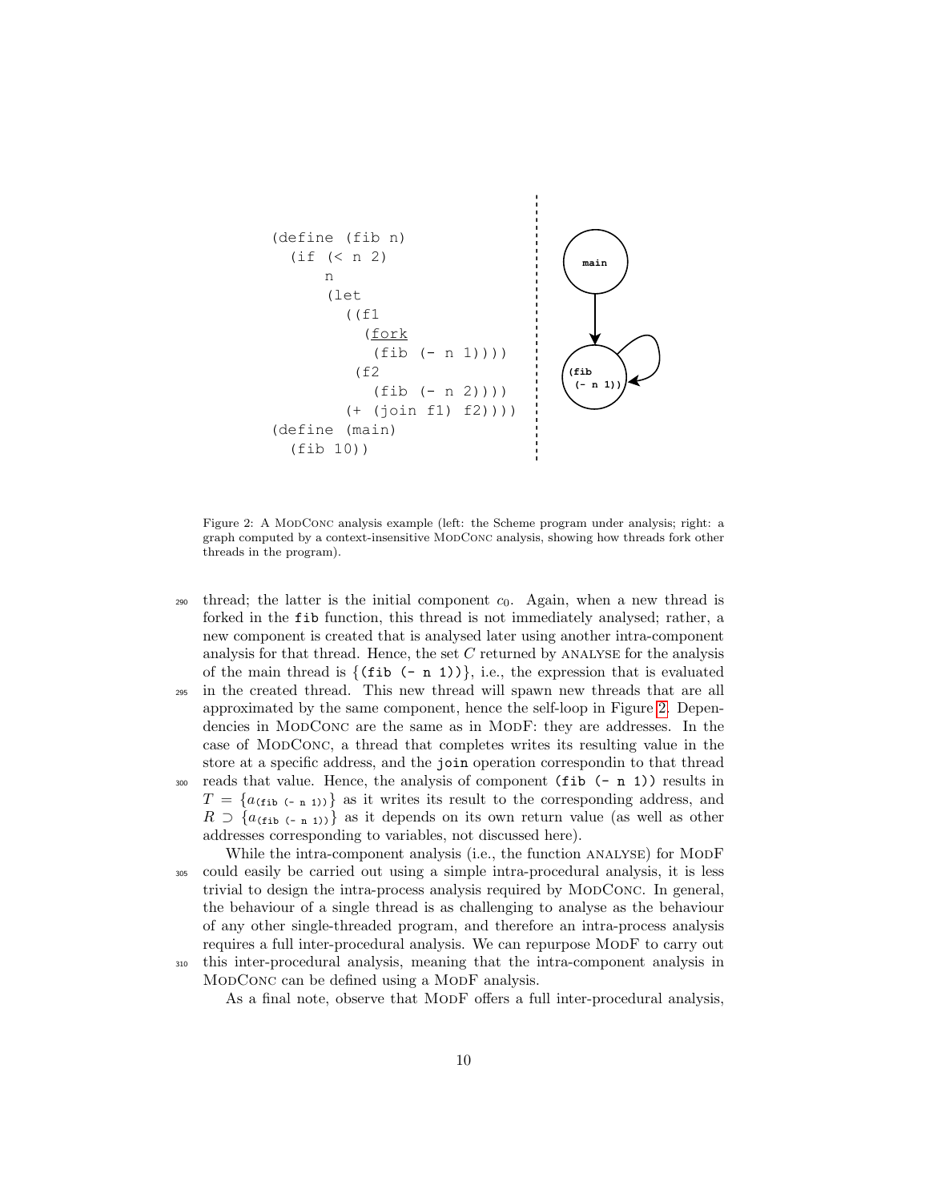```
(define (fib n)
  (if (< n 2)
      n
      (let
        ((f1
          (fork
            (fib (- n 1))))
         (f2
            (fib (- n 2))))
        (+ (join f1) f2))))
(define (main)
  (fib 10))
```

Figure 2: A ModConc analysis example (left: the Scheme program under analysis; right: a graph computed by a context-insensitive ModConc analysis, showing how threads fork other threads in the program).

thread; the latter is the initial component $c_0$. Again, when a new thread is forked in the `fib` function, this thread is not immediately analysed; rather, a new component is created that is analysed later using another intra-component analysis for that thread. Hence, the set $C$ returned by ANALYSE for the analysis of the main thread is $\{$`(fib (- n 1))`$\}$, i.e., the expression that is evaluated in the created thread. This new thread will spawn new threads that are all approximated by the same component, hence the self-loop in Figure 2. Dependencies in ModConc are the same as in ModF: they are addresses. In the case of ModConc, a thread that completes writes its resulting value in the store at a specific address, and the `join` operation correspondin to that thread reads that value. Hence, the analysis of component `(fib (- n 1))` results in $T = \{a_{\texttt{(fib (- n 1))}}\}$ as it writes its result to the corresponding address, and $R \supset \{a_{\texttt{(fib (- n 1))}}\}$ as it depends on its own return value (as well as other addresses corresponding to variables, not discussed here).

While the intra-component analysis (i.e., the function ANALYSE) for ModF could easily be carried out using a simple intra-procedural analysis, it is less trivial to design the intra-process analysis required by ModConc. In general, the behaviour of a single thread is as challenging to analyse as the behaviour of any other single-threaded program, and therefore an intra-process analysis requires a full inter-procedural analysis. We can repurpose ModF to carry out this inter-procedural analysis, meaning that the intra-component analysis in ModConc can be defined using a ModF analysis.

As a final note, observe that ModF offers a full inter-procedural analysis,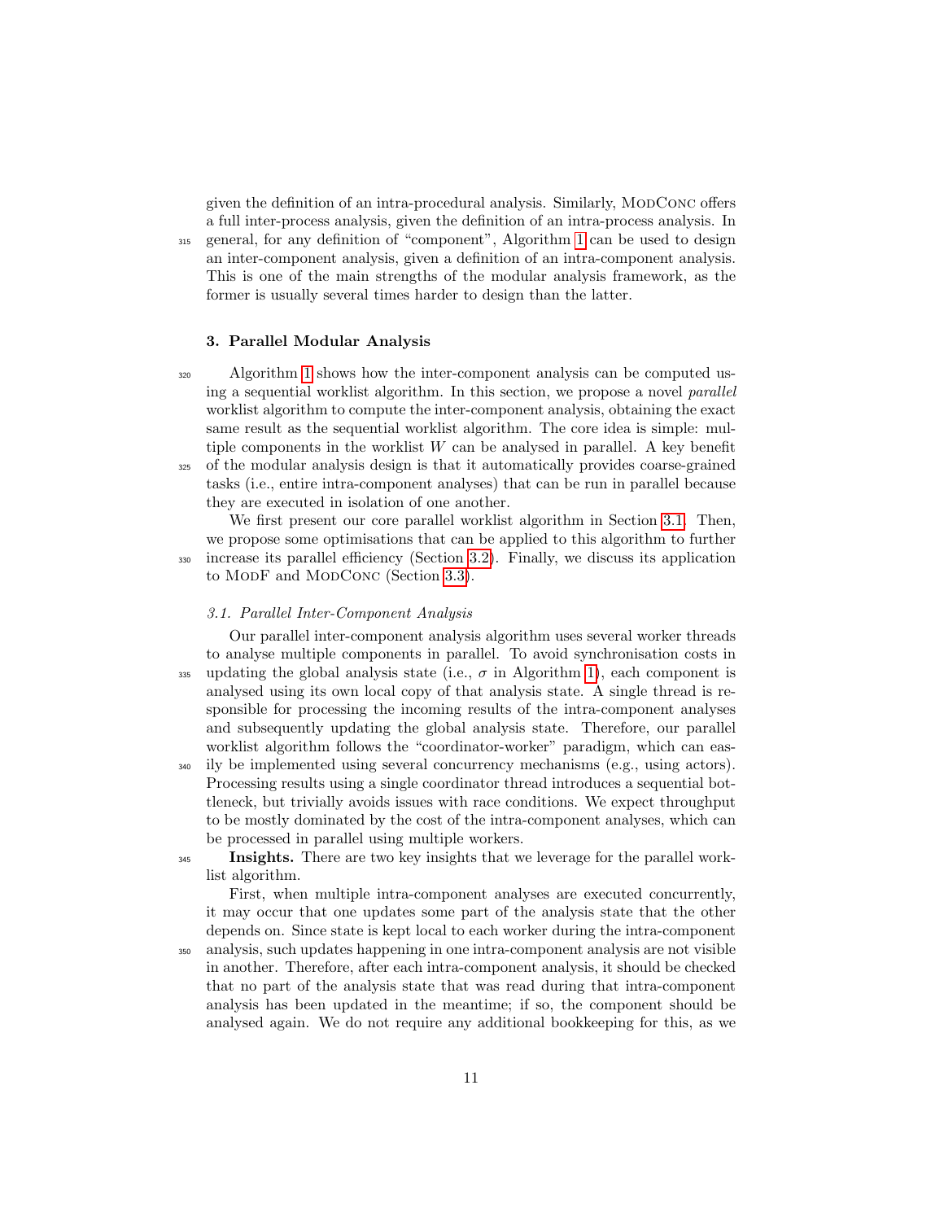given the definition of an intra-procedural analysis. Similarly, ModConc offers a full inter-process analysis, given the definition of an intra-process analysis. In general, for any definition of "component", Algorithm 1 can be used to design an inter-component analysis, given a definition of an intra-component analysis. This is one of the main strengths of the modular analysis framework, as the former is usually several times harder to design than the latter.

## 3. Parallel Modular Analysis

Algorithm 1 shows how the inter-component analysis can be computed using a sequential worklist algorithm. In this section, we propose a novel *parallel* worklist algorithm to compute the inter-component analysis, obtaining the exact same result as the sequential worklist algorithm. The core idea is simple: multiple components in the worklist $W$ can be analysed in parallel. A key benefit of the modular analysis design is that it automatically provides coarse-grained tasks (i.e., entire intra-component analyses) that can be run in parallel because they are executed in isolation of one another.

We first present our core parallel worklist algorithm in Section 3.1. Then, we propose some optimisations that can be applied to this algorithm to further increase its parallel efficiency (Section 3.2). Finally, we discuss its application to ModF and ModConc (Section 3.3).

### 3.1. Parallel Inter-Component Analysis

Our parallel inter-component analysis algorithm uses several worker threads to analyse multiple components in parallel. To avoid synchronisation costs in updating the global analysis state (i.e., $\sigma$ in Algorithm 1), each component is analysed using its own local copy of that analysis state. A single thread is responsible for processing the incoming results of the intra-component analyses and subsequently updating the global analysis state. Therefore, our parallel worklist algorithm follows the "coordinator-worker" paradigm, which can easily be implemented using several concurrency mechanisms (e.g., using actors). Processing results using a single coordinator thread introduces a sequential bottleneck, but trivially avoids issues with race conditions. We expect throughput to be mostly dominated by the cost of the intra-component analyses, which can be processed in parallel using multiple workers.

**Insights.** There are two key insights that we leverage for the parallel worklist algorithm.

First, when multiple intra-component analyses are executed concurrently, it may occur that one updates some part of the analysis state that the other depends on. Since state is kept local to each worker during the intra-component analysis, such updates happening in one intra-component analysis are not visible in another. Therefore, after each intra-component analysis, it should be checked that no part of the analysis state that was read during that intra-component analysis has been updated in the meantime; if so, the component should be analysed again. We do not require any additional bookkeeping for this, as we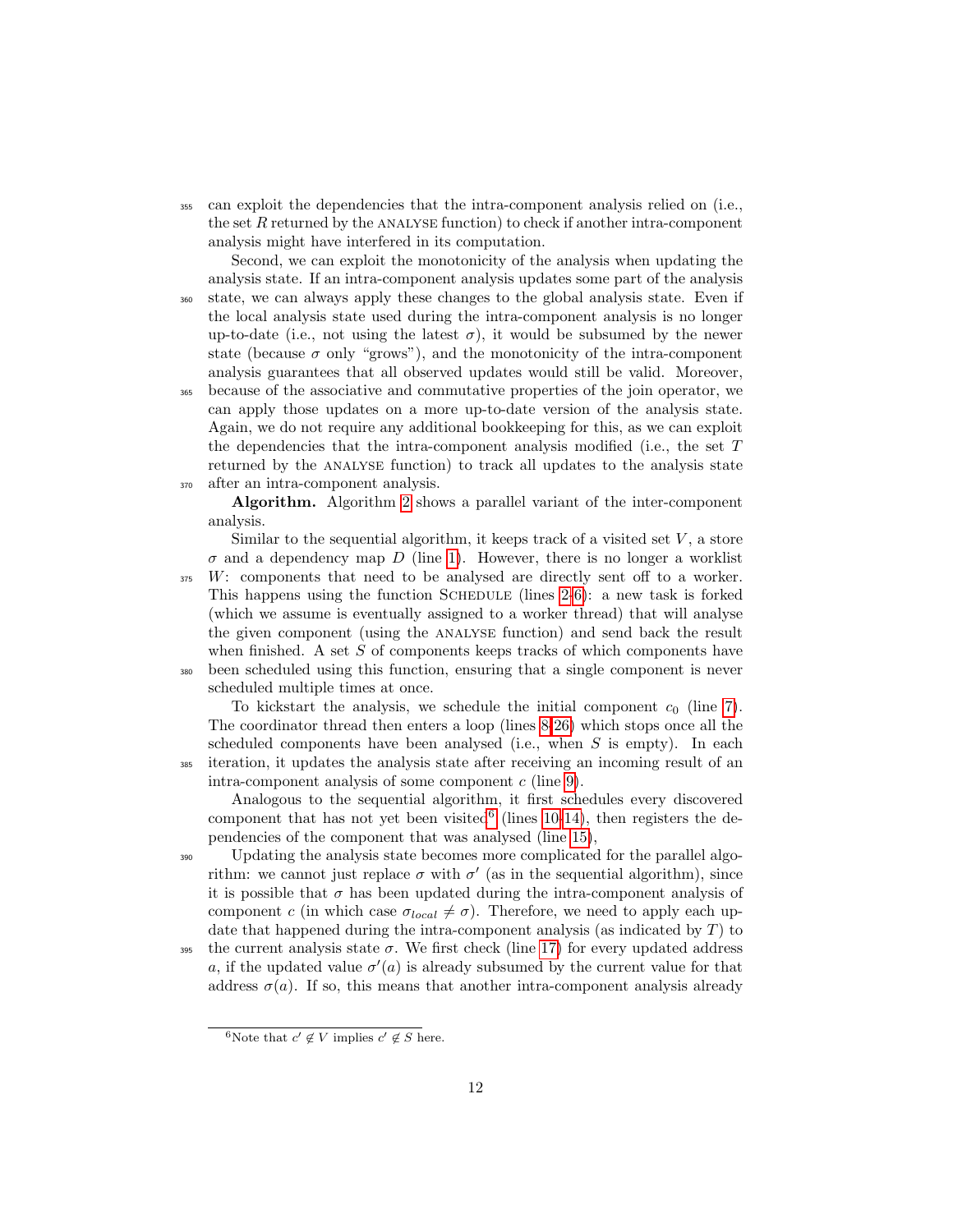can exploit the dependencies that the intra-component analysis relied on (i.e., the set $R$ returned by the ANALYSE function) to check if another intra-component analysis might have interfered in its computation.

Second, we can exploit the monotonicity of the analysis when updating the analysis state. If an intra-component analysis updates some part of the analysis state, we can always apply these changes to the global analysis state. Even if the local analysis state used during the intra-component analysis is no longer up-to-date (i.e., not using the latest $\sigma$), it would be subsumed by the newer state (because $\sigma$ only "grows"), and the monotonicity of the intra-component analysis guarantees that all observed updates would still be valid. Moreover, because of the associative and commutative properties of the join operator, we can apply those updates on a more up-to-date version of the analysis state. Again, we do not require any additional bookkeeping for this, as we can exploit the dependencies that the intra-component analysis modified (i.e., the set $T$ returned by the ANALYSE function) to track all updates to the analysis state after an intra-component analysis.

**Algorithm.** Algorithm 2 shows a parallel variant of the inter-component analysis.

Similar to the sequential algorithm, it keeps track of a visited set $V$, a store $\sigma$ and a dependency map $D$ (line 1). However, there is no longer a worklist $W$: components that need to be analysed are directly sent off to a worker. This happens using the function SCHEDULE (lines 2-6): a new task is forked (which we assume is eventually assigned to a worker thread) that will analyse the given component (using the ANALYSE function) and send back the result when finished. A set $S$ of components keeps tracks of which components have been scheduled using this function, ensuring that a single component is never scheduled multiple times at once.

To kickstart the analysis, we schedule the initial component $c_0$ (line 7). The coordinator thread then enters a loop (lines 8-26) which stops once all the scheduled components have been analysed (i.e., when $S$ is empty). In each iteration, it updates the analysis state after receiving an incoming result of an intra-component analysis of some component $c$ (line 9).

Analogous to the sequential algorithm, it first schedules every discovered component that has not yet been visited[6] (lines 10-14), then registers the dependencies of the component that was analysed (line 15),

Updating the analysis state becomes more complicated for the parallel algorithm: we cannot just replace $\sigma$ with $\sigma'$ (as in the sequential algorithm), since it is possible that $\sigma$ has been updated during the intra-component analysis of component $c$ (in which case $\sigma_{local} \neq \sigma$). Therefore, we need to apply each update that happened during the intra-component analysis (as indicated by $T$) to the current analysis state $\sigma$. We first check (line 17) for every updated address $a$, if the updated value $\sigma'(a)$ is already subsumed by the current value for that address $\sigma(a)$. If so, this means that another intra-component analysis already

[6] Note that $c' \notin V$ implies $c' \notin S$ here.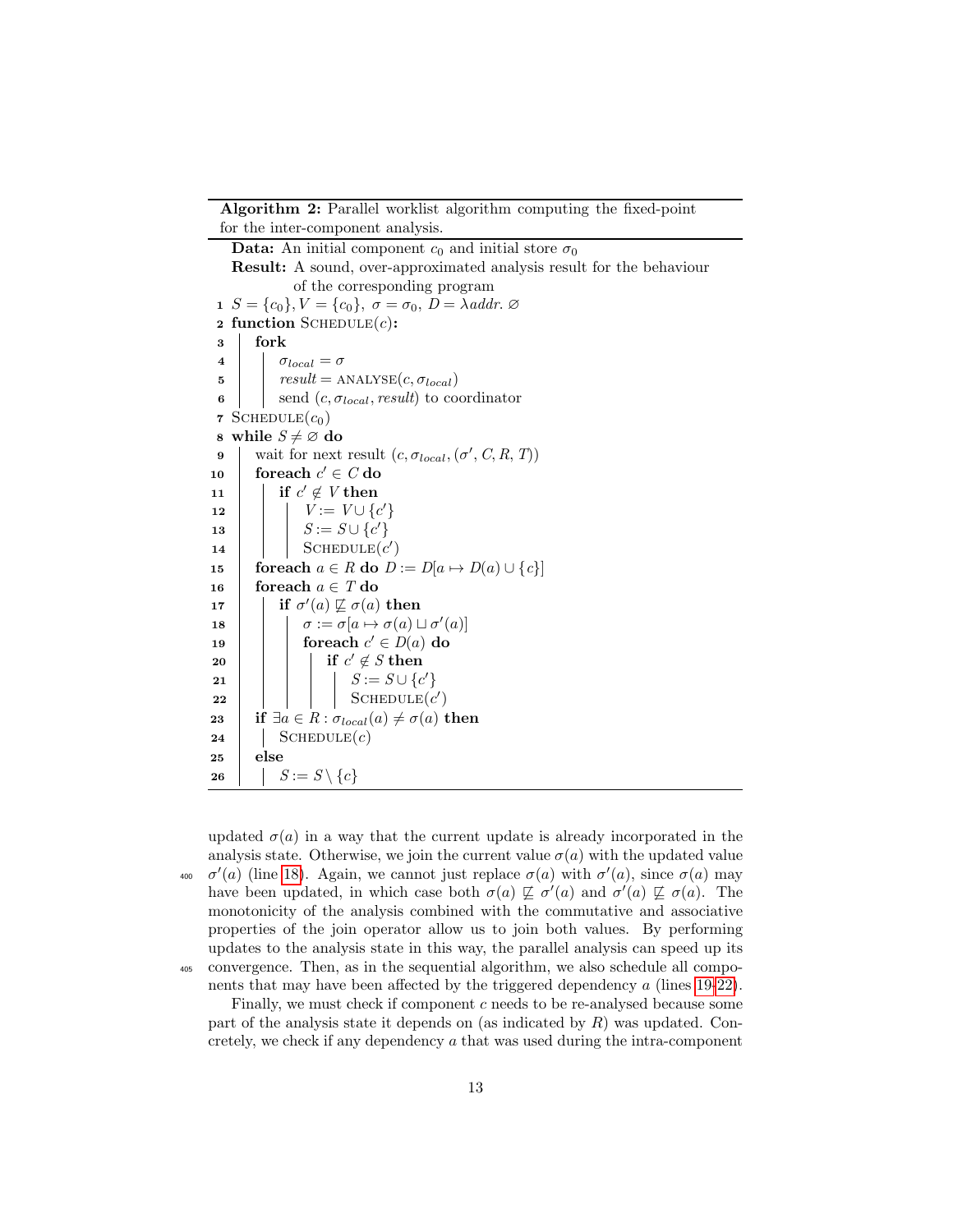**Algorithm 2:** Parallel worklist algorithm computing the fixed-point for the inter-component analysis.

**Data:** An initial component $c_0$ and initial store $\sigma_0$

**Result:** A sound, over-approximated analysis result for the behaviour of the corresponding program

```
1  S = {c0}, V = {c0}, σ = σ0, D = λaddr. ∅
2  function SCHEDULE(c):
3      fork
4          σ_local = σ
5          result = ANALYSE(c, σ_local)
6          send (c, σ_local, result) to coordinator
7  SCHEDULE(c0)
8  while S ≠ ∅ do
9      wait for next result (c, σ_local, (σ', C, R, T))
10     foreach c' ∈ C do
11         if c' ∉ V then
12             V := V ∪ {c'}
13             S := S ∪ {c'}
14             SCHEDULE(c')
15     foreach a ∈ R do D := D[a ↦ D(a) ∪ {c}]
16     foreach a ∈ T do
17         if σ'(a) ⋢ σ(a) then
18             σ := σ[a ↦ σ(a) ⊔ σ'(a)]
19             foreach c' ∈ D(a) do
20                 if c' ∉ S then
21                     S := S ∪ {c'}
22                     SCHEDULE(c')
23     if ∃a ∈ R : σ_local(a) ≠ σ(a) then
24         SCHEDULE(c)
25     else
26         S := S \ {c}
```

updated $\sigma(a)$ in a way that the current update is already incorporated in the analysis state. Otherwise, we join the current value $\sigma(a)$ with the updated value $\sigma'(a)$ (line 18). Again, we cannot just replace $\sigma(a)$ with $\sigma'(a)$, since $\sigma(a)$ may have been updated, in which case both $\sigma(a) \not\sqsubseteq \sigma'(a)$ and $\sigma'(a) \not\sqsubseteq \sigma(a)$. The monotonicity of the analysis combined with the commutative and associative properties of the join operator allow us to join both values. By performing updates to the analysis state in this way, the parallel analysis can speed up its convergence. Then, as in the sequential algorithm, we also schedule all components that may have been affected by the triggered dependency $a$ (lines 19-22).

Finally, we must check if component $c$ needs to be re-analysed because some part of the analysis state it depends on (as indicated by $R$) was updated. Concretely, we check if any dependency $a$ that was used during the intra-component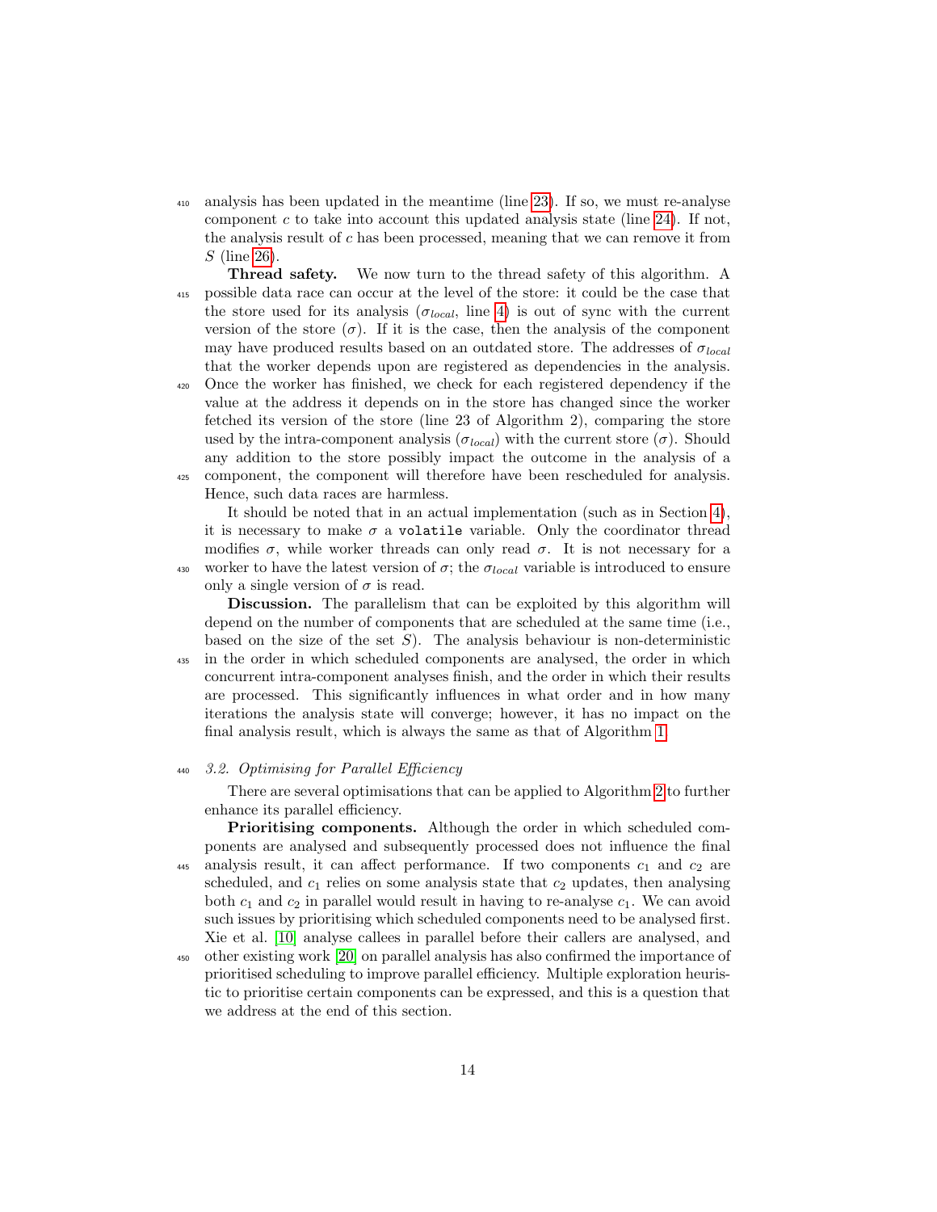analysis has been updated in the meantime (line 23). If so, we must re-analyse component $c$ to take into account this updated analysis state (line 24). If not, the analysis result of $c$ has been processed, meaning that we can remove it from $S$ (line 26).

**Thread safety.** We now turn to the thread safety of this algorithm. A possible data race can occur at the level of the store: it could be the case that the store used for its analysis ($\sigma_{local}$, line 4) is out of sync with the current version of the store ($\sigma$). If it is the case, then the analysis of the component may have produced results based on an outdated store. The addresses of $\sigma_{local}$ that the worker depends upon are registered as dependencies in the analysis. Once the worker has finished, we check for each registered dependency if the value at the address it depends on in the store has changed since the worker fetched its version of the store (line 23 of Algorithm 2), comparing the store used by the intra-component analysis ($\sigma_{local}$) with the current store ($\sigma$). Should any addition to the store possibly impact the outcome in the analysis of a component, the component will therefore have been rescheduled for analysis. Hence, such data races are harmless.

It should be noted that in an actual implementation (such as in Section 4), it is necessary to make $\sigma$ a `volatile` variable. Only the coordinator thread modifies $\sigma$, while worker threads can only read $\sigma$. It is not necessary for a worker to have the latest version of $\sigma$; the $\sigma_{local}$ variable is introduced to ensure only a single version of $\sigma$ is read.

**Discussion.** The parallelism that can be exploited by this algorithm will depend on the number of components that are scheduled at the same time (i.e., based on the size of the set $S$). The analysis behaviour is non-deterministic in the order in which scheduled components are analysed, the order in which concurrent intra-component analyses finish, and the order in which their results are processed. This significantly influences in what order and in how many iterations the analysis state will converge; however, it has no impact on the final analysis result, which is always the same as that of Algorithm 1.

### *3.2. Optimising for Parallel Efficiency*

There are several optimisations that can be applied to Algorithm 2 to further enhance its parallel efficiency.

**Prioritising components.** Although the order in which scheduled components are analysed and subsequently processed does not influence the final analysis result, it can affect performance. If two components $c_1$ and $c_2$ are scheduled, and $c_1$ relies on some analysis state that $c_2$ updates, then analysing both $c_1$ and $c_2$ in parallel would result in having to re-analyse $c_1$. We can avoid such issues by prioritising which scheduled components need to be analysed first. Xie et al. [10] analyse callees in parallel before their callers are analysed, and other existing work [20] on parallel analysis has also confirmed the importance of prioritised scheduling to improve parallel efficiency. Multiple exploration heuristic to prioritise certain components can be expressed, and this is a question that we address at the end of this section.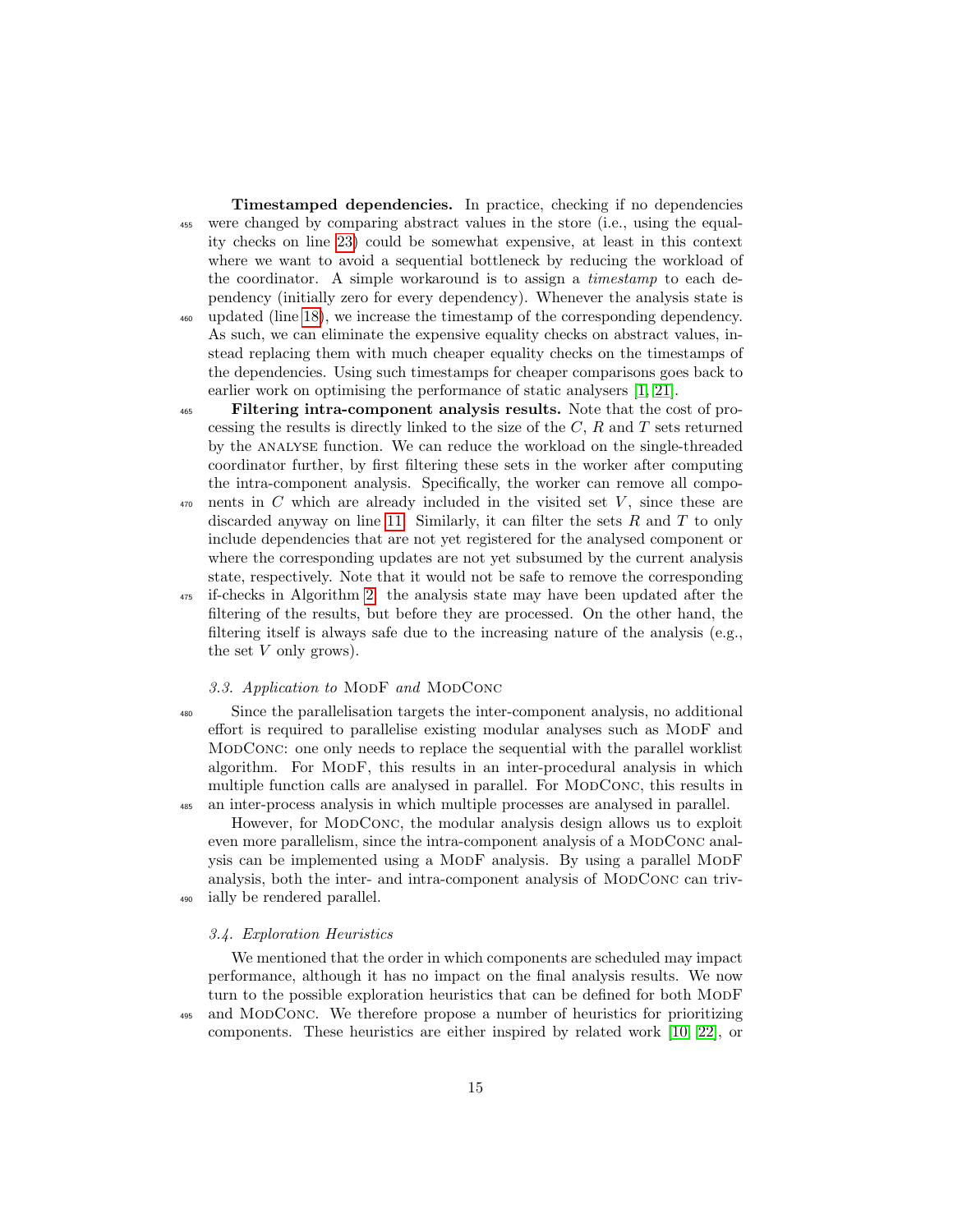**Timestamped dependencies.** In practice, checking if no dependencies were changed by comparing abstract values in the store (i.e., using the equality checks on line 23) could be somewhat expensive, at least in this context where we want to avoid a sequential bottleneck by reducing the workload of the coordinator. A simple workaround is to assign a *timestamp* to each dependency (initially zero for every dependency). Whenever the analysis state is updated (line 18), we increase the timestamp of the corresponding dependency. As such, we can eliminate the expensive equality checks on abstract values, instead replacing them with much cheaper equality checks on the timestamps of the dependencies. Using such timestamps for cheaper comparisons goes back to earlier work on optimising the performance of static analysers [1, 21].

**Filtering intra-component analysis results.** Note that the cost of processing the results is directly linked to the size of the $C$, $R$ and $T$ sets returned by the ANALYSE function. We can reduce the workload on the single-threaded coordinator further, by first filtering these sets in the worker after computing the intra-component analysis. Specifically, the worker can remove all components in $C$ which are already included in the visited set $V$, since these are discarded anyway on line 11. Similarly, it can filter the sets $R$ and $T$ to only include dependencies that are not yet registered for the analysed component or where the corresponding updates are not yet subsumed by the current analysis state, respectively. Note that it would not be safe to remove the corresponding if-checks in Algorithm 2: the analysis state may have been updated after the filtering of the results, but before they are processed. On the other hand, the filtering itself is always safe due to the increasing nature of the analysis (e.g., the set $V$ only grows).

### 3.3. Application to ModF and ModConc

Since the parallelisation targets the inter-component analysis, no additional effort is required to parallelise existing modular analyses such as ModF and ModConc: one only needs to replace the sequential with the parallel worklist algorithm. For ModF, this results in an inter-procedural analysis in which multiple function calls are analysed in parallel. For ModConc, this results in an inter-process analysis in which multiple processes are analysed in parallel.

However, for ModConc, the modular analysis design allows us to exploit even more parallelism, since the intra-component analysis of a ModConc analysis can be implemented using a ModF analysis. By using a parallel ModF analysis, both the inter- and intra-component analysis of ModConc can trivially be rendered parallel.

### 3.4. Exploration Heuristics

We mentioned that the order in which components are scheduled may impact performance, although it has no impact on the final analysis results. We now turn to the possible exploration heuristics that can be defined for both ModF and ModConc. We therefore propose a number of heuristics for prioritizing components. These heuristics are either inspired by related work [10, 22], or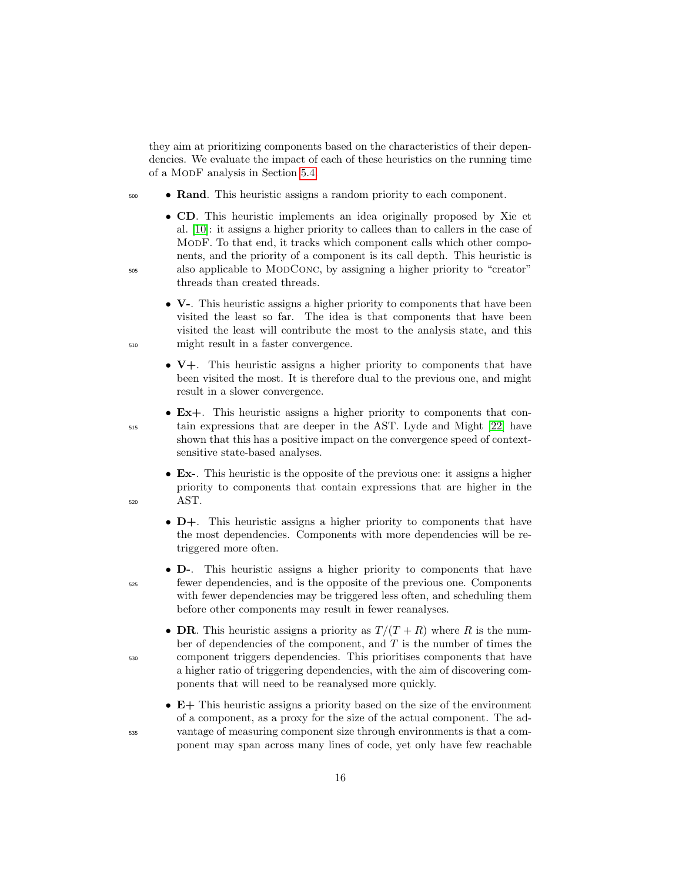they aim at prioritizing components based on the characteristics of their dependencies. We evaluate the impact of each of these heuristics on the running time of a ModF analysis in Section 5.4.

- **Rand**. This heuristic assigns a random priority to each component.
- **CD**. This heuristic implements an idea originally proposed by Xie et al. [10]: it assigns a higher priority to callees than to callers in the case of ModF. To that end, it tracks which component calls which other components, and the priority of a component is its call depth. This heuristic is also applicable to ModConc, by assigning a higher priority to "creator" threads than created threads.
- **V-**. This heuristic assigns a higher priority to components that have been visited the least so far. The idea is that components that have been visited the least will contribute the most to the analysis state, and this might result in a faster convergence.
- **V+**. This heuristic assigns a higher priority to components that have been visited the most. It is therefore dual to the previous one, and might result in a slower convergence.
- **Ex+**. This heuristic assigns a higher priority to components that contain expressions that are deeper in the AST. Lyde and Might [22] have shown that this has a positive impact on the convergence speed of context-sensitive state-based analyses.
- **Ex-**. This heuristic is the opposite of the previous one: it assigns a higher priority to components that contain expressions that are higher in the AST.
- **D+**. This heuristic assigns a higher priority to components that have the most dependencies. Components with more dependencies will be retriggered more often.
- **D-**. This heuristic assigns a higher priority to components that have fewer dependencies, and is the opposite of the previous one. Components with fewer dependencies may be triggered less often, and scheduling them before other components may result in fewer reanalyses.
- **DR**. This heuristic assigns a priority as $T/(T+R)$ where $R$ is the number of dependencies of the component, and $T$ is the number of times the component triggers dependencies. This prioritises components that have a higher ratio of triggering dependencies, with the aim of discovering components that will need to be reanalysed more quickly.
- **E+** This heuristic assigns a priority based on the size of the environment of a component, as a proxy for the size of the actual component. The advantage of measuring component size through environments is that a component may span across many lines of code, yet only have few reachable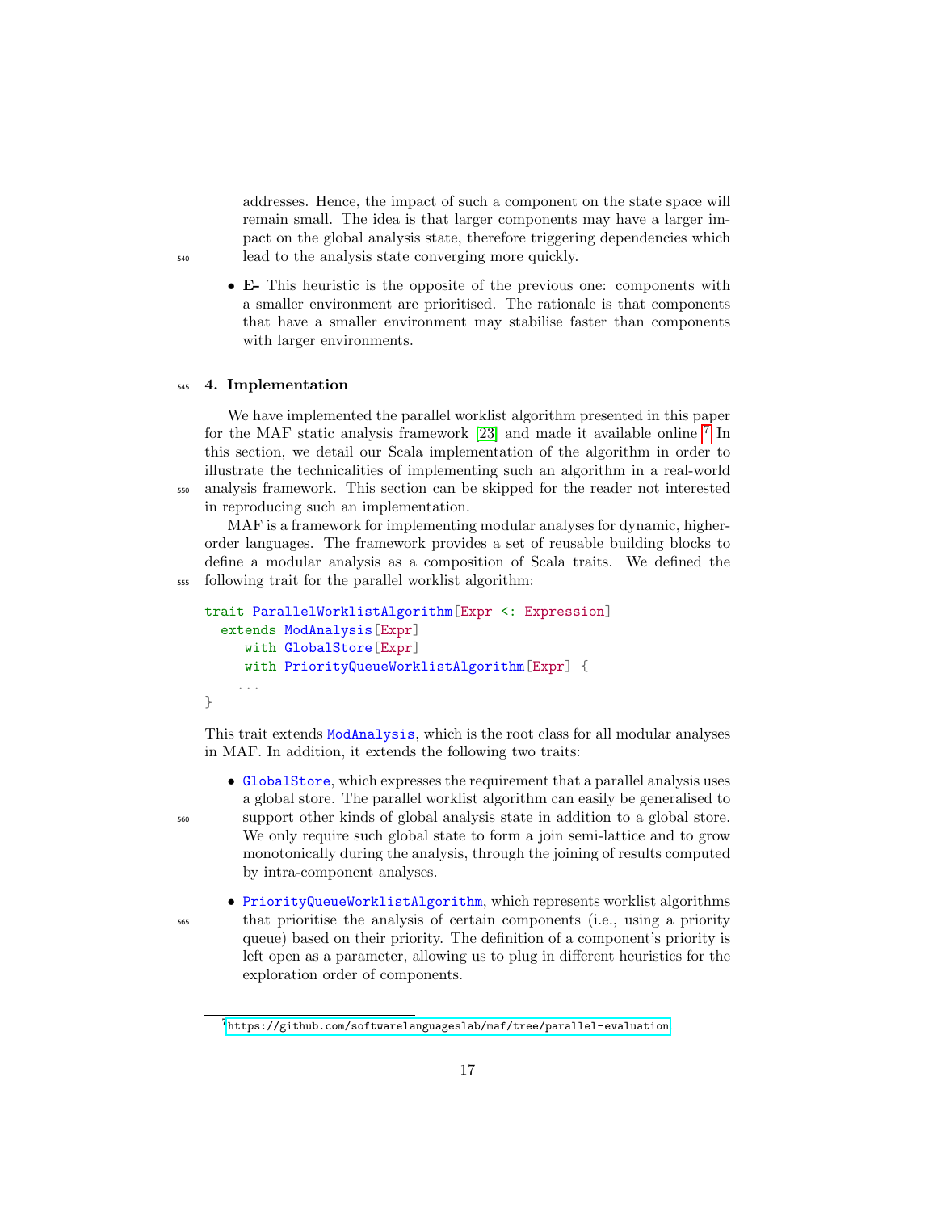addresses. Hence, the impact of such a component on the state space will remain small. The idea is that larger components may have a larger impact on the global analysis state, therefore triggering dependencies which lead to the analysis state converging more quickly.

- **E-** This heuristic is the opposite of the previous one: components with a smaller environment are prioritised. The rationale is that components that have a smaller environment may stabilise faster than components with larger environments.

## 4. Implementation

We have implemented the parallel worklist algorithm presented in this paper for the MAF static analysis framework [23] and made it available online [7] In this section, we detail our Scala implementation of the algorithm in order to illustrate the technicalities of implementing such an algorithm in a real-world analysis framework. This section can be skipped for the reader not interested in reproducing such an implementation.

MAF is a framework for implementing modular analyses for dynamic, higher-order languages. The framework provides a set of reusable building blocks to define a modular analysis as a composition of Scala traits. We defined the following trait for the parallel worklist algorithm:

```
trait ParallelWorklistAlgorithm[Expr <: Expression]
  extends ModAnalysis[Expr]
     with GlobalStore[Expr]
     with PriorityQueueWorklistAlgorithm[Expr] {
    ...
}
```

This trait extends `ModAnalysis`, which is the root class for all modular analyses in MAF. In addition, it extends the following two traits:

- `GlobalStore`, which expresses the requirement that a parallel analysis uses a global store. The parallel worklist algorithm can easily be generalised to support other kinds of global analysis state in addition to a global store. We only require such global state to form a join semi-lattice and to grow monotonically during the analysis, through the joining of results computed by intra-component analyses.

- `PriorityQueueWorklistAlgorithm`, which represents worklist algorithms that prioritise the analysis of certain components (i.e., using a priority queue) based on their priority. The definition of a component's priority is left open as a parameter, allowing us to plug in different heuristics for the exploration order of components.

[7] https://github.com/softwarelanguageslab/maf/tree/parallel-evaluation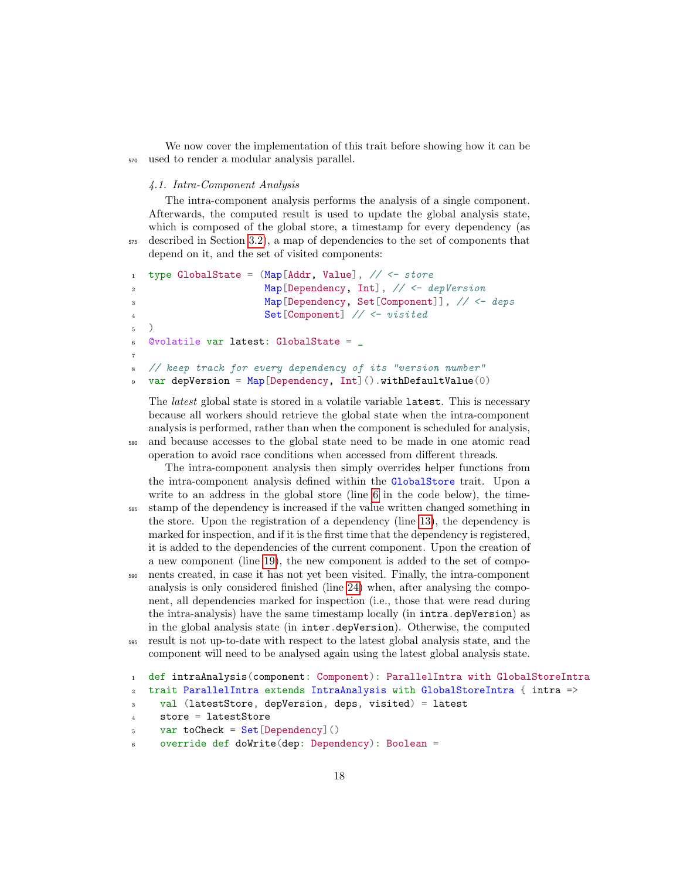We now cover the implementation of this trait before showing how it can be used to render a modular analysis parallel.

### 4.1. Intra-Component Analysis

The intra-component analysis performs the analysis of a single component. Afterwards, the computed result is used to update the global analysis state, which is composed of the global store, a timestamp for every dependency (as described in Section 3.2), a map of dependencies to the set of components that depend on it, and the set of visited components:

```
type GlobalState = (Map[Addr, Value], // <- store
                    Map[Dependency, Int], // <- depVersion
                    Map[Dependency, Set[Component]], // <- deps
                    Set[Component] // <- visited
)
@volatile var latest: GlobalState = _

// keep track for every dependency of its "version number"
var depVersion = Map[Dependency, Int]().withDefaultValue(0)
```

The *latest* global state is stored in a volatile variable `latest`. This is necessary because all workers should retrieve the global state when the intra-component analysis is performed, rather than when the component is scheduled for analysis, and because accesses to the global state need to be made in one atomic read operation to avoid race conditions when accessed from different threads.

The intra-component analysis then simply overrides helper functions from the intra-component analysis defined within the GlobalStore trait. Upon a write to an address in the global store (line 6 in the code below), the timestamp of the dependency is increased if the value written changed something in the store. Upon the registration of a dependency (line 13), the dependency is marked for inspection, and if it is the first time that the dependency is registered, it is added to the dependencies of the current component. Upon the creation of a new component (line 19), the new component is added to the set of components created, in case it has not yet been visited. Finally, the intra-component analysis is only considered finished (line 24) when, after analysing the component, all dependencies marked for inspection (i.e., those that were read during the intra-analysis) have the same timestamp locally (in `intra.depVersion`) as in the global analysis state (in `inter.depVersion`). Otherwise, the computed result is not up-to-date with respect to the latest global analysis state, and the component will need to be analysed again using the latest global analysis state.

```
def intraAnalysis(component: Component): ParallelIntra with GlobalStoreIntra
trait ParallelIntra extends IntraAnalysis with GlobalStoreIntra { intra =>
  val (latestStore, depVersion, deps, visited) = latest
  store = latestStore
  var toCheck = Set[Dependency]()
  override def doWrite(dep: Dependency): Boolean =
```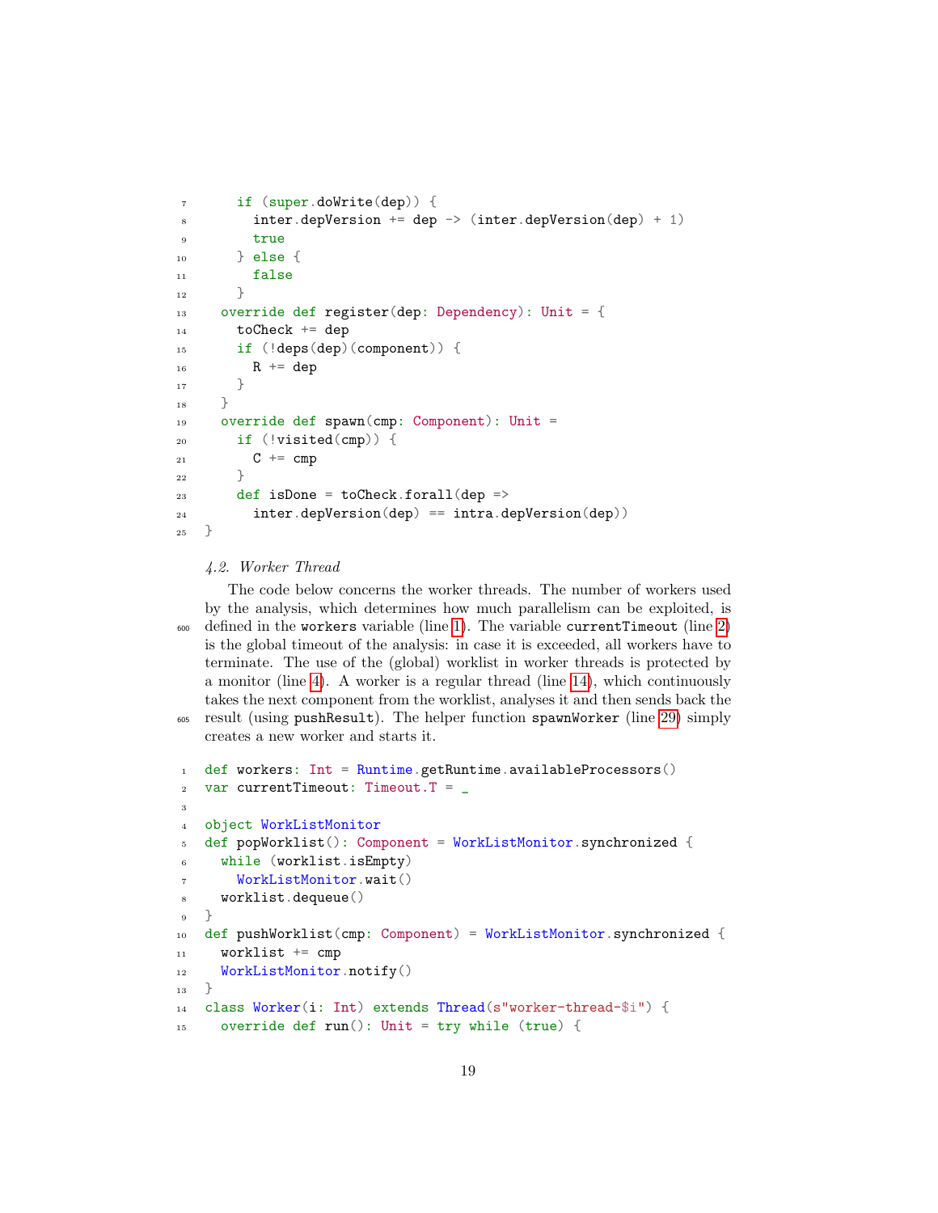```
      if (super.doWrite(dep)) {
        inter.depVersion += dep -> (inter.depVersion(dep) + 1)
        true
      } else {
        false
      }
    override def register(dep: Dependency): Unit = {
      toCheck += dep
      if (!deps(dep)(component)) {
        R += dep
      }
    }
    override def spawn(cmp: Component): Unit =
      if (!visited(cmp)) {
        C += cmp
      }
      def isDone = toCheck.forall(dep =>
        inter.depVersion(dep) == intra.depVersion(dep))
}
```

### 4.2. Worker Thread

The code below concerns the worker threads. The number of workers used by the analysis, which determines how much parallelism can be exploited, is defined in the workers variable (line 1). The variable currentTimeout (line 2) is the global timeout of the analysis: in case it is exceeded, all workers have to terminate. The use of the (global) worklist in worker threads is protected by a monitor (line 4). A worker is a regular thread (line 14), which continuously takes the next component from the worklist, analyses it and then sends back the result (using pushResult). The helper function spawnWorker (line 29) simply creates a new worker and starts it.

```
def workers: Int = Runtime.getRuntime.availableProcessors()
var currentTimeout: Timeout.T = _

object WorkListMonitor
def popWorklist(): Component = WorkListMonitor.synchronized {
  while (worklist.isEmpty)
    WorkListMonitor.wait()
  worklist.dequeue()
}
def pushWorklist(cmp: Component) = WorkListMonitor.synchronized {
  worklist += cmp
  WorkListMonitor.notify()
}
class Worker(i: Int) extends Thread(s"worker-thread-$i") {
  override def run(): Unit = try while (true) {
```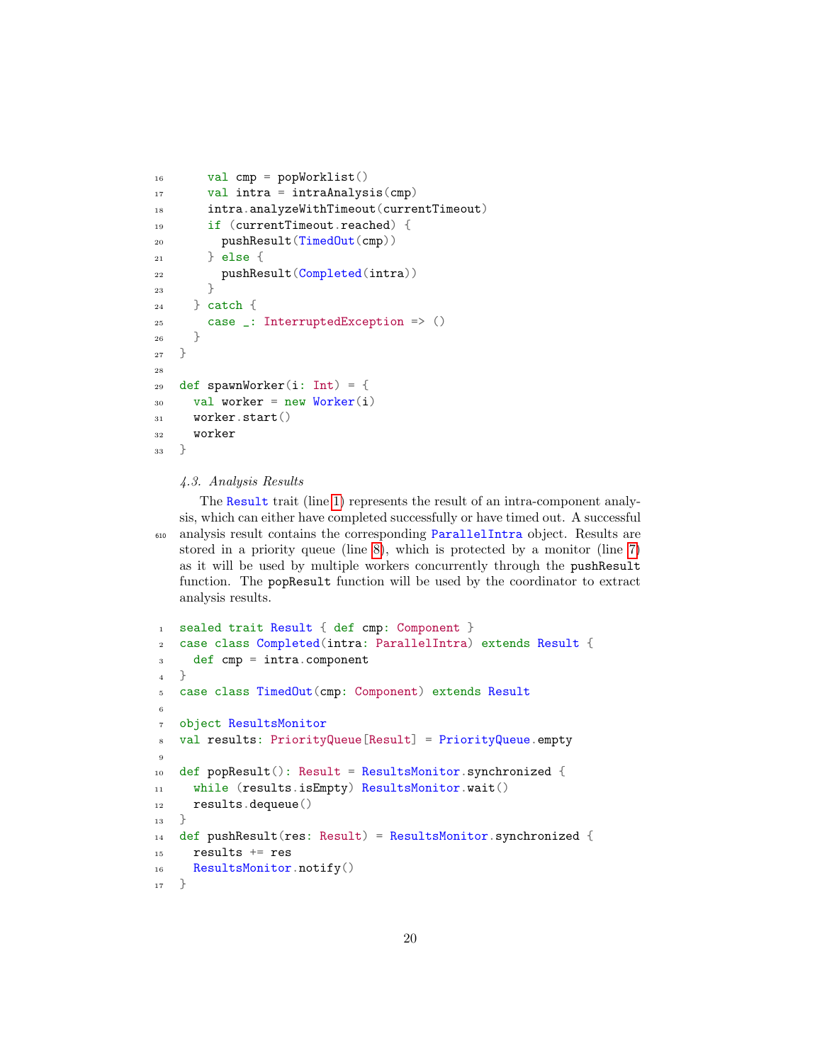```scala
    val cmp = popWorklist()
    val intra = intraAnalysis(cmp)
    intra.analyzeWithTimeout(currentTimeout)
    if (currentTimeout.reached) {
      pushResult(TimedOut(cmp))
    } else {
      pushResult(Completed(intra))
    }
  } catch {
    case _: InterruptedException => ()
  }
}

def spawnWorker(i: Int) = {
  val worker = new Worker(i)
  worker.start()
  worker
}
```

*4.3. Analysis Results*

The Result trait (line 1) represents the result of an intra-component analysis, which can either have completed successfully or have timed out. A successful analysis result contains the corresponding ParallelIntra object. Results are stored in a priority queue (line 8), which is protected by a monitor (line 7) as it will be used by multiple workers concurrently through the pushResult function. The popResult function will be used by the coordinator to extract analysis results.

```scala
sealed trait Result { def cmp: Component }
case class Completed(intra: ParallelIntra) extends Result {
  def cmp = intra.component
}
case class TimedOut(cmp: Component) extends Result

object ResultsMonitor
val results: PriorityQueue[Result] = PriorityQueue.empty

def popResult(): Result = ResultsMonitor.synchronized {
  while (results.isEmpty) ResultsMonitor.wait()
  results.dequeue()
}
def pushResult(res: Result) = ResultsMonitor.synchronized {
  results += res
  ResultsMonitor.notify()
}
```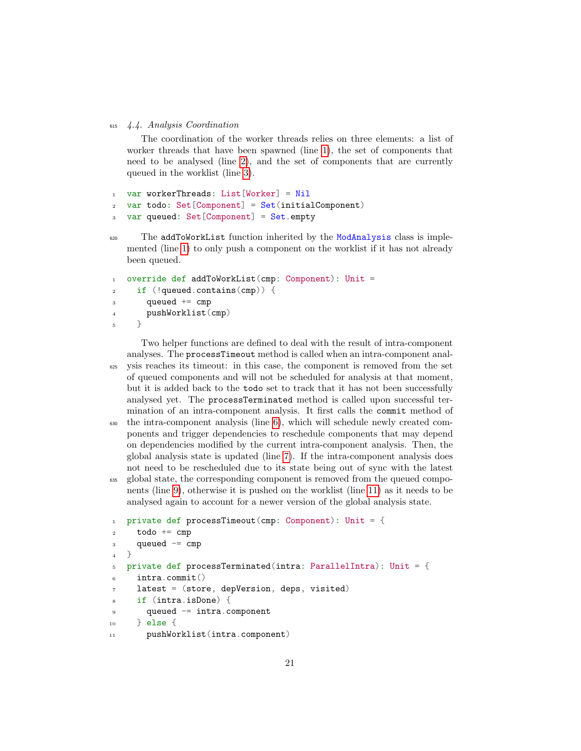### 4.4. Analysis Coordination

The coordination of the worker threads relies on three elements: a list of worker threads that have been spawned (line 1), the set of components that need to be analysed (line 2), and the set of components that are currently queued in the worklist (line 3).

```
var workerThreads: List[Worker] = Nil
var todo: Set[Component] = Set(initialComponent)
var queued: Set[Component] = Set.empty
```

The addToWorkList function inherited by the ModAnalysis class is implemented (line 1) to only push a component on the worklist if it has not already been queued.

```
override def addToWorkList(cmp: Component): Unit =
  if (!queued.contains(cmp)) {
    queued += cmp
    pushWorklist(cmp)
  }
```

Two helper functions are defined to deal with the result of intra-component analyses. The processTimeout method is called when an intra-component analysis reaches its timeout: in this case, the component is removed from the set of queued components and will not be scheduled for analysis at that moment, but it is added back to the todo set to track that it has not been successfully analysed yet. The processTerminated method is called upon successful termination of an intra-component analysis. It first calls the commit method of the intra-component analysis (line 6), which will schedule newly created components and trigger dependencies to reschedule components that may depend on dependencies modified by the current intra-component analysis. Then, the global analysis state is updated (line 7). If the intra-component analysis does not need to be rescheduled due to its state being out of sync with the latest global state, the corresponding component is removed from the queued components (line 9), otherwise it is pushed on the worklist (line 11) as it needs to be analysed again to account for a newer version of the global analysis state.

```
private def processTimeout(cmp: Component): Unit = {
  todo += cmp
  queued -= cmp
}
private def processTerminated(intra: ParallelIntra): Unit = {
  intra.commit()
  latest = (store, depVersion, deps, visited)
  if (intra.isDone) {
    queued -= intra.component
  } else {
    pushWorklist(intra.component)
```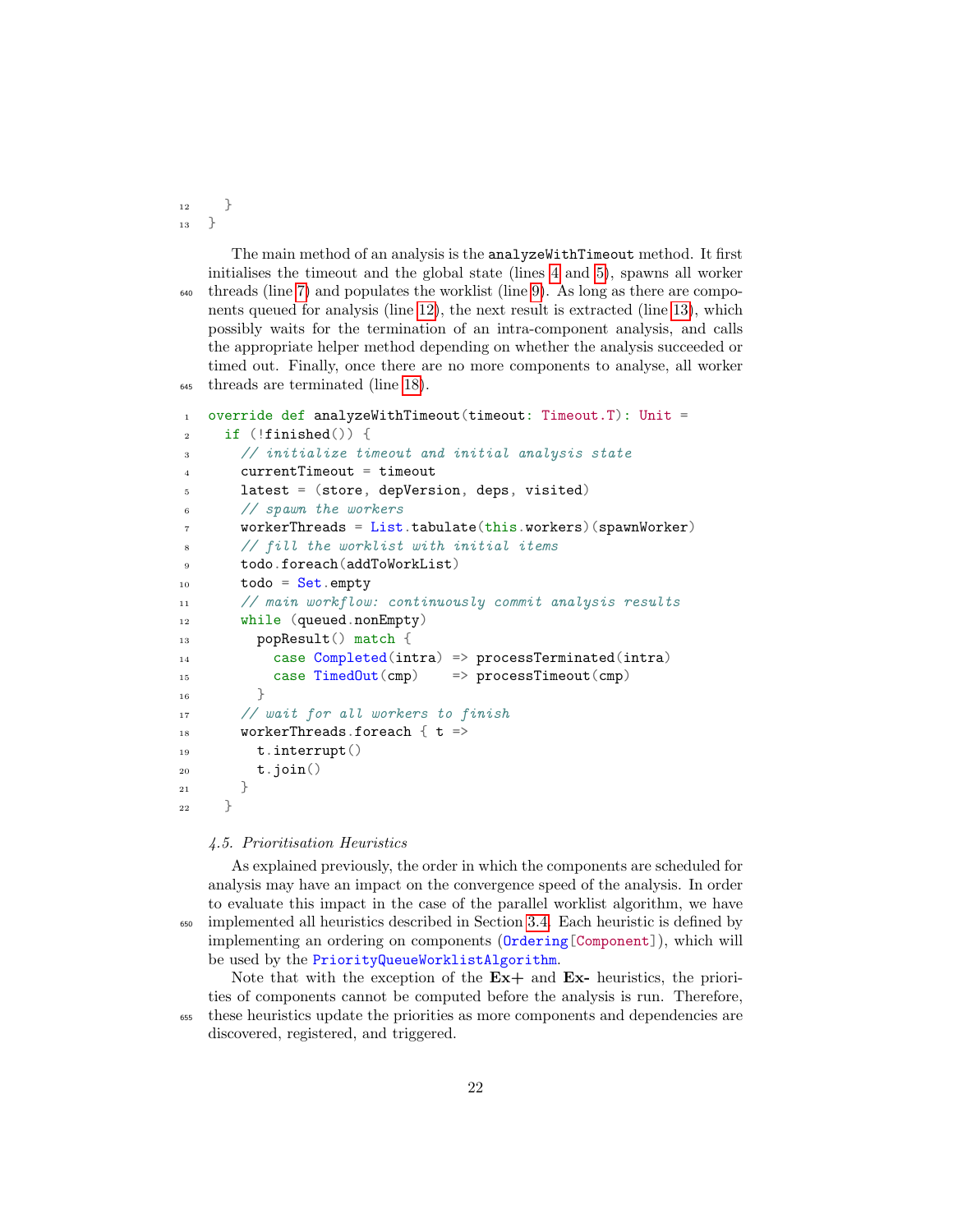```
  }
}
```

The main method of an analysis is the `analyzeWithTimeout` method. It first initialises the timeout and the global state (lines 4 and 5), spawns all worker threads (line 7) and populates the worklist (line 9). As long as there are components queued for analysis (line 12), the next result is extracted (line 13), which possibly waits for the termination of an intra-component analysis, and calls the appropriate helper method depending on whether the analysis succeeded or timed out. Finally, once there are no more components to analyse, all worker threads are terminated (line 18).

```scala
override def analyzeWithTimeout(timeout: Timeout.T): Unit =
  if (!finished()) {
    // initialize timeout and initial analysis state
    currentTimeout = timeout
    latest = (store, depVersion, deps, visited)
    // spawn the workers
    workerThreads = List.tabulate(this.workers)(spawnWorker)
    // fill the worklist with initial items
    todo.foreach(addToWorkList)
    todo = Set.empty
    // main workflow: continuously commit analysis results
    while (queued.nonEmpty)
      popResult() match {
        case Completed(intra) => processTerminated(intra)
        case TimedOut(cmp)    => processTimeout(cmp)
      }
    // wait for all workers to finish
    workerThreads.foreach { t =>
      t.interrupt()
      t.join()
    }
  }
```

### *4.5. Prioritisation Heuristics*

As explained previously, the order in which the components are scheduled for analysis may have an impact on the convergence speed of the analysis. In order to evaluate this impact in the case of the parallel worklist algorithm, we have implemented all heuristics described in Section 3.4. Each heuristic is defined by implementing an ordering on components (`Ordering[Component]`), which will be used by the `PriorityQueueWorklistAlgorithm`.

Note that with the exception of the **Ex+** and **Ex-** heuristics, the priorities of components cannot be computed before the analysis is run. Therefore, these heuristics update the priorities as more components and dependencies are discovered, registered, and triggered.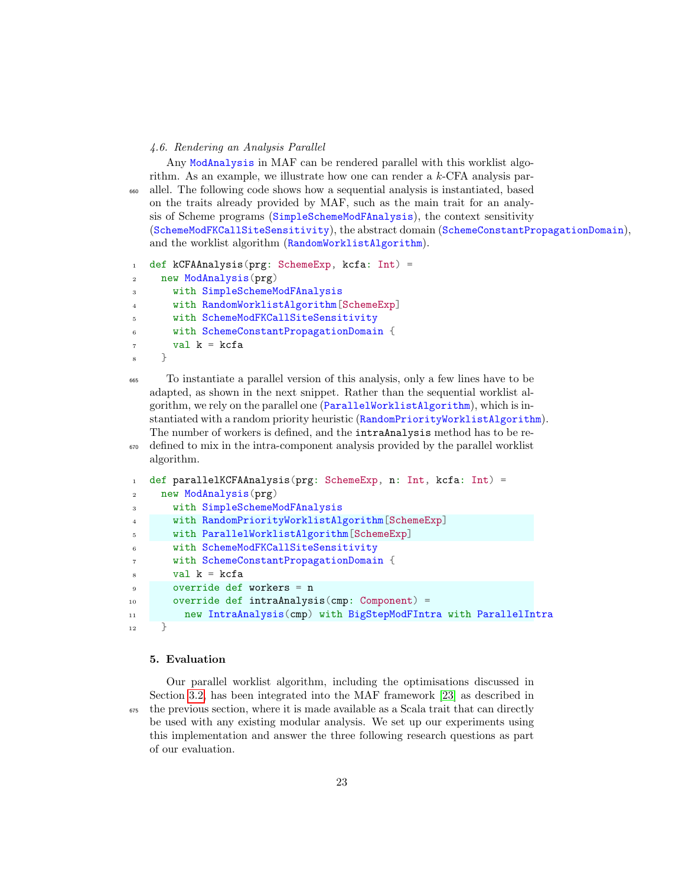### 4.6. Rendering an Analysis Parallel

Any ModAnalysis in MAF can be rendered parallel with this worklist algorithm. As an example, we illustrate how one can render a $k$-CFA analysis parallel. The following code shows how a sequential analysis is instantiated, based on the traits already provided by MAF, such as the main trait for an analysis of Scheme programs (SimpleSchemeModFAnalysis), the context sensitivity (SchemeModFKCallSiteSensitivity), the abstract domain (SchemeConstantPropagationDomain), and the worklist algorithm (RandomWorklistAlgorithm).

```scala
def kCFAAnalysis(prg: SchemeExp, kcfa: Int) =
  new ModAnalysis(prg)
    with SimpleSchemeModFAnalysis
    with RandomWorklistAlgorithm[SchemeExp]
    with SchemeModFKCallSiteSensitivity
    with SchemeConstantPropagationDomain {
    val k = kcfa
  }
```

To instantiate a parallel version of this analysis, only a few lines have to be adapted, as shown in the next snippet. Rather than the sequential worklist algorithm, we rely on the parallel one (ParallelWorklistAlgorithm), which is instantiated with a random priority heuristic (RandomPriorityWorklistAlgorithm). The number of workers is defined, and the `intraAnalysis` method has to be redefined to mix in the intra-component analysis provided by the parallel worklist algorithm.

```scala
def parallelKCFAAnalysis(prg: SchemeExp, n: Int, kcfa: Int) =
  new ModAnalysis(prg)
    with SimpleSchemeModFAnalysis
    with RandomPriorityWorklistAlgorithm[SchemeExp]
    with ParallelWorklistAlgorithm[SchemeExp]
    with SchemeModFKCallSiteSensitivity
    with SchemeConstantPropagationDomain {
    val k = kcfa
    override def workers = n
    override def intraAnalysis(cmp: Component) =
      new IntraAnalysis(cmp) with BigStepModFIntra with ParallelIntra
  }
```

## 5. Evaluation

Our parallel worklist algorithm, including the optimisations discussed in Section 3.2, has been integrated into the MAF framework [23] as described in the previous section, where it is made available as a Scala trait that can directly be used with any existing modular analysis. We set up our experiments using this implementation and answer the three following research questions as part of our evaluation.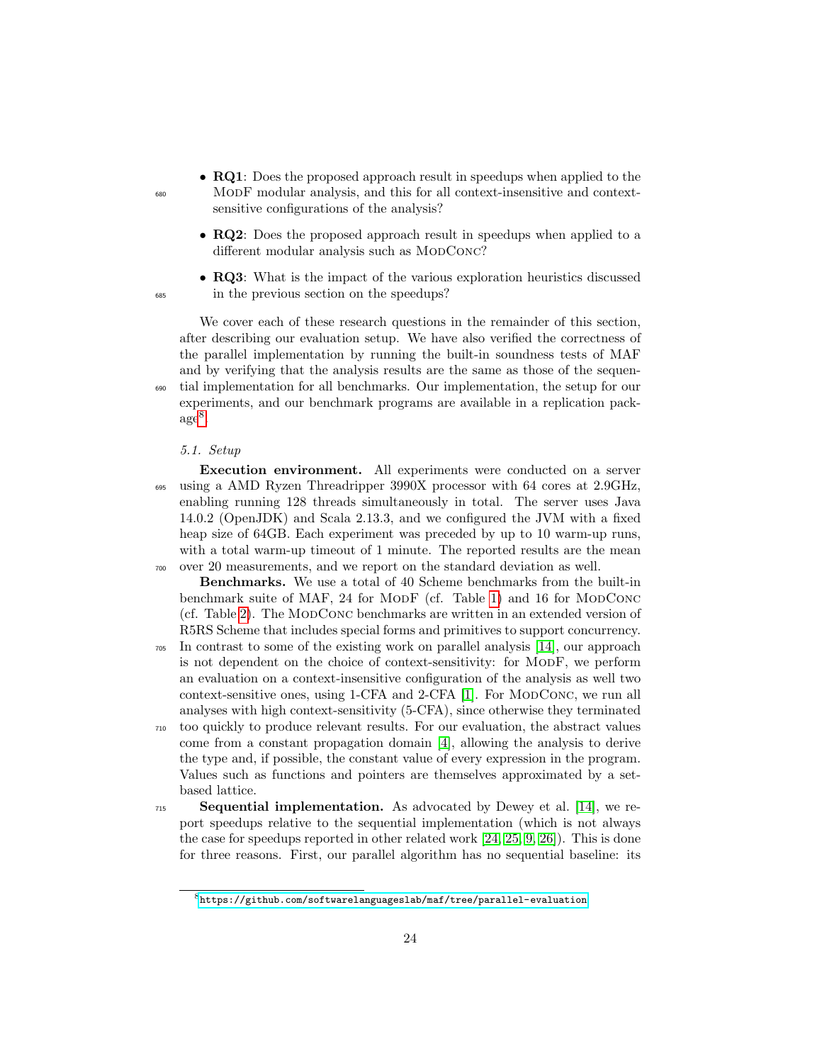- **RQ1**: Does the proposed approach result in speedups when applied to the ModF modular analysis, and this for all context-insensitive and context-sensitive configurations of the analysis?
- **RQ2**: Does the proposed approach result in speedups when applied to a different modular analysis such as ModConc?
- **RQ3**: What is the impact of the various exploration heuristics discussed in the previous section on the speedups?

We cover each of these research questions in the remainder of this section, after describing our evaluation setup. We have also verified the correctness of the parallel implementation by running the built-in soundness tests of MAF and by verifying that the analysis results are the same as those of the sequential implementation for all benchmarks. Our implementation, the setup for our experiments, and our benchmark programs are available in a replication package[8].

*5.1. Setup*

**Execution environment.** All experiments were conducted on a server using a AMD Ryzen Threadripper 3990X processor with 64 cores at 2.9GHz, enabling running 128 threads simultaneously in total. The server uses Java 14.0.2 (OpenJDK) and Scala 2.13.3, and we configured the JVM with a fixed heap size of 64GB. Each experiment was preceded by up to 10 warm-up runs, with a total warm-up timeout of 1 minute. The reported results are the mean over 20 measurements, and we report on the standard deviation as well.

**Benchmarks.** We use a total of 40 Scheme benchmarks from the built-in benchmark suite of MAF, 24 for ModF (cf. Table 1) and 16 for ModConc (cf. Table 2). The ModConc benchmarks are written in an extended version of R5RS Scheme that includes special forms and primitives to support concurrency. In contrast to some of the existing work on parallel analysis [14], our approach is not dependent on the choice of context-sensitivity: for ModF, we perform an evaluation on a context-insensitive configuration of the analysis as well two context-sensitive ones, using 1-CFA and 2-CFA [1]. For ModConc, we run all analyses with high context-sensitivity (5-CFA), since otherwise they terminated too quickly to produce relevant results. For our evaluation, the abstract values come from a constant propagation domain [4], allowing the analysis to derive the type and, if possible, the constant value of every expression in the program. Values such as functions and pointers are themselves approximated by a set-based lattice.

**Sequential implementation.** As advocated by Dewey et al. [14], we report speedups relative to the sequential implementation (which is not always the case for speedups reported in other related work [24, 25, 9, 26]). This is done for three reasons. First, our parallel algorithm has no sequential baseline: its

[8] https://github.com/softwarelanguageslab/maf/tree/parallel-evaluation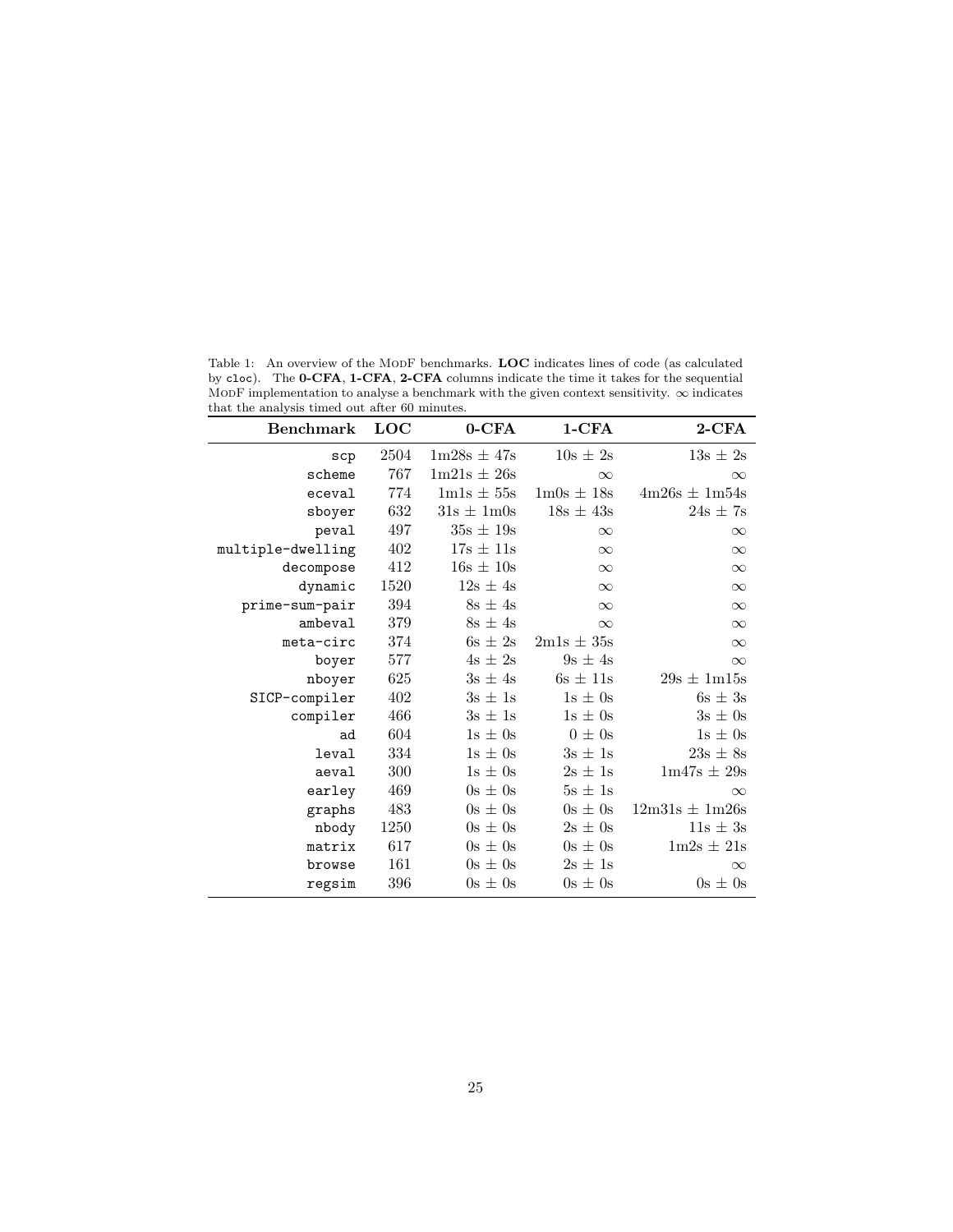Table 1: An overview of the ModF benchmarks. **LOC** indicates lines of code (as calculated by `cloc`). The **0-CFA**, **1-CFA**, **2-CFA** columns indicate the time it takes for the sequential ModF implementation to analyse a benchmark with the given context sensitivity. $\infty$ indicates that the analysis timed out after 60 minutes.

| Benchmark | LOC | 0-CFA | 1-CFA | 2-CFA |
|---:|---:|---:|---:|---:|
| `scp` | 2504 | 1m28s $\pm$ 47s | 10s $\pm$ 2s | 13s $\pm$ 2s |
| `scheme` | 767 | 1m21s $\pm$ 26s | $\infty$ | $\infty$ |
| `eceval` | 774 | 1m1s $\pm$ 55s | 1m0s $\pm$ 18s | 4m26s $\pm$ 1m54s |
| `sboyer` | 632 | 31s $\pm$ 1m0s | 18s $\pm$ 43s | 24s $\pm$ 7s |
| `peval` | 497 | 35s $\pm$ 19s | $\infty$ | $\infty$ |
| `multiple-dwelling` | 402 | 17s $\pm$ 11s | $\infty$ | $\infty$ |
| `decompose` | 412 | 16s $\pm$ 10s | $\infty$ | $\infty$ |
| `dynamic` | 1520 | 12s $\pm$ 4s | $\infty$ | $\infty$ |
| `prime-sum-pair` | 394 | 8s $\pm$ 4s | $\infty$ | $\infty$ |
| `ambeval` | 379 | 8s $\pm$ 4s | $\infty$ | $\infty$ |
| `meta-circ` | 374 | 6s $\pm$ 2s | 2m1s $\pm$ 35s | $\infty$ |
| `boyer` | 577 | 4s $\pm$ 2s | 9s $\pm$ 4s | $\infty$ |
| `nboyer` | 625 | 3s $\pm$ 4s | 6s $\pm$ 11s | 29s $\pm$ 1m15s |
| `SICP-compiler` | 402 | 3s $\pm$ 1s | 1s $\pm$ 0s | 6s $\pm$ 3s |
| `compiler` | 466 | 3s $\pm$ 1s | 1s $\pm$ 0s | 3s $\pm$ 0s |
| `ad` | 604 | 1s $\pm$ 0s | 0 $\pm$ 0s | 1s $\pm$ 0s |
| `leval` | 334 | 1s $\pm$ 0s | 3s $\pm$ 1s | 23s $\pm$ 8s |
| `aeval` | 300 | 1s $\pm$ 0s | 2s $\pm$ 1s | 1m47s $\pm$ 29s |
| `earley` | 469 | 0s $\pm$ 0s | 5s $\pm$ 1s | $\infty$ |
| `graphs` | 483 | 0s $\pm$ 0s | 0s $\pm$ 0s | 12m31s $\pm$ 1m26s |
| `nbody` | 1250 | 0s $\pm$ 0s | 2s $\pm$ 0s | 11s $\pm$ 3s |
| `matrix` | 617 | 0s $\pm$ 0s | 0s $\pm$ 0s | 1m2s $\pm$ 21s |
| `browse` | 161 | 0s $\pm$ 0s | 2s $\pm$ 1s | $\infty$ |
| `regsim` | 396 | 0s $\pm$ 0s | 0s $\pm$ 0s | 0s $\pm$ 0s |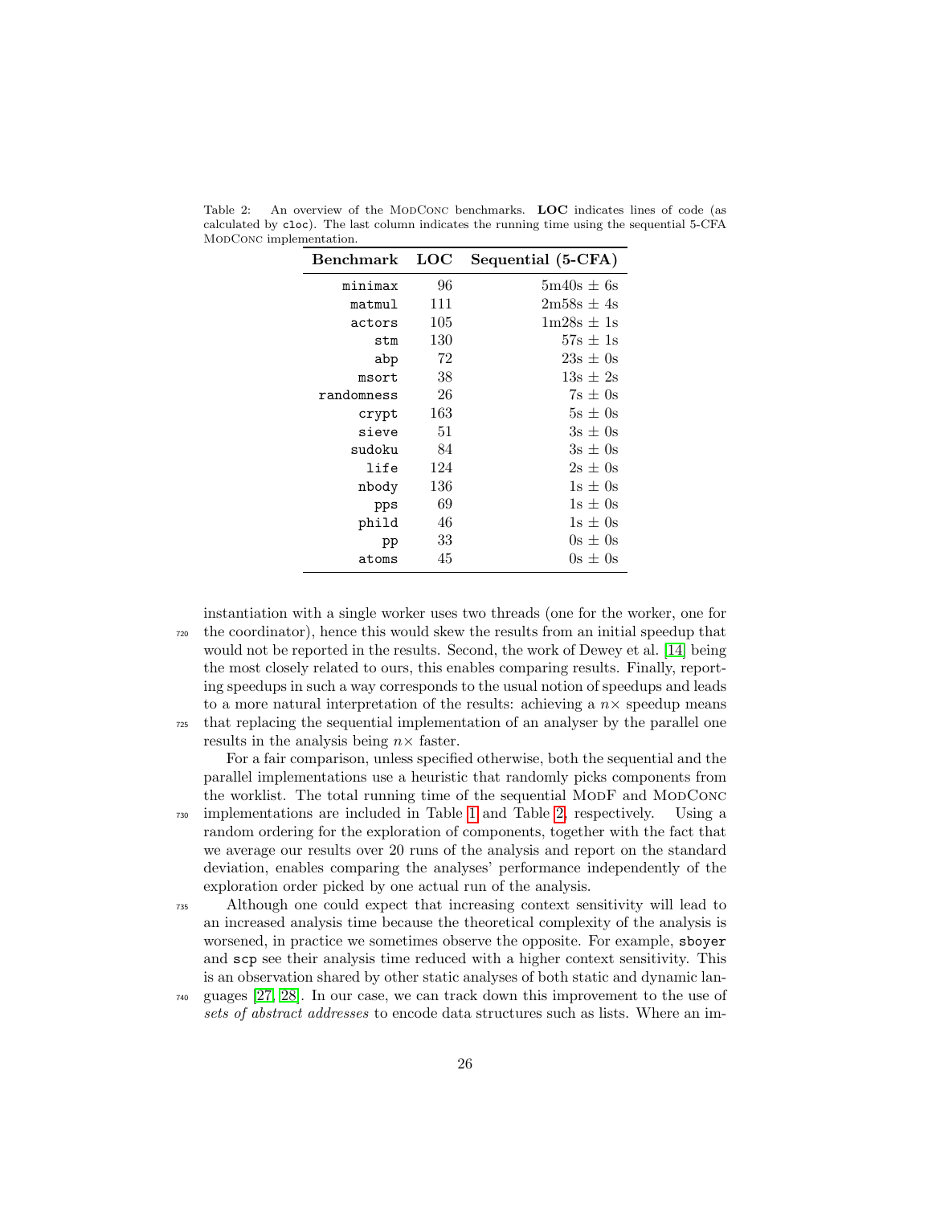Table 2: An overview of the ModConc benchmarks. **LOC** indicates lines of code (as calculated by `cloc`). The last column indicates the running time using the sequential 5-CFA ModConc implementation.

| Benchmark | LOC | Sequential (5-CFA) |
|---|---|---|
| `minimax` | 96 | 5m40s ± 6s |
| `matmul` | 111 | 2m58s ± 4s |
| `actors` | 105 | 1m28s ± 1s |
| `stm` | 130 | 57s ± 1s |
| `abp` | 72 | 23s ± 0s |
| `msort` | 38 | 13s ± 2s |
| `randomness` | 26 | 7s ± 0s |
| `crypt` | 163 | 5s ± 0s |
| `sieve` | 51 | 3s ± 0s |
| `sudoku` | 84 | 3s ± 0s |
| `life` | 124 | 2s ± 0s |
| `nbody` | 136 | 1s ± 0s |
| `pps` | 69 | 1s ± 0s |
| `phild` | 46 | 1s ± 0s |
| `pp` | 33 | 0s ± 0s |
| `atoms` | 45 | 0s ± 0s |

instantiation with a single worker uses two threads (one for the worker, one for the coordinator), hence this would skew the results from an initial speedup that would not be reported in the results. Second, the work of Dewey et al. [14] being the most closely related to ours, this enables comparing results. Finally, reporting speedups in such a way corresponds to the usual notion of speedups and leads to a more natural interpretation of the results: achieving a $n\times$ speedup means that replacing the sequential implementation of an analyser by the parallel one results in the analysis being $n\times$ faster.

For a fair comparison, unless specified otherwise, both the sequential and the parallel implementations use a heuristic that randomly picks components from the worklist. The total running time of the sequential ModF and ModConc implementations are included in Table 1 and Table 2, respectively. Using a random ordering for the exploration of components, together with the fact that we average our results over 20 runs of the analysis and report on the standard deviation, enables comparing the analyses' performance independently of the exploration order picked by one actual run of the analysis.

Although one could expect that increasing context sensitivity will lead to an increased analysis time because the theoretical complexity of the analysis is worsened, in practice we sometimes observe the opposite. For example, `sboyer` and `scp` see their analysis time reduced with a higher context sensitivity. This is an observation shared by other static analyses of both static and dynamic languages [27, 28]. In our case, we can track down this improvement to the use of *sets of abstract addresses* to encode data structures such as lists. Where an im-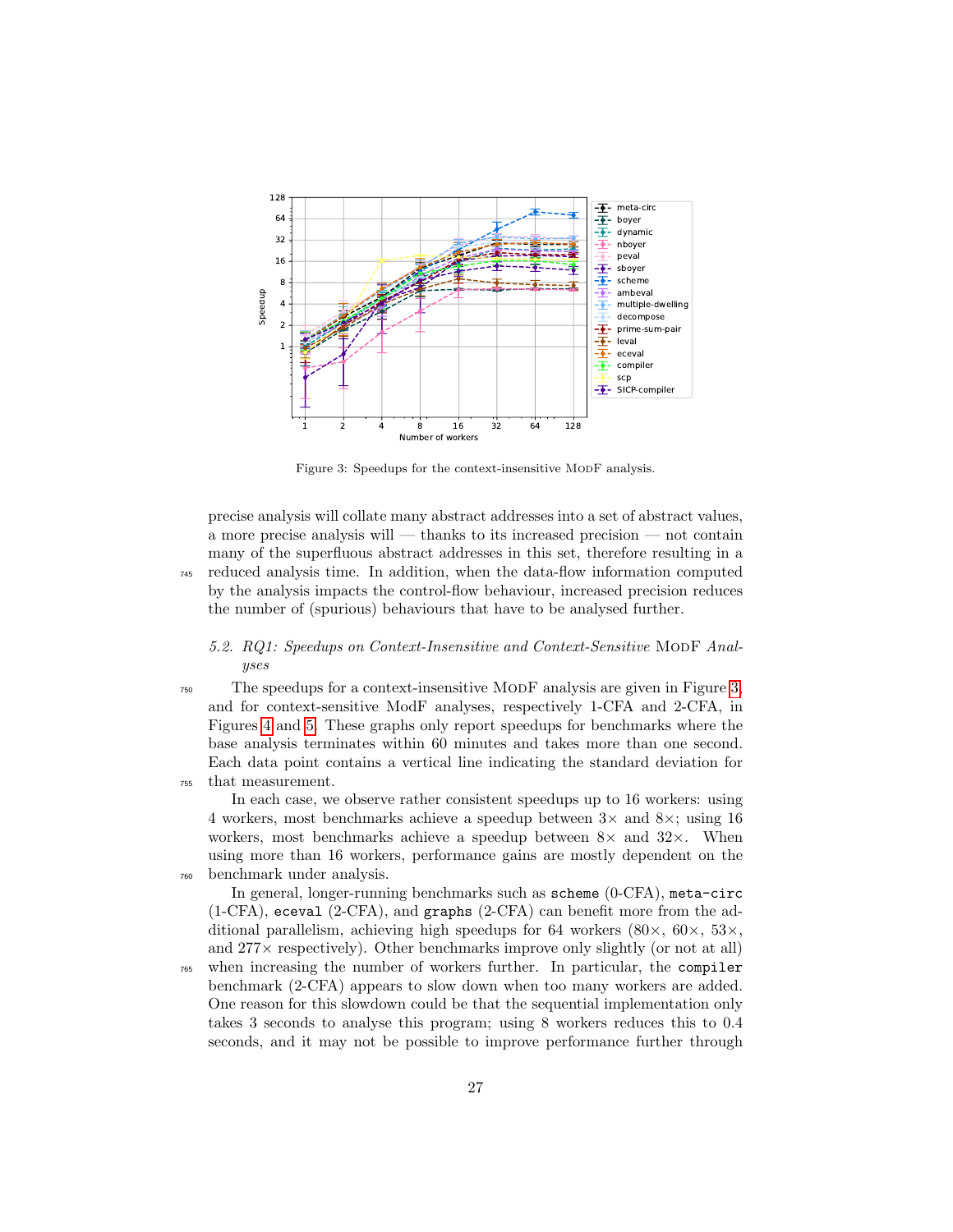Figure 3: Speedups for the context-insensitive ModF analysis.

precise analysis will collate many abstract addresses into a set of abstract values, a more precise analysis will — thanks to its increased precision — not contain many of the superfluous abstract addresses in this set, therefore resulting in a reduced analysis time. In addition, when the data-flow information computed by the analysis impacts the control-flow behaviour, increased precision reduces the number of (spurious) behaviours that have to be analysed further.

### 5.2. RQ1: Speedups on Context-Insensitive and Context-Sensitive ModF Analyses

The speedups for a context-insensitive ModF analysis are given in Figure 3, and for context-sensitive ModF analyses, respectively 1-CFA and 2-CFA, in Figures 4 and 5. These graphs only report speedups for benchmarks where the base analysis terminates within 60 minutes and takes more than one second. Each data point contains a vertical line indicating the standard deviation for that measurement.

In each case, we observe rather consistent speedups up to 16 workers: using 4 workers, most benchmarks achieve a speedup between 3× and 8×; using 16 workers, most benchmarks achieve a speedup between 8× and 32×. When using more than 16 workers, performance gains are mostly dependent on the benchmark under analysis.

In general, longer-running benchmarks such as `scheme` (0-CFA), `meta-circ` (1-CFA), `eceval` (2-CFA), and `graphs` (2-CFA) can benefit more from the additional parallelism, achieving high speedups for 64 workers (80×, 60×, 53×, and 277× respectively). Other benchmarks improve only slightly (or not at all) when increasing the number of workers further. In particular, the `compiler` benchmark (2-CFA) appears to slow down when too many workers are added. One reason for this slowdown could be that the sequential implementation only takes 3 seconds to analyse this program; using 8 workers reduces this to 0.4 seconds, and it may not be possible to improve performance further through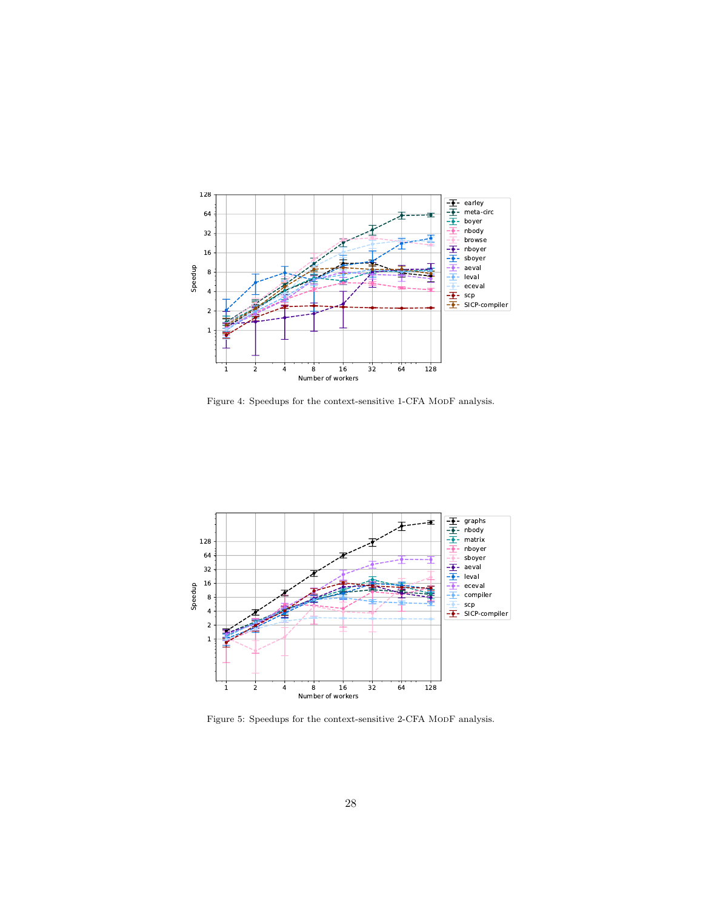Figure 4: Speedups for the context-sensitive 1-CFA ModF analysis.

Figure 5: Speedups for the context-sensitive 2-CFA ModF analysis.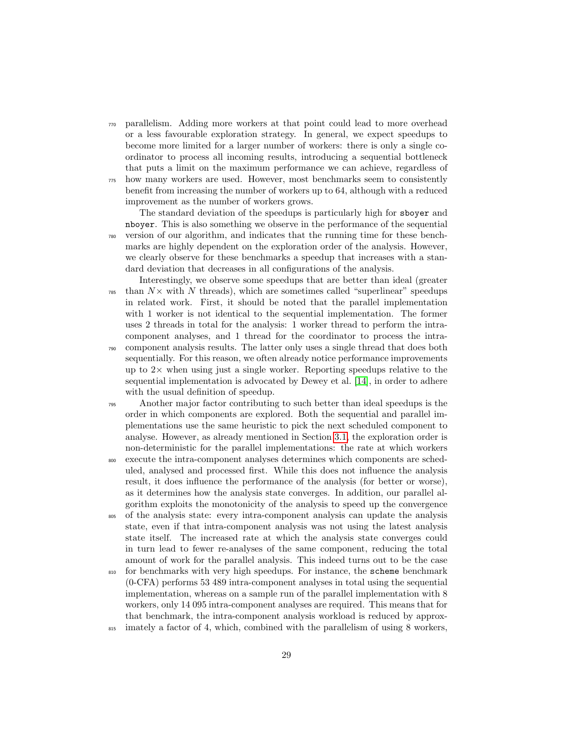parallelism. Adding more workers at that point could lead to more overhead or a less favourable exploration strategy. In general, we expect speedups to become more limited for a larger number of workers: there is only a single coordinator to process all incoming results, introducing a sequential bottleneck that puts a limit on the maximum performance we can achieve, regardless of how many workers are used. However, most benchmarks seem to consistently benefit from increasing the number of workers up to 64, although with a reduced improvement as the number of workers grows.

The standard deviation of the speedups is particularly high for `sboyer` and `nboyer`. This is also something we observe in the performance of the sequential version of our algorithm, and indicates that the running time for these benchmarks are highly dependent on the exploration order of the analysis. However, we clearly observe for these benchmarks a speedup that increases with a standard deviation that decreases in all configurations of the analysis.

Interestingly, we observe some speedups that are better than ideal (greater than $N\times$ with $N$ threads), which are sometimes called "superlinear" speedups in related work. First, it should be noted that the parallel implementation with 1 worker is not identical to the sequential implementation. The former uses 2 threads in total for the analysis: 1 worker thread to perform the intra-component analyses, and 1 thread for the coordinator to process the intra-component analysis results. The latter only uses a single thread that does both sequentially. For this reason, we often already notice performance improvements up to $2\times$ when using just a single worker. Reporting speedups relative to the sequential implementation is advocated by Dewey et al. [14], in order to adhere with the usual definition of speedup.

Another major factor contributing to such better than ideal speedups is the order in which components are explored. Both the sequential and parallel implementations use the same heuristic to pick the next scheduled component to analyse. However, as already mentioned in Section 3.1, the exploration order is non-deterministic for the parallel implementations: the rate at which workers execute the intra-component analyses determines which components are scheduled, analysed and processed first. While this does not influence the analysis result, it does influence the performance of the analysis (for better or worse), as it determines how the analysis state converges. In addition, our parallel algorithm exploits the monotonicity of the analysis to speed up the convergence of the analysis state: every intra-component analysis can update the analysis state, even if that intra-component analysis was not using the latest analysis state itself. The increased rate at which the analysis state converges could in turn lead to fewer re-analyses of the same component, reducing the total amount of work for the parallel analysis. This indeed turns out to be the case for benchmarks with very high speedups. For instance, the `scheme` benchmark (0-CFA) performs 53 489 intra-component analyses in total using the sequential implementation, whereas on a sample run of the parallel implementation with 8 workers, only 14 095 intra-component analyses are required. This means that for that benchmark, the intra-component analysis workload is reduced by approximately a factor of 4, which, combined with the parallelism of using 8 workers,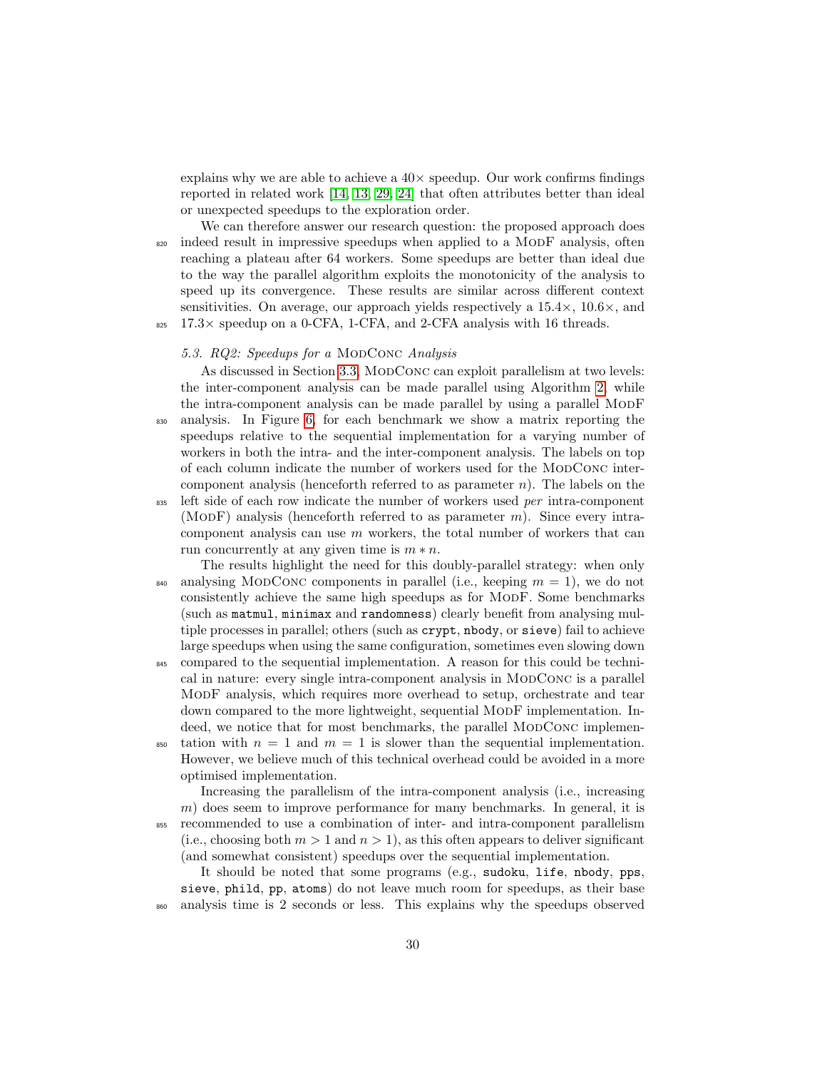explains why we are able to achieve a 40× speedup. Our work confirms findings reported in related work [14, 13, 29, 24] that often attributes better than ideal or unexpected speedups to the exploration order.

We can therefore answer our research question: the proposed approach does indeed result in impressive speedups when applied to a ModF analysis, often reaching a plateau after 64 workers. Some speedups are better than ideal due to the way the parallel algorithm exploits the monotonicity of the analysis to speed up its convergence. These results are similar across different context sensitivities. On average, our approach yields respectively a 15.4×, 10.6×, and 17.3× speedup on a 0-CFA, 1-CFA, and 2-CFA analysis with 16 threads.

### *5.3. RQ2: Speedups for a ModConc Analysis*

As discussed in Section 3.3, ModConc can exploit parallelism at two levels: the inter-component analysis can be made parallel using Algorithm 2, while the intra-component analysis can be made parallel by using a parallel ModF analysis. In Figure 6, for each benchmark we show a matrix reporting the speedups relative to the sequential implementation for a varying number of workers in both the intra- and the inter-component analysis. The labels on top of each column indicate the number of workers used for the ModConc inter-component analysis (henceforth referred to as parameter $n$). The labels on the left side of each row indicate the number of workers used *per* intra-component (ModF) analysis (henceforth referred to as parameter $m$). Since every intra-component analysis can use $m$ workers, the total number of workers that can run concurrently at any given time is $m * n$.

The results highlight the need for this doubly-parallel strategy: when only analysing ModConc components in parallel (i.e., keeping $m = 1$), we do not consistently achieve the same high speedups as for ModF. Some benchmarks (such as `matmul`, `minimax` and `randomness`) clearly benefit from analysing multiple processes in parallel; others (such as `crypt`, `nbody`, or `sieve`) fail to achieve large speedups when using the same configuration, sometimes even slowing down compared to the sequential implementation. A reason for this could be technical in nature: every single intra-component analysis in ModConc is a parallel ModF analysis, which requires more overhead to setup, orchestrate and tear down compared to the more lightweight, sequential ModF implementation. Indeed, we notice that for most benchmarks, the parallel ModConc implementation with $n = 1$ and $m = 1$ is slower than the sequential implementation. However, we believe much of this technical overhead could be avoided in a more optimised implementation.

Increasing the parallelism of the intra-component analysis (i.e., increasing $m$) does seem to improve performance for many benchmarks. In general, it is recommended to use a combination of inter- and intra-component parallelism (i.e., choosing both $m > 1$ and $n > 1$), as this often appears to deliver significant (and somewhat consistent) speedups over the sequential implementation.

It should be noted that some programs (e.g., `sudoku`, `life`, `nbody`, `pps`, `sieve`, `phild`, `pp`, `atoms`) do not leave much room for speedups, as their base analysis time is 2 seconds or less. This explains why the speedups observed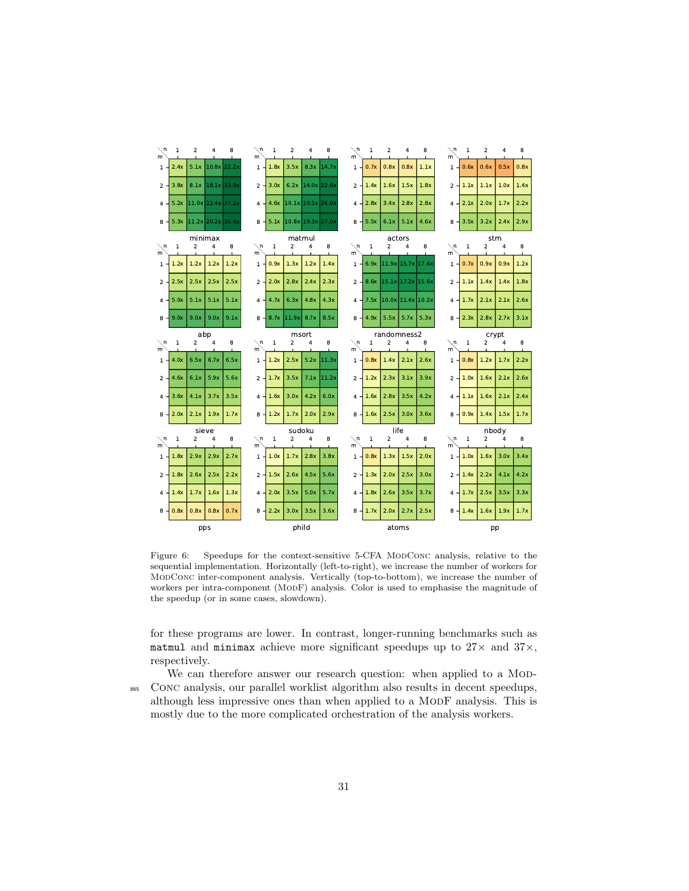| m \ n | 1 | 2 | 4 | 8 |
|---|---|---|---|---|
| 1 | 2.4x | 5.1x | 10.8x | 22.2x |
| 2 | 3.8x | 8.1x | 18.1x | 33.9x |
| 4 | 5.2x | 11.0x | 22.4x | 37.2x |
| 8 | 5.3x | 11.2x | 20.2x | 35.4x |

minimax

| m \ n | 1 | 2 | 4 | 8 |
|---|---|---|---|---|
| 1 | 1.8x | 3.5x | 8.3x | 14.7x |
| 2 | 3.0x | 6.2x | 14.0x | 22.6x |
| 4 | 4.6x | 10.1x | 19.5x | 26.0x |
| 8 | 5.1x | 10.8x | 19.3x | 27.0x |

matmul

| m \ n | 1 | 2 | 4 | 8 |
|---|---|---|---|---|
| 1 | 0.7x | 0.8x | 0.8x | 1.1x |
| 2 | 1.4x | 1.6x | 1.5x | 1.8x |
| 4 | 2.8x | 3.4x | 2.8x | 2.8x |
| 8 | 5.5x | 6.1x | 5.1x | 4.6x |

actors

| m \ n | 1 | 2 | 4 | 8 |
|---|---|---|---|---|
| 1 | 0.6x | 0.6x | 0.5x | 0.8x |
| 2 | 1.1x | 1.1x | 1.0x | 1.4x |
| 4 | 2.1x | 2.0x | 1.7x | 2.2x |
| 8 | 3.5x | 3.2x | 2.4x | 2.9x |

stm

| m \ n | 1 | 2 | 4 | 8 |
|---|---|---|---|---|
| 1 | 1.2x | 1.2x | 1.2x | 1.2x |
| 2 | 2.5x | 2.5x | 2.5x | 2.5x |
| 4 | 5.0x | 5.1x | 5.1x | 5.1x |
| 8 | 9.0x | 9.0x | 9.0x | 9.1x |

abp

| m \ n | 1 | 2 | 4 | 8 |
|---|---|---|---|---|
| 1 | 0.9x | 1.3x | 1.2x | 1.4x |
| 2 | 2.0x | 2.8x | 2.4x | 2.3x |
| 4 | 4.7x | 6.3x | 4.8x | 4.3x |
| 8 | 8.7x | 11.9x | 8.7x | 8.5x |

msort

| m \ n | 1 | 2 | 4 | 8 |
|---|---|---|---|---|
| 1 | 6.9x | 11.9x | 15.7x | 17.4x |
| 2 | 8.6x | 15.1x | 17.2x | 15.6x |
| 4 | 7.5x | 10.0x | 11.4x | 10.2x |
| 8 | 4.9x | 5.5x | 5.7x | 5.3x |

randomness2

| m \ n | 1 | 2 | 4 | 8 |
|---|---|---|---|---|
| 1 | 0.7x | 0.9x | 0.9x | 1.2x |
| 2 | 1.1x | 1.4x | 1.4x | 1.8x |
| 4 | 1.7x | 2.1x | 2.1x | 2.6x |
| 8 | 2.3x | 2.8x | 2.7x | 3.1x |

crypt

| m \ n | 1 | 2 | 4 | 8 |
|---|---|---|---|---|
| 1 | 4.0x | 6.5x | 6.7x | 6.5x |
| 2 | 4.6x | 6.1x | 5.9x | 5.6x |
| 4 | 3.6x | 4.1x | 3.7x | 3.5x |
| 8 | 2.0x | 2.1x | 1.9x | 1.7x |

sieve

| m \ n | 1 | 2 | 4 | 8 |
|---|---|---|---|---|
| 1 | 1.2x | 2.5x | 5.2x | 11.3x |
| 2 | 1.7x | 3.5x | 7.1x | 11.2x |
| 4 | 1.6x | 3.0x | 4.2x | 6.0x |
| 8 | 1.2x | 1.7x | 2.0x | 2.9x |

sudoku

| m \ n | 1 | 2 | 4 | 8 |
|---|---|---|---|---|
| 1 | 0.8x | 1.4x | 2.1x | 2.6x |
| 2 | 1.2x | 2.3x | 3.1x | 3.9x |
| 4 | 1.6x | 2.8x | 3.5x | 4.2x |
| 8 | 1.6x | 2.5x | 3.0x | 3.6x |

life

| m \ n | 1 | 2 | 4 | 8 |
|---|---|---|---|---|
| 1 | 0.8x | 1.2x | 1.7x | 2.2x |
| 2 | 1.0x | 1.6x | 2.1x | 2.6x |
| 4 | 1.1x | 1.6x | 2.1x | 2.4x |
| 8 | 0.9x | 1.4x | 1.5x | 1.7x |

nbody

| m \ n | 1 | 2 | 4 | 8 |
|---|---|---|---|---|
| 1 | 1.8x | 2.9x | 2.9x | 2.7x |
| 2 | 1.8x | 2.6x | 2.5x | 2.2x |
| 4 | 1.4x | 1.7x | 1.6x | 1.3x |
| 8 | 0.8x | 0.8x | 0.8x | 0.7x |

pps

| m \ n | 1 | 2 | 4 | 8 |
|---|---|---|---|---|
| 1 | 1.0x | 1.7x | 2.8x | 3.8x |
| 2 | 1.5x | 2.6x | 4.5x | 5.6x |
| 4 | 2.0x | 3.5x | 5.0x | 5.7x |
| 8 | 2.2x | 3.0x | 3.5x | 3.6x |

phild

| m \ n | 1 | 2 | 4 | 8 |
|---|---|---|---|---|
| 1 | 0.8x | 1.3x | 1.5x | 2.0x |
| 2 | 1.3x | 2.0x | 2.5x | 3.0x |
| 4 | 1.8x | 2.6x | 3.5x | 3.7x |
| 8 | 1.7x | 2.0x | 2.7x | 2.5x |

atoms

| m \ n | 1 | 2 | 4 | 8 |
|---|---|---|---|---|
| 1 | 1.0x | 1.6x | 3.0x | 3.4x |
| 2 | 1.4x | 2.2x | 4.1x | 4.2x |
| 4 | 1.7x | 2.5x | 3.5x | 3.3x |
| 8 | 1.4x | 1.6x | 1.9x | 1.7x |

pp

Figure 6: Speedups for the context-sensitive 5-CFA ModConc analysis, relative to the sequential implementation. Horizontally (left-to-right), we increase the number of workers for ModConc inter-component analysis. Vertically (top-to-bottom), we increase the number of workers per intra-component (ModF) analysis. Color is used to emphasise the magnitude of the speedup (or in some cases, slowdown).

for these programs are lower. In contrast, longer-running benchmarks such as `matmul` and `minimax` achieve more significant speedups up to 27× and 37×, respectively.

We can therefore answer our research question: when applied to a ModConc analysis, our parallel worklist algorithm also results in decent speedups, although less impressive ones than when applied to a ModF analysis. This is mostly due to the more complicated orchestration of the analysis workers.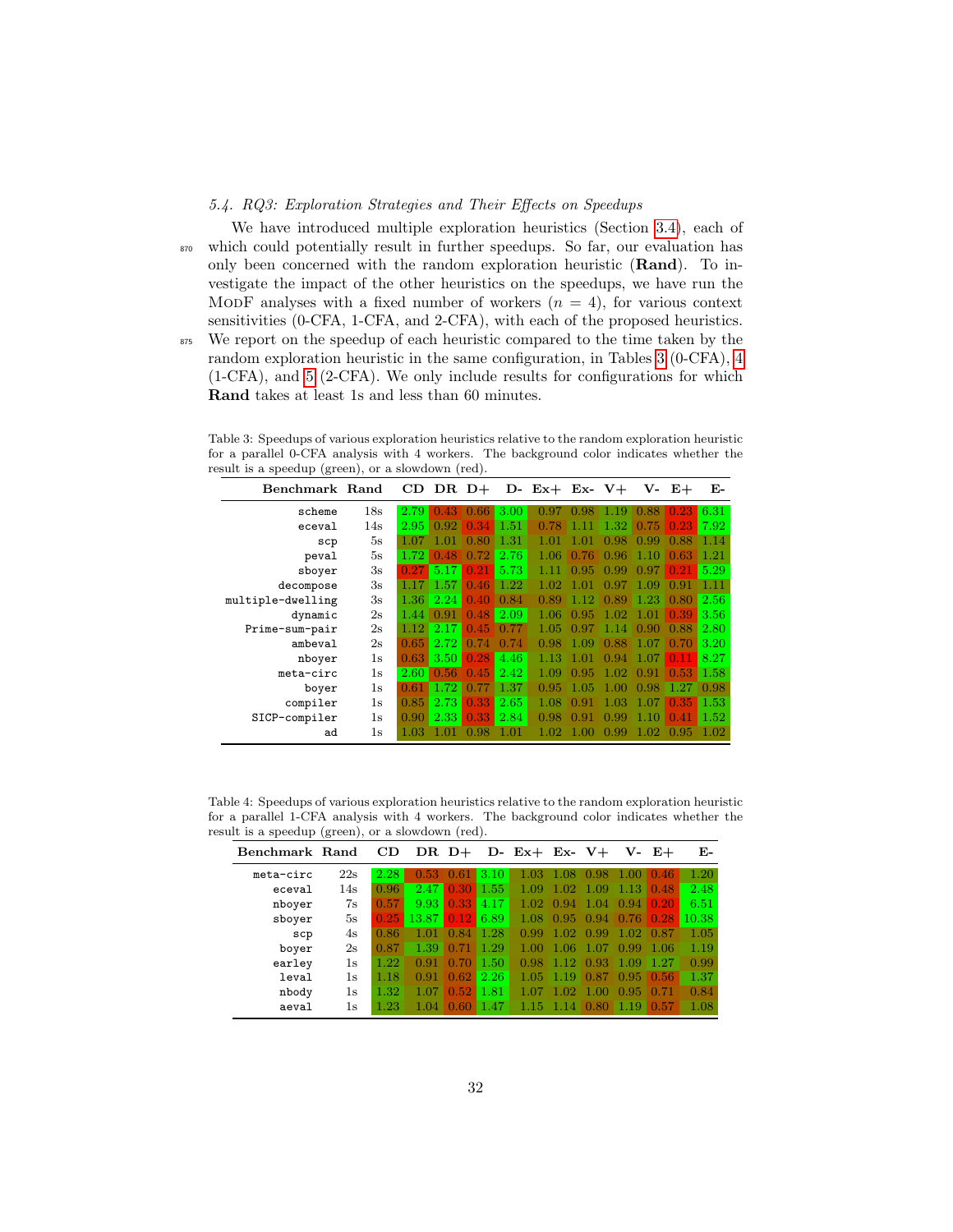### 5.4. RQ3: Exploration Strategies and Their Effects on Speedups

We have introduced multiple exploration heuristics (Section 3.4), each of which could potentially result in further speedups. So far, our evaluation has only been concerned with the random exploration heuristic (**Rand**). To investigate the impact of the other heuristics on the speedups, we have run the ModF analyses with a fixed number of workers ($n = 4$), for various context sensitivities (0-CFA, 1-CFA, and 2-CFA), with each of the proposed heuristics. We report on the speedup of each heuristic compared to the time taken by the random exploration heuristic in the same configuration, in Tables 3 (0-CFA), 4 (1-CFA), and 5 (2-CFA). We only include results for configurations for which **Rand** takes at least 1s and less than 60 minutes.

Table 3: Speedups of various exploration heuristics relative to the random exploration heuristic for a parallel 0-CFA analysis with 4 workers. The background color indicates whether the result is a speedup (green), or a slowdown (red).

| Benchmark | Rand | CD | DR | D+ | D- | Ex+ | Ex- | V+ | V- | E+ | E- |
|---|---|---|---|---|---|---|---|---|---|---|---|
| `scheme` | 18s | 2.79 | 0.43 | 0.66 | 3.00 | 0.97 | 0.98 | 1.19 | 0.88 | 0.23 | 6.31 |
| `eceval` | 14s | 2.95 | 0.92 | 0.34 | 1.51 | 0.78 | 1.11 | 1.32 | 0.75 | 0.23 | 7.92 |
| `scp` | 5s | 1.07 | 1.01 | 0.80 | 1.31 | 1.01 | 1.01 | 0.98 | 0.99 | 0.88 | 1.14 |
| `peval` | 5s | 1.72 | 0.48 | 0.72 | 2.76 | 1.06 | 0.76 | 0.96 | 1.10 | 0.63 | 1.21 |
| `sboyer` | 3s | 0.27 | 5.17 | 0.21 | 5.73 | 1.11 | 0.95 | 0.99 | 0.97 | 0.21 | 5.29 |
| `decompose` | 3s | 1.17 | 1.57 | 0.46 | 1.22 | 1.02 | 1.01 | 0.97 | 1.09 | 0.91 | 1.11 |
| `multiple-dwelling` | 3s | 1.36 | 2.24 | 0.40 | 0.84 | 0.89 | 1.12 | 0.89 | 1.23 | 0.80 | 2.56 |
| `dynamic` | 2s | 1.44 | 0.91 | 0.48 | 2.09 | 1.06 | 0.95 | 1.02 | 1.01 | 0.39 | 3.56 |
| `Prime-sum-pair` | 2s | 1.12 | 2.17 | 0.45 | 0.77 | 1.05 | 0.97 | 1.14 | 0.90 | 0.88 | 2.80 |
| `ambeval` | 2s | 0.65 | 2.72 | 0.74 | 0.74 | 0.98 | 1.09 | 0.88 | 1.07 | 0.70 | 3.20 |
| `nboyer` | 1s | 0.63 | 3.50 | 0.28 | 4.46 | 1.13 | 1.01 | 0.94 | 1.07 | 0.11 | 8.27 |
| `meta-circ` | 1s | 2.60 | 0.56 | 0.45 | 2.42 | 1.09 | 0.95 | 1.02 | 0.91 | 0.53 | 1.58 |
| `boyer` | 1s | 0.61 | 1.72 | 0.77 | 1.37 | 0.95 | 1.05 | 1.00 | 0.98 | 1.27 | 0.98 |
| `compiler` | 1s | 0.85 | 2.73 | 0.33 | 2.65 | 1.08 | 0.91 | 1.03 | 1.07 | 0.35 | 1.53 |
| `SICP-compiler` | 1s | 0.90 | 2.33 | 0.33 | 2.84 | 0.98 | 0.91 | 0.99 | 1.10 | 0.41 | 1.52 |
| `ad` | 1s | 1.03 | 1.01 | 0.98 | 1.01 | 1.02 | 1.00 | 0.99 | 1.02 | 0.95 | 1.02 |

Table 4: Speedups of various exploration heuristics relative to the random exploration heuristic for a parallel 1-CFA analysis with 4 workers. The background color indicates whether the result is a speedup (green), or a slowdown (red).

| Benchmark | Rand | CD | DR | D+ | D- | Ex+ | Ex- | V+ | V- | E+ | E- |
|---|---|---|---|---|---|---|---|---|---|---|---|
| `meta-circ` | 22s | 2.28 | 0.53 | 0.61 | 3.10 | 1.03 | 1.08 | 0.98 | 1.00 | 0.46 | 1.20 |
| `eceval` | 14s | 0.96 | 2.47 | 0.30 | 1.55 | 1.09 | 1.02 | 1.09 | 1.13 | 0.48 | 2.48 |
| `nboyer` | 7s | 0.57 | 9.93 | 0.33 | 4.17 | 1.02 | 0.94 | 1.04 | 0.94 | 0.20 | 6.51 |
| `sboyer` | 5s | 0.25 | 13.87 | 0.12 | 6.89 | 1.08 | 0.95 | 0.94 | 0.76 | 0.28 | 10.38 |
| `scp` | 4s | 0.86 | 1.01 | 0.84 | 1.28 | 0.99 | 1.02 | 0.99 | 1.02 | 0.87 | 1.05 |
| `boyer` | 2s | 0.87 | 1.39 | 0.71 | 1.29 | 1.00 | 1.06 | 1.07 | 0.99 | 1.06 | 1.19 |
| `earley` | 1s | 1.22 | 0.91 | 0.70 | 1.50 | 0.98 | 1.12 | 0.93 | 1.09 | 1.27 | 0.99 |
| `leval` | 1s | 1.18 | 0.91 | 0.62 | 2.26 | 1.05 | 1.19 | 0.87 | 0.95 | 0.56 | 1.37 |
| `nbody` | 1s | 1.32 | 1.07 | 0.52 | 1.81 | 1.07 | 1.02 | 1.00 | 0.95 | 0.71 | 0.84 |
| `aeval` | 1s | 1.23 | 1.04 | 0.60 | 1.47 | 1.15 | 1.14 | 0.80 | 1.19 | 0.57 | 1.08 |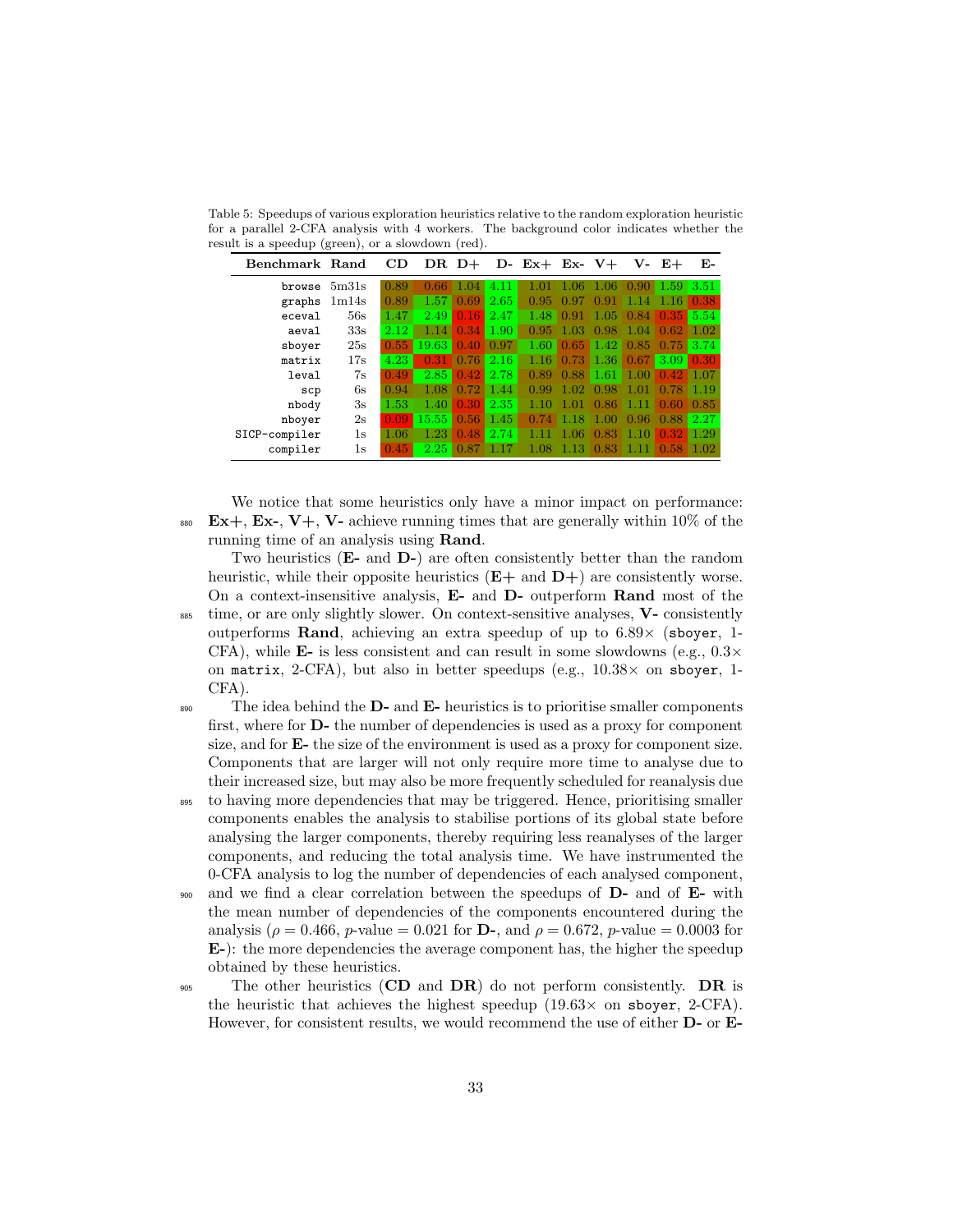Table 5: Speedups of various exploration heuristics relative to the random exploration heuristic for a parallel 2-CFA analysis with 4 workers. The background color indicates whether the result is a speedup (green), or a slowdown (red).

| Benchmark | Rand | CD | DR | D+ | D- | Ex+ | Ex- | V+ | V- | E+ | E- |
|---|---|---|---|---|---|---|---|---|---|---|---|
| browse | 5m31s | 0.89 | 0.66 | 1.04 | 4.11 | 1.01 | 1.06 | 1.06 | 0.90 | 1.59 | 3.51 |
| graphs | 1m14s | 0.89 | 1.57 | 0.69 | 2.65 | 0.95 | 0.97 | 0.91 | 1.14 | 1.16 | 0.38 |
| eceval | 56s | 1.47 | 2.49 | 0.16 | 2.47 | 1.48 | 0.91 | 1.05 | 0.84 | 0.35 | 5.54 |
| aeval | 33s | 2.12 | 1.14 | 0.34 | 1.90 | 0.95 | 1.03 | 0.98 | 1.04 | 0.62 | 1.02 |
| sboyer | 25s | 0.55 | 19.63 | 0.40 | 0.97 | 1.60 | 0.65 | 1.42 | 0.85 | 0.75 | 3.74 |
| matrix | 17s | 4.23 | 0.31 | 0.76 | 2.16 | 1.16 | 0.73 | 1.36 | 0.67 | 3.09 | 0.30 |
| leval | 7s | 0.49 | 2.85 | 0.42 | 2.78 | 0.89 | 0.88 | 1.61 | 1.00 | 0.42 | 1.07 |
| scp | 6s | 0.94 | 1.08 | 0.72 | 1.44 | 0.99 | 1.02 | 0.98 | 1.01 | 0.78 | 1.19 |
| nbody | 3s | 1.53 | 1.40 | 0.30 | 2.35 | 1.10 | 1.01 | 0.86 | 1.11 | 0.60 | 0.85 |
| nboyer | 2s | 0.09 | 15.55 | 0.56 | 1.45 | 0.74 | 1.18 | 1.00 | 0.96 | 0.88 | 2.27 |
| SICP-compiler | 1s | 1.06 | 1.23 | 0.48 | 2.74 | 1.11 | 1.06 | 0.83 | 1.10 | 0.32 | 1.29 |
| compiler | 1s | 0.45 | 2.25 | 0.87 | 1.17 | 1.08 | 1.13 | 0.83 | 1.11 | 0.58 | 1.02 |

We notice that some heuristics only have a minor impact on performance: **Ex+**, **Ex-**, **V+**, **V-** achieve running times that are generally within 10% of the running time of an analysis using **Rand**.

Two heuristics (**E-** and **D-**) are often consistently better than the random heuristic, while their opposite heuristics (**E+** and **D+**) are consistently worse. On a context-insensitive analysis, **E-** and **D-** outperform **Rand** most of the time, or are only slightly slower. On context-sensitive analyses, **V-** consistently outperforms **Rand**, achieving an extra speedup of up to 6.89× (sboyer, 1-CFA), while **E-** is less consistent and can result in some slowdowns (e.g., 0.3× on matrix, 2-CFA), but also in better speedups (e.g., 10.38× on sboyer, 1-CFA).

The idea behind the **D-** and **E-** heuristics is to prioritise smaller components first, where for **D-** the number of dependencies is used as a proxy for component size, and for **E-** the size of the environment is used as a proxy for component size. Components that are larger will not only require more time to analyse due to their increased size, but may also be more frequently scheduled for reanalysis due to having more dependencies that may be triggered. Hence, prioritising smaller components enables the analysis to stabilise portions of its global state before analysing the larger components, thereby requiring less reanalyses of the larger components, and reducing the total analysis time. We have instrumented the 0-CFA analysis to log the number of dependencies of each analysed component, and we find a clear correlation between the speedups of **D-** and of **E-** with the mean number of dependencies of the components encountered during the analysis ($\rho = 0.466$, $p$-value $= 0.021$ for **D-**, and $\rho = 0.672$, $p$-value $= 0.0003$ for **E-**): the more dependencies the average component has, the higher the speedup obtained by these heuristics.

The other heuristics (**CD** and **DR**) do not perform consistently. **DR** is the heuristic that achieves the highest speedup (19.63× on sboyer, 2-CFA). However, for consistent results, we would recommend the use of either **D-** or **E-**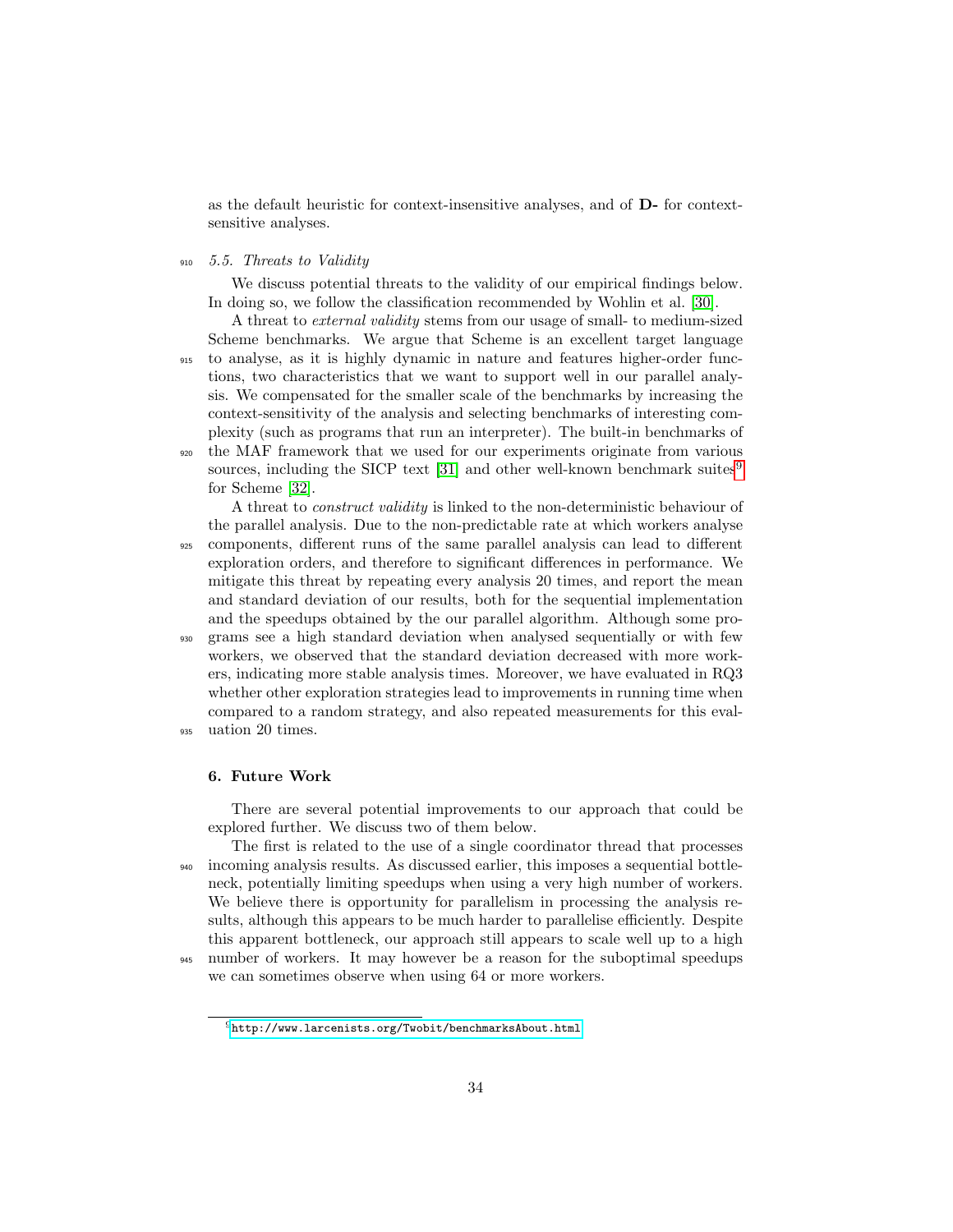as the default heuristic for context-insensitive analyses, and of **D-** for context-sensitive analyses.

### *5.5. Threats to Validity*

We discuss potential threats to the validity of our empirical findings below. In doing so, we follow the classification recommended by Wohlin et al. [30].

A threat to *external validity* stems from our usage of small- to medium-sized Scheme benchmarks. We argue that Scheme is an excellent target language to analyse, as it is highly dynamic in nature and features higher-order functions, two characteristics that we want to support well in our parallel analysis. We compensated for the smaller scale of the benchmarks by increasing the context-sensitivity of the analysis and selecting benchmarks of interesting complexity (such as programs that run an interpreter). The built-in benchmarks of the MAF framework that we used for our experiments originate from various sources, including the SICP text [31] and other well-known benchmark suites[9] for Scheme [32].

A threat to *construct validity* is linked to the non-deterministic behaviour of the parallel analysis. Due to the non-predictable rate at which workers analyse components, different runs of the same parallel analysis can lead to different exploration orders, and therefore to significant differences in performance. We mitigate this threat by repeating every analysis 20 times, and report the mean and standard deviation of our results, both for the sequential implementation and the speedups obtained by the our parallel algorithm. Although some programs see a high standard deviation when analysed sequentially or with few workers, we observed that the standard deviation decreased with more workers, indicating more stable analysis times. Moreover, we have evaluated in RQ3 whether other exploration strategies lead to improvements in running time when compared to a random strategy, and also repeated measurements for this evaluation 20 times.

## 6. Future Work

There are several potential improvements to our approach that could be explored further. We discuss two of them below.

The first is related to the use of a single coordinator thread that processes incoming analysis results. As discussed earlier, this imposes a sequential bottleneck, potentially limiting speedups when using a very high number of workers. We believe there is opportunity for parallelism in processing the analysis results, although this appears to be much harder to parallelise efficiently. Despite this apparent bottleneck, our approach still appears to scale well up to a high number of workers. It may however be a reason for the suboptimal speedups we can sometimes observe when using 64 or more workers.

---

[9] http://www.larcenists.org/Twobit/benchmarksAbout.html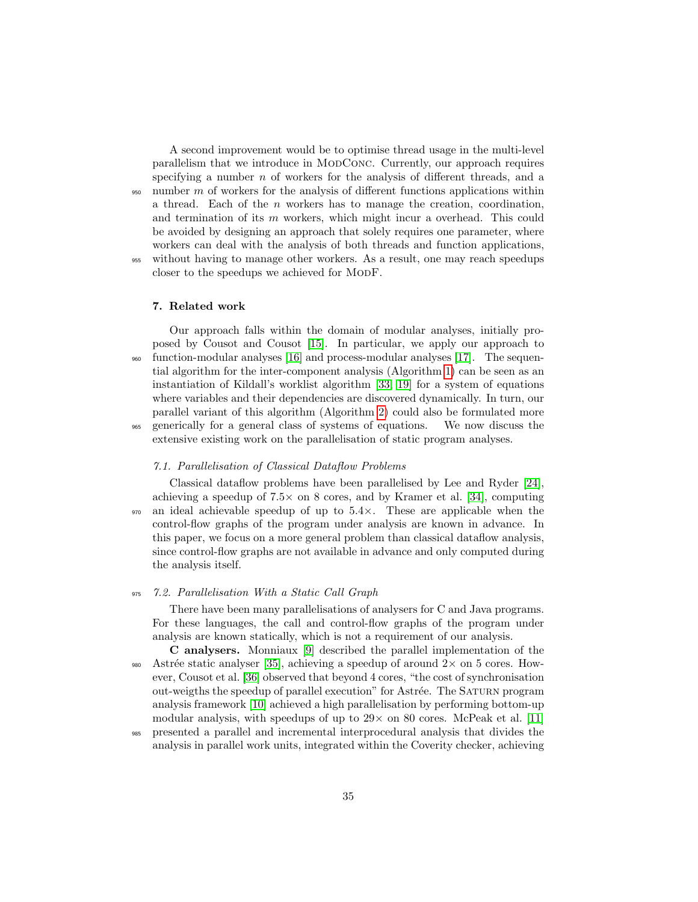A second improvement would be to optimise thread usage in the multi-level parallelism that we introduce in ModConc. Currently, our approach requires specifying a number $n$ of workers for the analysis of different threads, and a number $m$ of workers for the analysis of different functions applications within a thread. Each of the $n$ workers has to manage the creation, coordination, and termination of its $m$ workers, which might incur a overhead. This could be avoided by designing an approach that solely requires one parameter, where workers can deal with the analysis of both threads and function applications, without having to manage other workers. As a result, one may reach speedups closer to the speedups we achieved for ModF.

## 7. Related work

Our approach falls within the domain of modular analyses, initially proposed by Cousot and Cousot [15]. In particular, we apply our approach to function-modular analyses [16] and process-modular analyses [17]. The sequential algorithm for the inter-component analysis (Algorithm 1) can be seen as an instantiation of Kildall's worklist algorithm [33, 19] for a system of equations where variables and their dependencies are discovered dynamically. In turn, our parallel variant of this algorithm (Algorithm 2) could also be formulated more generically for a general class of systems of equations. We now discuss the extensive existing work on the parallelisation of static program analyses.

### *7.1. Parallelisation of Classical Dataflow Problems*

Classical dataflow problems have been parallelised by Lee and Ryder [24], achieving a speedup of 7.5× on 8 cores, and by Kramer et al. [34], computing an ideal achievable speedup of up to 5.4×. These are applicable when the control-flow graphs of the program under analysis are known in advance. In this paper, we focus on a more general problem than classical dataflow analysis, since control-flow graphs are not available in advance and only computed during the analysis itself.

### *7.2. Parallelisation With a Static Call Graph*

There have been many parallelisations of analysers for C and Java programs. For these languages, the call and control-flow graphs of the program under analysis are known statically, which is not a requirement of our analysis.

**C analysers.** Monniaux [9] described the parallel implementation of the Astrée static analyser [35], achieving a speedup of around 2× on 5 cores. However, Cousot et al. [36] observed that beyond 4 cores, "the cost of synchronisation out-weigths the speedup of parallel execution" for Astrée. The Saturn program analysis framework [10] achieved a high parallelisation by performing bottom-up modular analysis, with speedups of up to 29× on 80 cores. McPeak et al. [11] presented a parallel and incremental interprocedural analysis that divides the analysis in parallel work units, integrated within the Coverity checker, achieving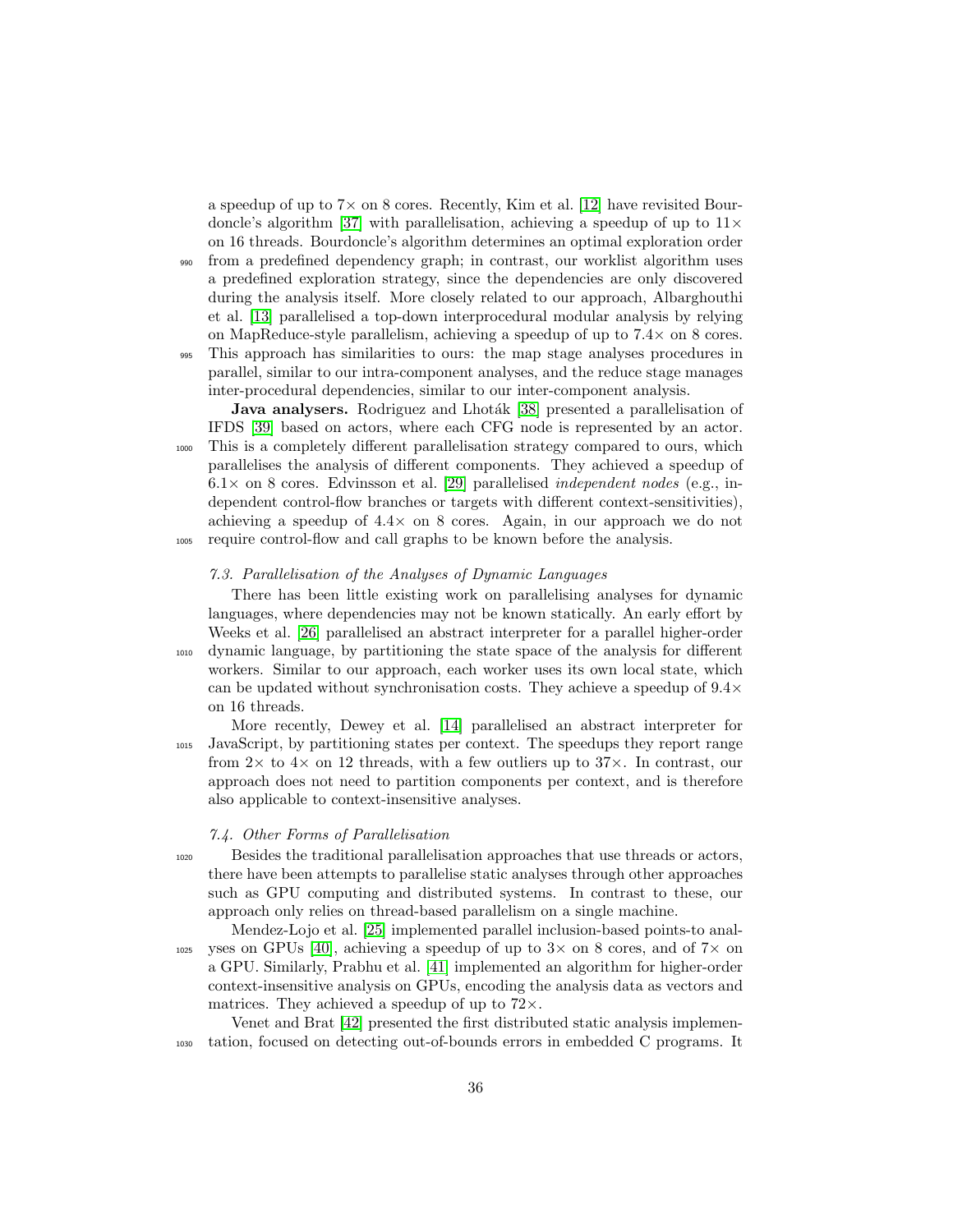a speedup of up to 7× on 8 cores. Recently, Kim et al. [12] have revisited Bourdoncle's algorithm [37] with parallelisation, achieving a speedup of up to 11× on 16 threads. Bourdoncle's algorithm determines an optimal exploration order from a predefined dependency graph; in contrast, our worklist algorithm uses a predefined exploration strategy, since the dependencies are only discovered during the analysis itself. More closely related to our approach, Albarghouthi et al. [13] parallelised a top-down interprocedural modular analysis by relying on MapReduce-style parallelism, achieving a speedup of up to 7.4× on 8 cores. This approach has similarities to ours: the map stage analyses procedures in parallel, similar to our intra-component analyses, and the reduce stage manages inter-procedural dependencies, similar to our inter-component analysis.

**Java analysers.** Rodriguez and Lhoták [38] presented a parallelisation of IFDS [39] based on actors, where each CFG node is represented by an actor. This is a completely different parallelisation strategy compared to ours, which parallelises the analysis of different components. They achieved a speedup of 6.1× on 8 cores. Edvinsson et al. [29] parallelised *independent nodes* (e.g., independent control-flow branches or targets with different context-sensitivities), achieving a speedup of 4.4× on 8 cores. Again, in our approach we do not require control-flow and call graphs to be known before the analysis.

### *7.3. Parallelisation of the Analyses of Dynamic Languages*

There has been little existing work on parallelising analyses for dynamic languages, where dependencies may not be known statically. An early effort by Weeks et al. [26] parallelised an abstract interpreter for a parallel higher-order dynamic language, by partitioning the state space of the analysis for different workers. Similar to our approach, each worker uses its own local state, which can be updated without synchronisation costs. They achieve a speedup of 9.4× on 16 threads.

More recently, Dewey et al. [14] parallelised an abstract interpreter for JavaScript, by partitioning states per context. The speedups they report range from 2× to 4× on 12 threads, with a few outliers up to 37×. In contrast, our approach does not need to partition components per context, and is therefore also applicable to context-insensitive analyses.

### *7.4. Other Forms of Parallelisation*

Besides the traditional parallelisation approaches that use threads or actors, there have been attempts to parallelise static analyses through other approaches such as GPU computing and distributed systems. In contrast to these, our approach only relies on thread-based parallelism on a single machine.

Mendez-Lojo et al. [25] implemented parallel inclusion-based points-to analyses on GPUs [40], achieving a speedup of up to 3× on 8 cores, and of 7× on a GPU. Similarly, Prabhu et al. [41] implemented an algorithm for higher-order context-insensitive analysis on GPUs, encoding the analysis data as vectors and matrices. They achieved a speedup of up to 72×.

Venet and Brat [42] presented the first distributed static analysis implementation, focused on detecting out-of-bounds errors in embedded C programs. It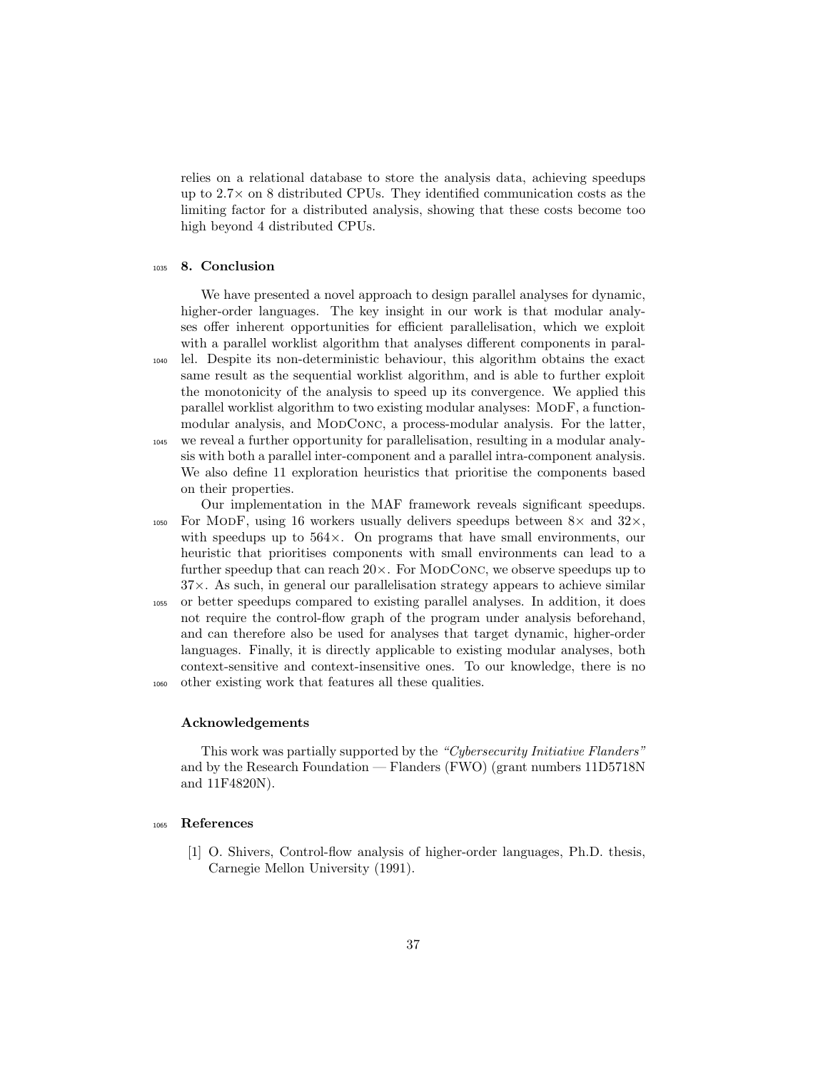relies on a relational database to store the analysis data, achieving speedups up to 2.7× on 8 distributed CPUs. They identified communication costs as the limiting factor for a distributed analysis, showing that these costs become too high beyond 4 distributed CPUs.

## 8. Conclusion

We have presented a novel approach to design parallel analyses for dynamic, higher-order languages. The key insight in our work is that modular analyses offer inherent opportunities for efficient parallelisation, which we exploit with a parallel worklist algorithm that analyses different components in parallel. Despite its non-deterministic behaviour, this algorithm obtains the exact same result as the sequential worklist algorithm, and is able to further exploit the monotonicity of the analysis to speed up its convergence. We applied this parallel worklist algorithm to two existing modular analyses: ModF, a function-modular analysis, and ModConc, a process-modular analysis. For the latter, we reveal a further opportunity for parallelisation, resulting in a modular analysis with both a parallel inter-component and a parallel intra-component analysis. We also define 11 exploration heuristics that prioritise the components based on their properties.

Our implementation in the MAF framework reveals significant speedups. For ModF, using 16 workers usually delivers speedups between 8× and 32×, with speedups up to 564×. On programs that have small environments, our heuristic that prioritises components with small environments can lead to a further speedup that can reach 20×. For ModConc, we observe speedups up to 37×. As such, in general our parallelisation strategy appears to achieve similar or better speedups compared to existing parallel analyses. In addition, it does not require the control-flow graph of the program under analysis beforehand, and can therefore also be used for analyses that target dynamic, higher-order languages. Finally, it is directly applicable to existing modular analyses, both context-sensitive and context-insensitive ones. To our knowledge, there is no other existing work that features all these qualities.

## Acknowledgements

This work was partially supported by the *"Cybersecurity Initiative Flanders"* and by the Research Foundation — Flanders (FWO) (grant numbers 11D5718N and 11F4820N).

## References

[1] O. Shivers, Control-flow analysis of higher-order languages, Ph.D. thesis, Carnegie Mellon University (1991).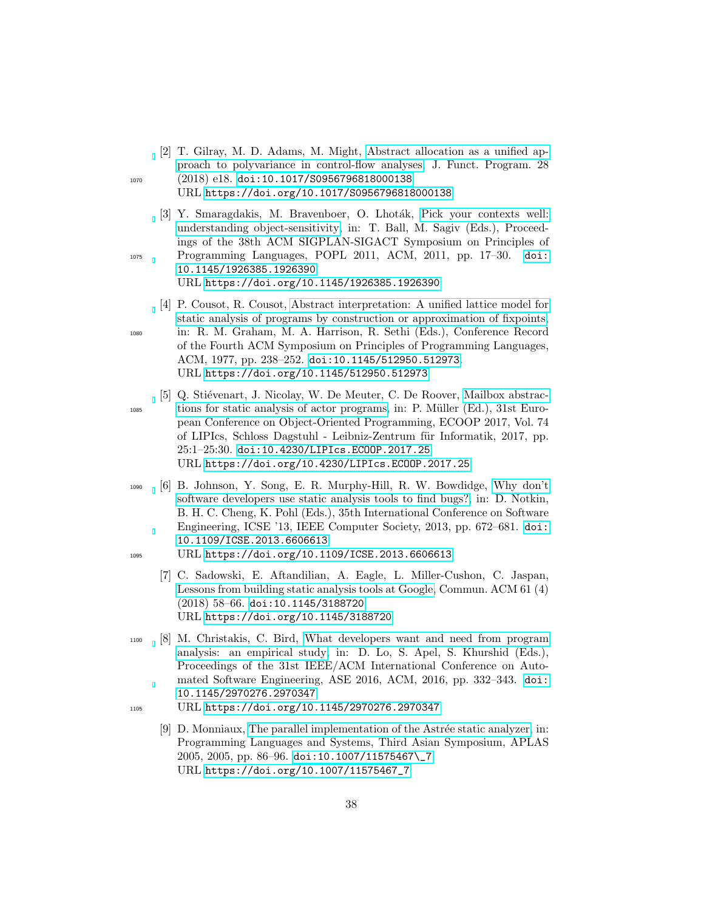[2] T. Gilray, M. D. Adams, M. Might, Abstract allocation as a unified approach to polyvariance in control-flow analyses, J. Funct. Program. 28 (2018) e18. doi:10.1017/S0956796818000138.
URL https://doi.org/10.1017/S0956796818000138

[3] Y. Smaragdakis, M. Bravenboer, O. Lhoták, Pick your contexts well: understanding object-sensitivity, in: T. Ball, M. Sagiv (Eds.), Proceedings of the 38th ACM SIGPLAN-SIGACT Symposium on Principles of Programming Languages, POPL 2011, ACM, 2011, pp. 17–30. doi:10.1145/1926385.1926390.
URL https://doi.org/10.1145/1926385.1926390

[4] P. Cousot, R. Cousot, Abstract interpretation: A unified lattice model for static analysis of programs by construction or approximation of fixpoints, in: R. M. Graham, M. A. Harrison, R. Sethi (Eds.), Conference Record of the Fourth ACM Symposium on Principles of Programming Languages, ACM, 1977, pp. 238–252. doi:10.1145/512950.512973.
URL https://doi.org/10.1145/512950.512973

[5] Q. Stiévenart, J. Nicolay, W. De Meuter, C. De Roover, Mailbox abstractions for static analysis of actor programs, in: P. Müller (Ed.), 31st European Conference on Object-Oriented Programming, ECOOP 2017, Vol. 74 of LIPIcs, Schloss Dagstuhl - Leibniz-Zentrum für Informatik, 2017, pp. 25:1–25:30. doi:10.4230/LIPIcs.ECOOP.2017.25.
URL https://doi.org/10.4230/LIPIcs.ECOOP.2017.25

[6] B. Johnson, Y. Song, E. R. Murphy-Hill, R. W. Bowdidge, Why don't software developers use static analysis tools to find bugs?, in: D. Notkin, B. H. C. Cheng, K. Pohl (Eds.), 35th International Conference on Software Engineering, ICSE '13, IEEE Computer Society, 2013, pp. 672–681. doi:10.1109/ICSE.2013.6606613.
URL https://doi.org/10.1109/ICSE.2013.6606613

[7] C. Sadowski, E. Aftandilian, A. Eagle, L. Miller-Cushon, C. Jaspan, Lessons from building static analysis tools at Google, Commun. ACM 61 (4) (2018) 58–66. doi:10.1145/3188720.
URL https://doi.org/10.1145/3188720

[8] M. Christakis, C. Bird, What developers want and need from program analysis: an empirical study, in: D. Lo, S. Apel, S. Khurshid (Eds.), Proceedings of the 31st IEEE/ACM International Conference on Automated Software Engineering, ASE 2016, ACM, 2016, pp. 332–343. doi:10.1145/2970276.2970347.
URL https://doi.org/10.1145/2970276.2970347

[9] D. Monniaux, The parallel implementation of the Astrée static analyzer, in: Programming Languages and Systems, Third Asian Symposium, APLAS 2005, 2005, pp. 86–96. doi:10.1007/11575467_7.
URL https://doi.org/10.1007/11575467_7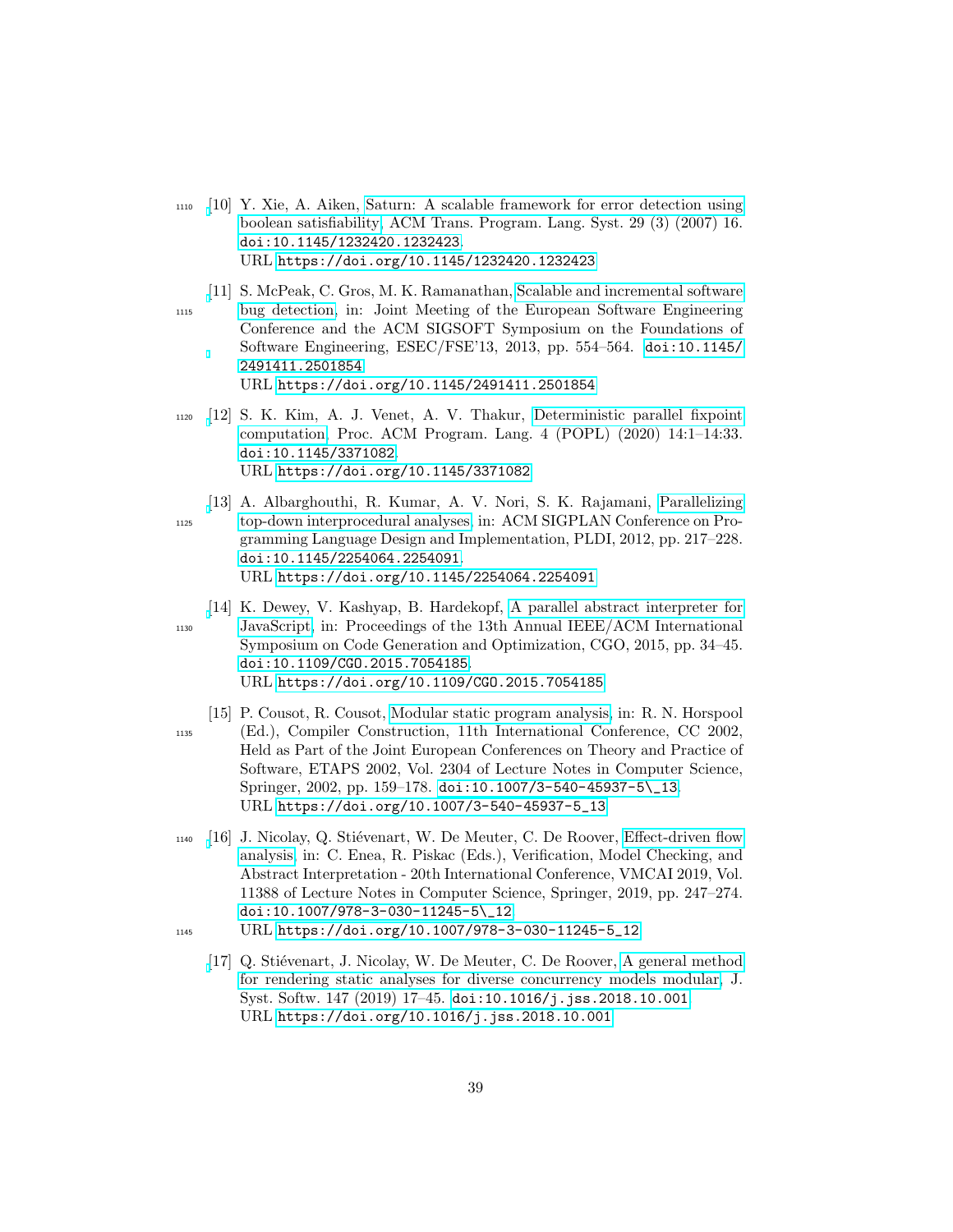[10] Y. Xie, A. Aiken, Saturn: A scalable framework for error detection using boolean satisfiability, ACM Trans. Program. Lang. Syst. 29 (3) (2007) 16. doi:10.1145/1232420.1232423.
URL https://doi.org/10.1145/1232420.1232423

[11] S. McPeak, C. Gros, M. K. Ramanathan, Scalable and incremental software bug detection, in: Joint Meeting of the European Software Engineering Conference and the ACM SIGSOFT Symposium on the Foundations of Software Engineering, ESEC/FSE'13, 2013, pp. 554–564. doi:10.1145/2491411.2501854.
URL https://doi.org/10.1145/2491411.2501854

[12] S. K. Kim, A. J. Venet, A. V. Thakur, Deterministic parallel fixpoint computation, Proc. ACM Program. Lang. 4 (POPL) (2020) 14:1–14:33. doi:10.1145/3371082.
URL https://doi.org/10.1145/3371082

[13] A. Albarghouthi, R. Kumar, A. V. Nori, S. K. Rajamani, Parallelizing top-down interprocedural analyses, in: ACM SIGPLAN Conference on Programming Language Design and Implementation, PLDI, 2012, pp. 217–228. doi:10.1145/2254064.2254091.
URL https://doi.org/10.1145/2254064.2254091

[14] K. Dewey, V. Kashyap, B. Hardekopf, A parallel abstract interpreter for JavaScript, in: Proceedings of the 13th Annual IEEE/ACM International Symposium on Code Generation and Optimization, CGO, 2015, pp. 34–45. doi:10.1109/CGO.2015.7054185.
URL https://doi.org/10.1109/CGO.2015.7054185

[15] P. Cousot, R. Cousot, Modular static program analysis, in: R. N. Horspool (Ed.), Compiler Construction, 11th International Conference, CC 2002, Held as Part of the Joint European Conferences on Theory and Practice of Software, ETAPS 2002, Vol. 2304 of Lecture Notes in Computer Science, Springer, 2002, pp. 159–178. doi:10.1007/3-540-45937-5\_13.
URL https://doi.org/10.1007/3-540-45937-5_13

[16] J. Nicolay, Q. Stiévenart, W. De Meuter, C. De Roover, Effect-driven flow analysis, in: C. Enea, R. Piskac (Eds.), Verification, Model Checking, and Abstract Interpretation - 20th International Conference, VMCAI 2019, Vol. 11388 of Lecture Notes in Computer Science, Springer, 2019, pp. 247–274. doi:10.1007/978-3-030-11245-5\_12.
URL https://doi.org/10.1007/978-3-030-11245-5_12

[17] Q. Stiévenart, J. Nicolay, W. De Meuter, C. De Roover, A general method for rendering static analyses for diverse concurrency models modular, J. Syst. Softw. 147 (2019) 17–45. doi:10.1016/j.jss.2018.10.001.
URL https://doi.org/10.1016/j.jss.2018.10.001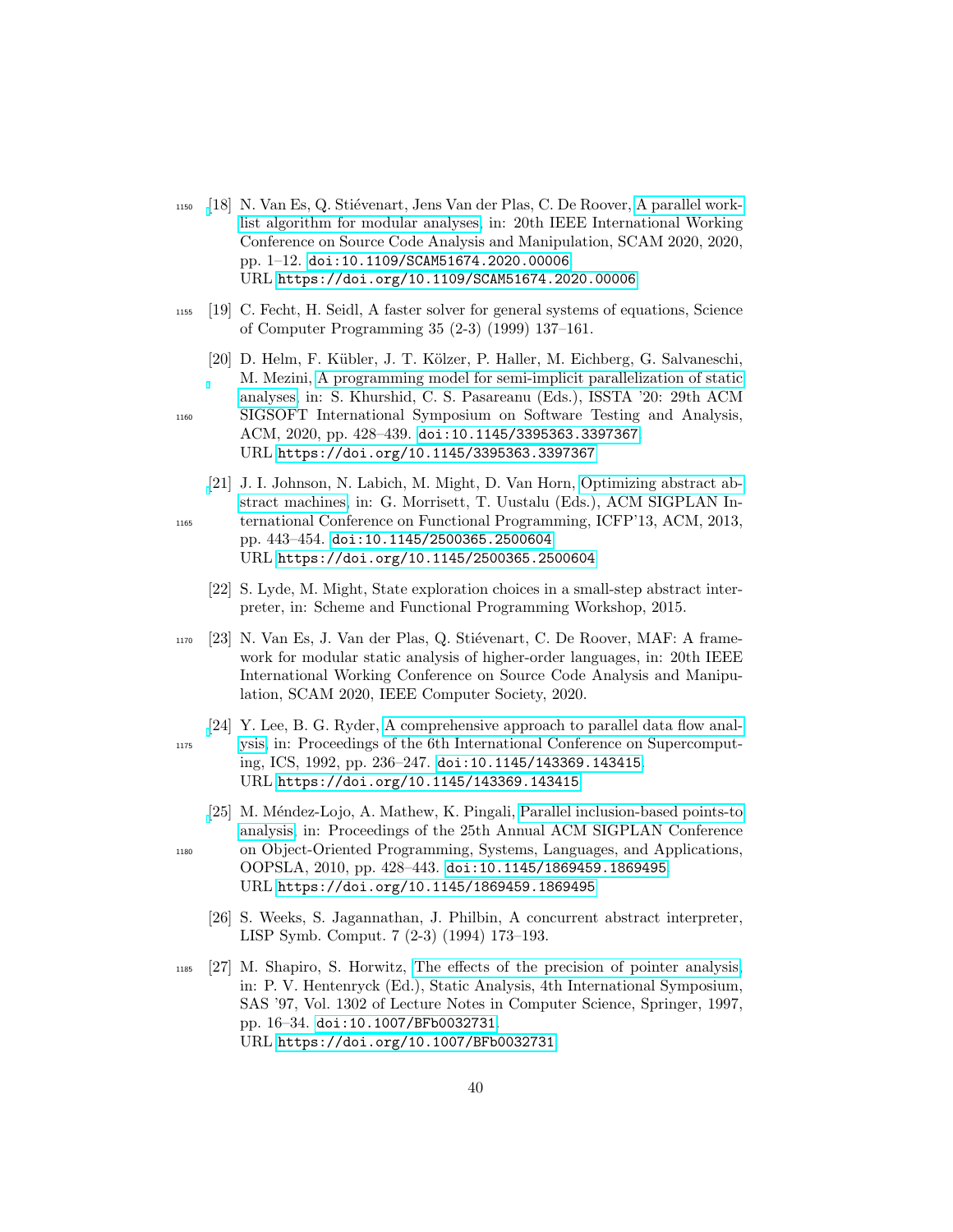[18] N. Van Es, Q. Stiévenart, Jens Van der Plas, C. De Roover, A parallel worklist algorithm for modular analyses, in: 20th IEEE International Working Conference on Source Code Analysis and Manipulation, SCAM 2020, 2020, pp. 1–12. doi:10.1109/SCAM51674.2020.00006.
URL https://doi.org/10.1109/SCAM51674.2020.00006

[19] C. Fecht, H. Seidl, A faster solver for general systems of equations, Science of Computer Programming 35 (2-3) (1999) 137–161.

[20] D. Helm, F. Kübler, J. T. Kölzer, P. Haller, M. Eichberg, G. Salvaneschi, M. Mezini, A programming model for semi-implicit parallelization of static analyses, in: S. Khurshid, C. S. Pasareanu (Eds.), ISSTA '20: 29th ACM SIGSOFT International Symposium on Software Testing and Analysis, ACM, 2020, pp. 428–439. doi:10.1145/3395363.3397367.
URL https://doi.org/10.1145/3395363.3397367

[21] J. I. Johnson, N. Labich, M. Might, D. Van Horn, Optimizing abstract abstract machines, in: G. Morrisett, T. Uustalu (Eds.), ACM SIGPLAN International Conference on Functional Programming, ICFP'13, ACM, 2013, pp. 443–454. doi:10.1145/2500365.2500604.
URL https://doi.org/10.1145/2500365.2500604

[22] S. Lyde, M. Might, State exploration choices in a small-step abstract interpreter, in: Scheme and Functional Programming Workshop, 2015.

[23] N. Van Es, J. Van der Plas, Q. Stiévenart, C. De Roover, MAF: A framework for modular static analysis of higher-order languages, in: 20th IEEE International Working Conference on Source Code Analysis and Manipulation, SCAM 2020, IEEE Computer Society, 2020.

[24] Y. Lee, B. G. Ryder, A comprehensive approach to parallel data flow analysis, in: Proceedings of the 6th International Conference on Supercomputing, ICS, 1992, pp. 236–247. doi:10.1145/143369.143415.
URL https://doi.org/10.1145/143369.143415

[25] M. Méndez-Lojo, A. Mathew, K. Pingali, Parallel inclusion-based points-to analysis, in: Proceedings of the 25th Annual ACM SIGPLAN Conference on Object-Oriented Programming, Systems, Languages, and Applications, OOPSLA, 2010, pp. 428–443. doi:10.1145/1869459.1869495.
URL https://doi.org/10.1145/1869459.1869495

[26] S. Weeks, S. Jagannathan, J. Philbin, A concurrent abstract interpreter, LISP Symb. Comput. 7 (2-3) (1994) 173–193.

[27] M. Shapiro, S. Horwitz, The effects of the precision of pointer analysis, in: P. V. Hentenryck (Ed.), Static Analysis, 4th International Symposium, SAS '97, Vol. 1302 of Lecture Notes in Computer Science, Springer, 1997, pp. 16–34. doi:10.1007/BFb0032731.
URL https://doi.org/10.1007/BFb0032731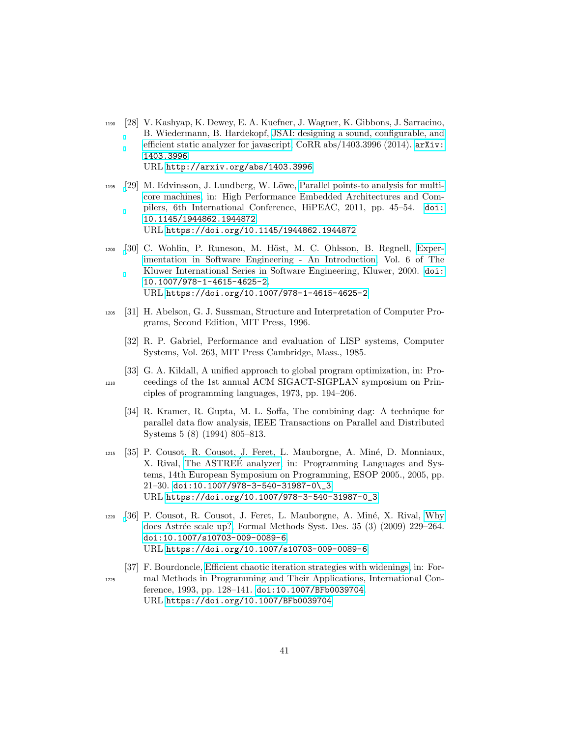[28] V. Kashyap, K. Dewey, E. A. Kuefner, J. Wagner, K. Gibbons, J. Sarracino, B. Wiedermann, B. Hardekopf, JSAI: designing a sound, configurable, and efficient static analyzer for javascript, CoRR abs/1403.3996 (2014). arXiv:1403.3996.
URL http://arxiv.org/abs/1403.3996

[29] M. Edvinsson, J. Lundberg, W. Löwe, Parallel points-to analysis for multi-core machines, in: High Performance Embedded Architectures and Compilers, 6th International Conference, HiPEAC, 2011, pp. 45–54. doi:10.1145/1944862.1944872.
URL https://doi.org/10.1145/1944862.1944872

[30] C. Wohlin, P. Runeson, M. Höst, M. C. Ohlsson, B. Regnell, Experimentation in Software Engineering - An Introduction, Vol. 6 of The Kluwer International Series in Software Engineering, Kluwer, 2000. doi:10.1007/978-1-4615-4625-2.
URL https://doi.org/10.1007/978-1-4615-4625-2

[31] H. Abelson, G. J. Sussman, Structure and Interpretation of Computer Programs, Second Edition, MIT Press, 1996.

[32] R. P. Gabriel, Performance and evaluation of LISP systems, Computer Systems, Vol. 263, MIT Press Cambridge, Mass., 1985.

[33] G. A. Kildall, A unified approach to global program optimization, in: Proceedings of the 1st annual ACM SIGACT-SIGPLAN symposium on Principles of programming languages, 1973, pp. 194–206.

[34] R. Kramer, R. Gupta, M. L. Soffa, The combining dag: A technique for parallel data flow analysis, IEEE Transactions on Parallel and Distributed Systems 5 (8) (1994) 805–813.

[35] P. Cousot, R. Cousot, J. Feret, L. Mauborgne, A. Miné, D. Monniaux, X. Rival, The ASTRÉE analyzer, in: Programming Languages and Systems, 14th European Symposium on Programming, ESOP 2005., 2005, pp. 21–30. doi:10.1007/978-3-540-31987-0_3.
URL https://doi.org/10.1007/978-3-540-31987-0_3

[36] P. Cousot, R. Cousot, J. Feret, L. Mauborgne, A. Miné, X. Rival, Why does Astrée scale up?, Formal Methods Syst. Des. 35 (3) (2009) 229–264. doi:10.1007/s10703-009-0089-6.
URL https://doi.org/10.1007/s10703-009-0089-6

[37] F. Bourdoncle, Efficient chaotic iteration strategies with widenings, in: Formal Methods in Programming and Their Applications, International Conference, 1993, pp. 128–141. doi:10.1007/BFb0039704.
URL https://doi.org/10.1007/BFb0039704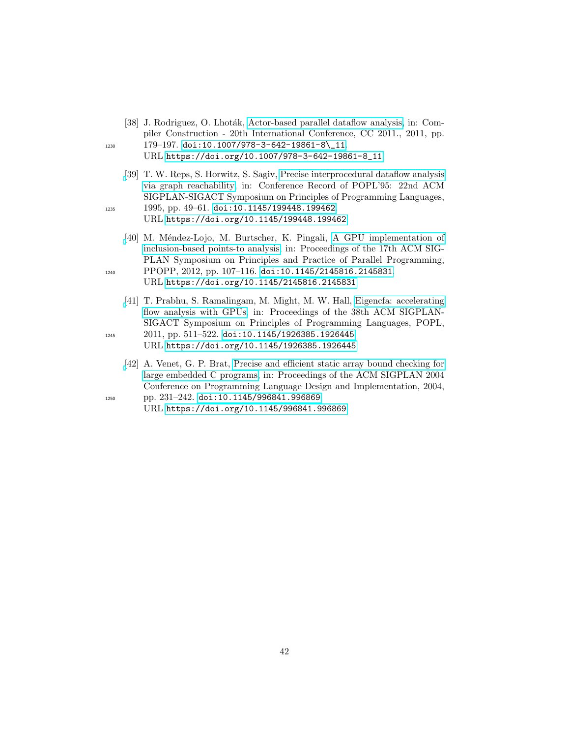[38] J. Rodriguez, O. Lhoták, Actor-based parallel dataflow analysis, in: Compiler Construction - 20th International Conference, CC 2011., 2011, pp. 179–197. doi:10.1007/978-3-642-19861-8\_11.
URL https://doi.org/10.1007/978-3-642-19861-8_11

[39] T. W. Reps, S. Horwitz, S. Sagiv, Precise interprocedural dataflow analysis via graph reachability, in: Conference Record of POPL'95: 22nd ACM SIGPLAN-SIGACT Symposium on Principles of Programming Languages, 1995, pp. 49–61. doi:10.1145/199448.199462.
URL https://doi.org/10.1145/199448.199462

[40] M. Méndez-Lojo, M. Burtscher, K. Pingali, A GPU implementation of inclusion-based points-to analysis, in: Proceedings of the 17th ACM SIGPLAN Symposium on Principles and Practice of Parallel Programming, PPOPP, 2012, pp. 107–116. doi:10.1145/2145816.2145831.
URL https://doi.org/10.1145/2145816.2145831

[41] T. Prabhu, S. Ramalingam, M. Might, M. W. Hall, Eigencfa: accelerating flow analysis with GPUs, in: Proceedings of the 38th ACM SIGPLAN-SIGACT Symposium on Principles of Programming Languages, POPL, 2011, pp. 511–522. doi:10.1145/1926385.1926445.
URL https://doi.org/10.1145/1926385.1926445

[42] A. Venet, G. P. Brat, Precise and efficient static array bound checking for large embedded C programs, in: Proceedings of the ACM SIGPLAN 2004 Conference on Programming Language Design and Implementation, 2004, pp. 231–242. doi:10.1145/996841.996869.
URL https://doi.org/10.1145/996841.996869